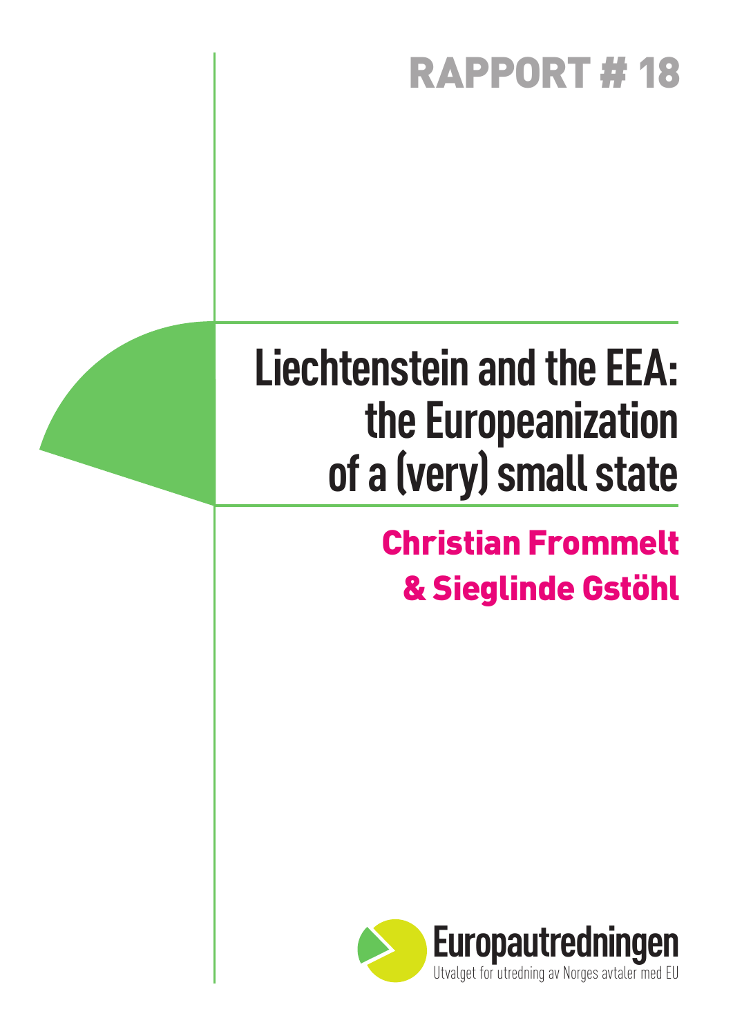RAPPORT # 18

# Liechtenstein and the EEA: the Europeanization of a (very) small state

**Christian Frommelt & Sieglinde Gstöhl**

Europautredningen

Utvalget for utredning av Norges avtaler med EU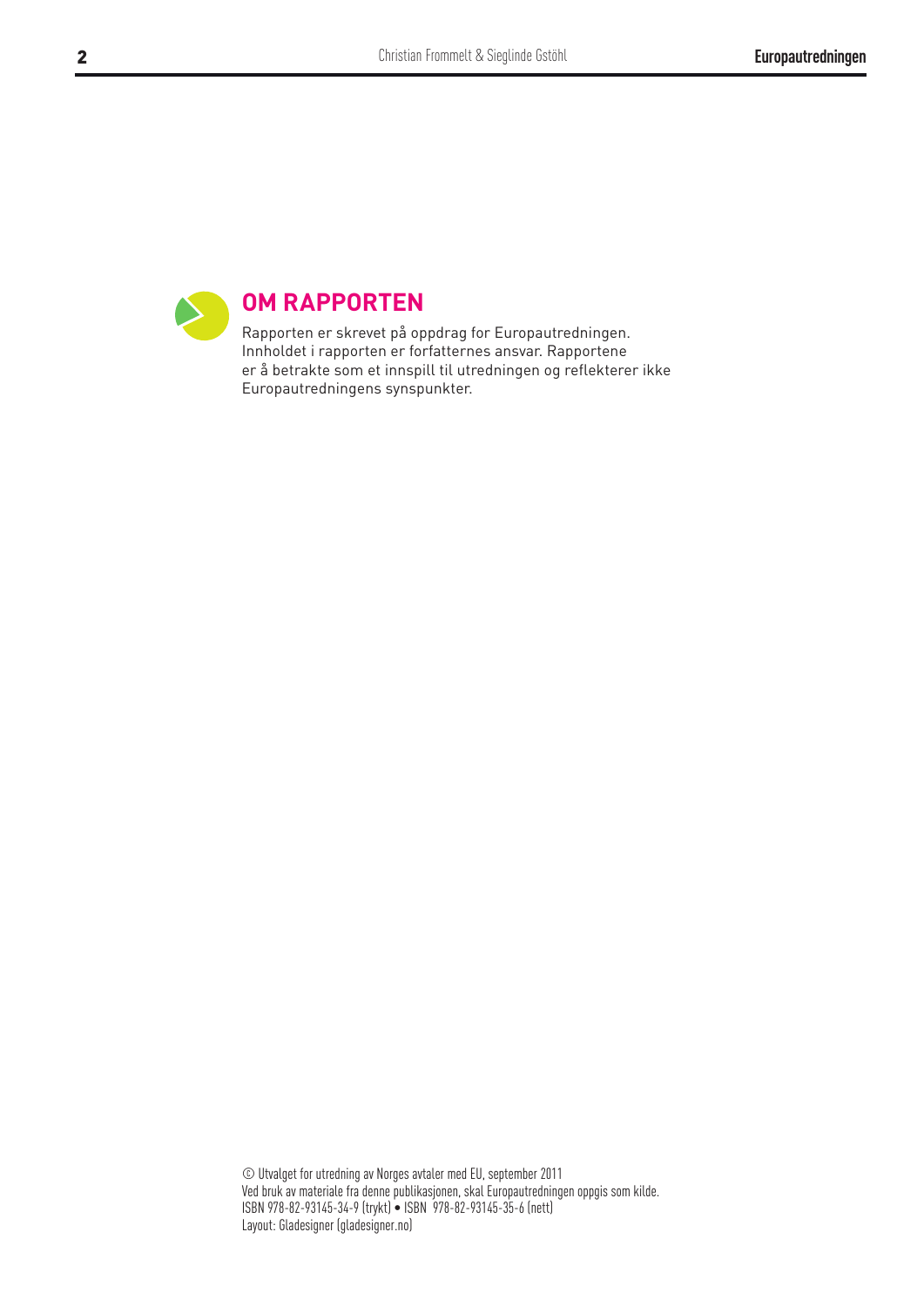## OM RAPPORTEN

Rapporten er skrevet på oppdrag for Europautredningen. Innholdet i rapporten er forfatternes ansvar. Rapportene er å betrakte som et innspill til utredningen og reflekterer ikke Europautredningens synspunkter.

© Utvalget for utredning av Norges avtaler med EU, september 2011
Ved bruk av materiale fra denne publikasjonen, skal Europautredningen oppgis som kilde.
ISBN 978-82-93145-34-9 (trykt) • ISBN 978-82-93145-35-6 (nett)
Layout: Gladesigner (gladesigner.no)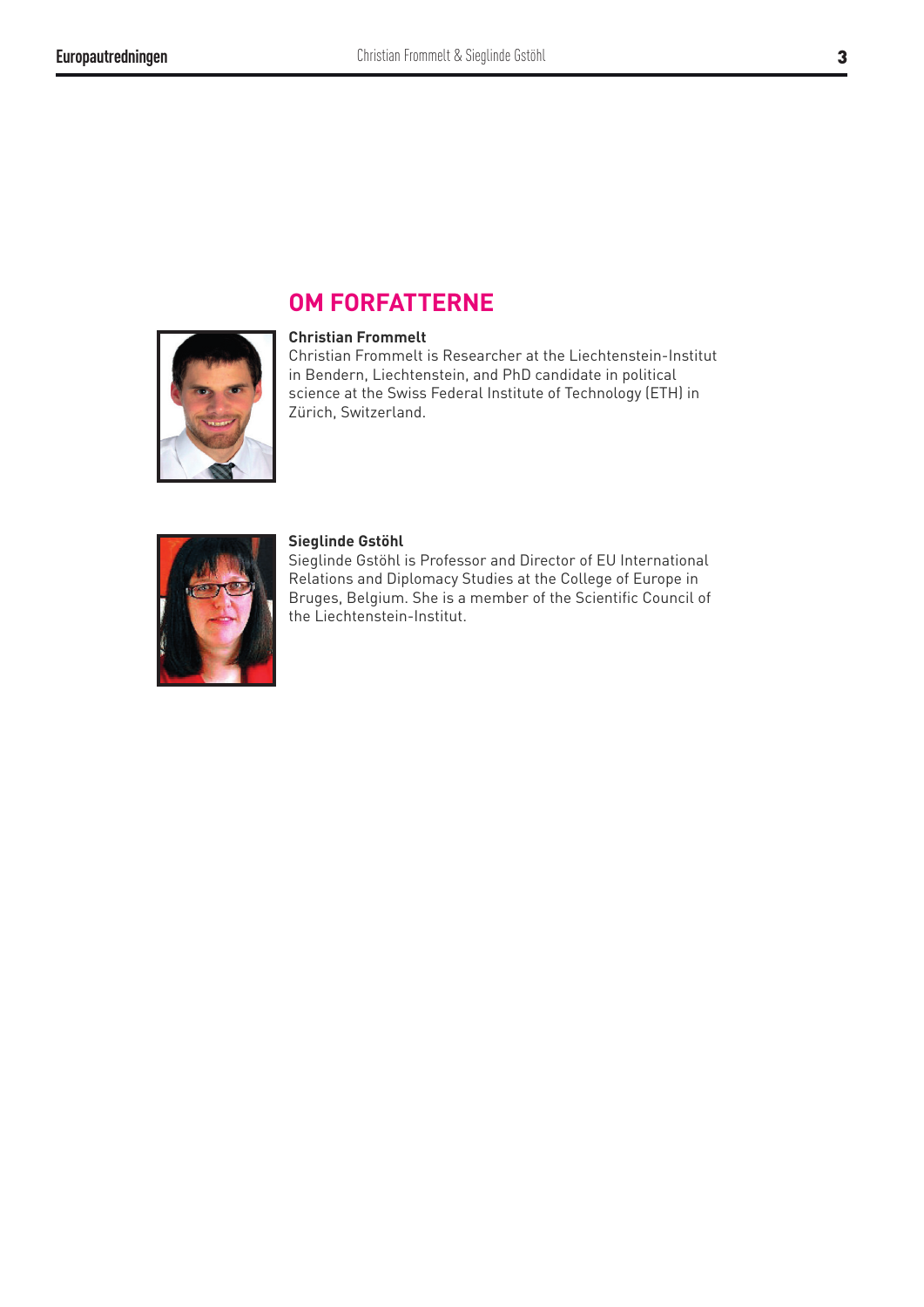## OM FORFATTERNE

**Christian Frommelt**
Christian Frommelt is Researcher at the Liechtenstein-Institut in Bendern, Liechtenstein, and PhD candidate in political science at the Swiss Federal Institute of Technology (ETH) in Zürich, Switzerland.

**Sieglinde Gstöhl**
Sieglinde Gstöhl is Professor and Director of EU International Relations and Diplomacy Studies at the College of Europe in Bruges, Belgium. She is a member of the Scientific Council of the Liechtenstein-Institut.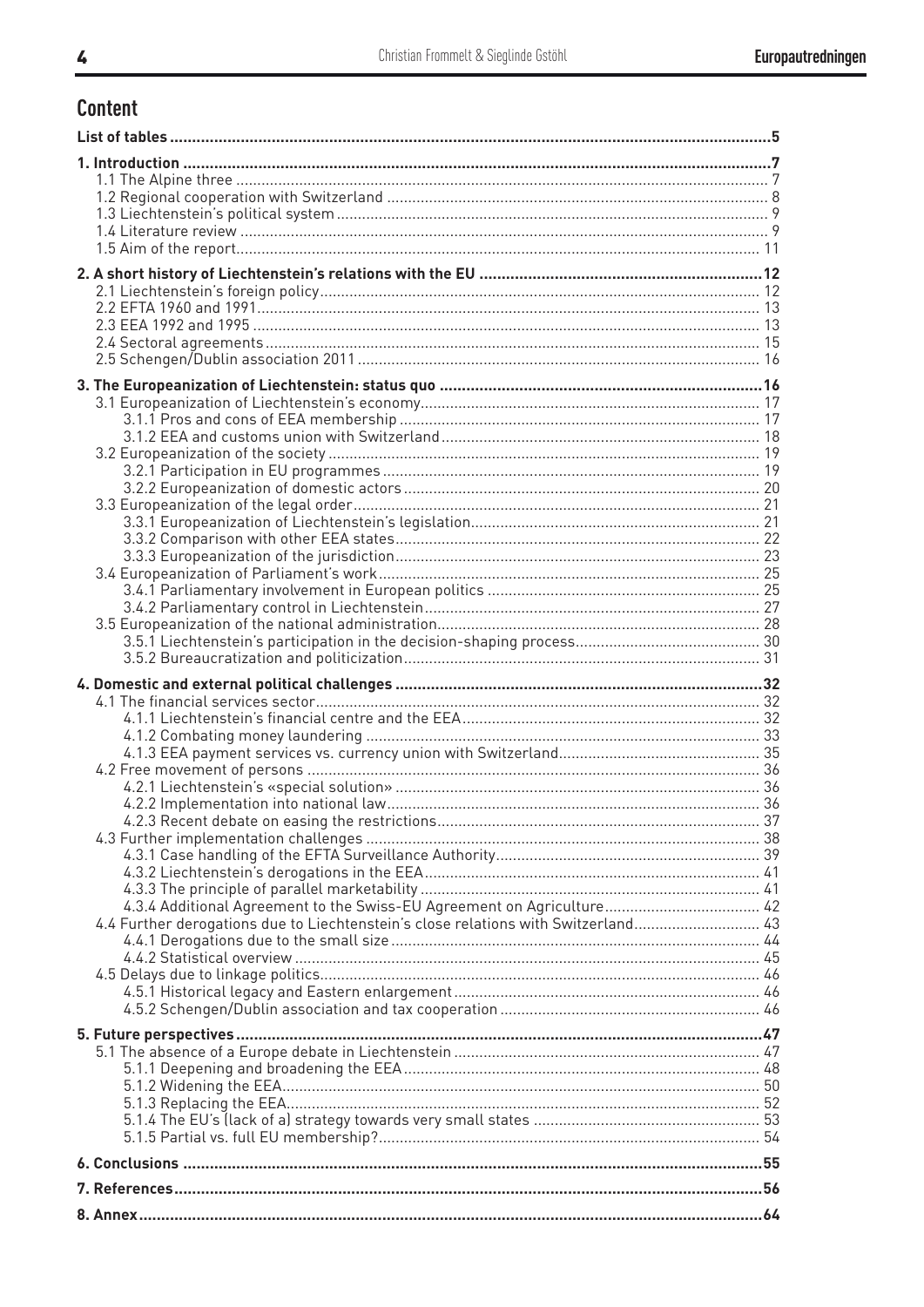## Content

- **List of tables** 5
- **1. Introduction** 7
  - 1.1 The Alpine three 7
  - 1.2 Regional cooperation with Switzerland 8
  - 1.3 Liechtenstein's political system 9
  - 1.4 Literature review 9
  - 1.5 Aim of the report 11
- **2. A short history of Liechtenstein's relations with the EU** 12
  - 2.1 Liechtenstein's foreign policy 12
  - 2.2 EFTA 1960 and 1991 13
  - 2.3 EEA 1992 and 1995 13
  - 2.4 Sectoral agreements 15
  - 2.5 Schengen/Dublin association 2011 16
- **3. The Europeanization of Liechtenstein: status quo** 16
  - 3.1 Europeanization of Liechtenstein's economy 17
    - 3.1.1 Pros and cons of EEA membership 17
    - 3.1.2 EEA and customs union with Switzerland 18
  - 3.2 Europeanization of the society 19
    - 3.2.1 Participation in EU programmes 19
    - 3.2.2 Europeanization of domestic actors 20
  - 3.3 Europeanization of the legal order 21
    - 3.3.1 Europeanization of Liechtenstein's legislation 21
    - 3.3.2 Comparison with other EEA states 22
    - 3.3.3 Europeanization of the jurisdiction 23
  - 3.4 Europeanization of Parliament's work 25
    - 3.4.1 Parliamentary involvement in European politics 25
    - 3.4.2 Parliamentary control in Liechtenstein 27
  - 3.5 Europeanization of the national administration 28
    - 3.5.1 Liechtenstein's participation in the decision-shaping process 30
    - 3.5.2 Bureaucratization and politicization 31
- **4. Domestic and external political challenges** 32
  - 4.1 The financial services sector 32
    - 4.1.1 Liechtenstein's financial centre and the EEA 32
    - 4.1.2 Combating money laundering 33
    - 4.1.3 EEA payment services vs. currency union with Switzerland 35
  - 4.2 Free movement of persons 36
    - 4.2.1 Liechtenstein's «special solution» 36
    - 4.2.2 Implementation into national law 36
    - 4.2.3 Recent debate on easing the restrictions 37
  - 4.3 Further implementation challenges 38
    - 4.3.1 Case handling of the EFTA Surveillance Authority 39
    - 4.3.2 Liechtenstein's derogations in the EEA 41
    - 4.3.3 The principle of parallel marketability 41
    - 4.3.4 Additional Agreement to the Swiss-EU Agreement on Agriculture 42
  - 4.4 Further derogations due to Liechtenstein's close relations with Switzerland 43
    - 4.4.1 Derogations due to the small size 44
    - 4.4.2 Statistical overview 45
  - 4.5 Delays due to linkage politics 46
    - 4.5.1 Historical legacy and Eastern enlargement 46
    - 4.5.2 Schengen/Dublin association and tax cooperation 46
- **5. Future perspectives** 47
  - 5.1 The absence of a Europe debate in Liechtenstein 47
    - 5.1.1 Deepening and broadening the EEA 48
    - 5.1.2 Widening the EEA 50
    - 5.1.3 Replacing the EEA 52
    - 5.1.4 The EU's (lack of a) strategy towards very small states 53
    - 5.1.5 Partial vs. full EU membership? 54
- **6. Conclusions** 55
- **7. References** 56
- **8. Annex** 64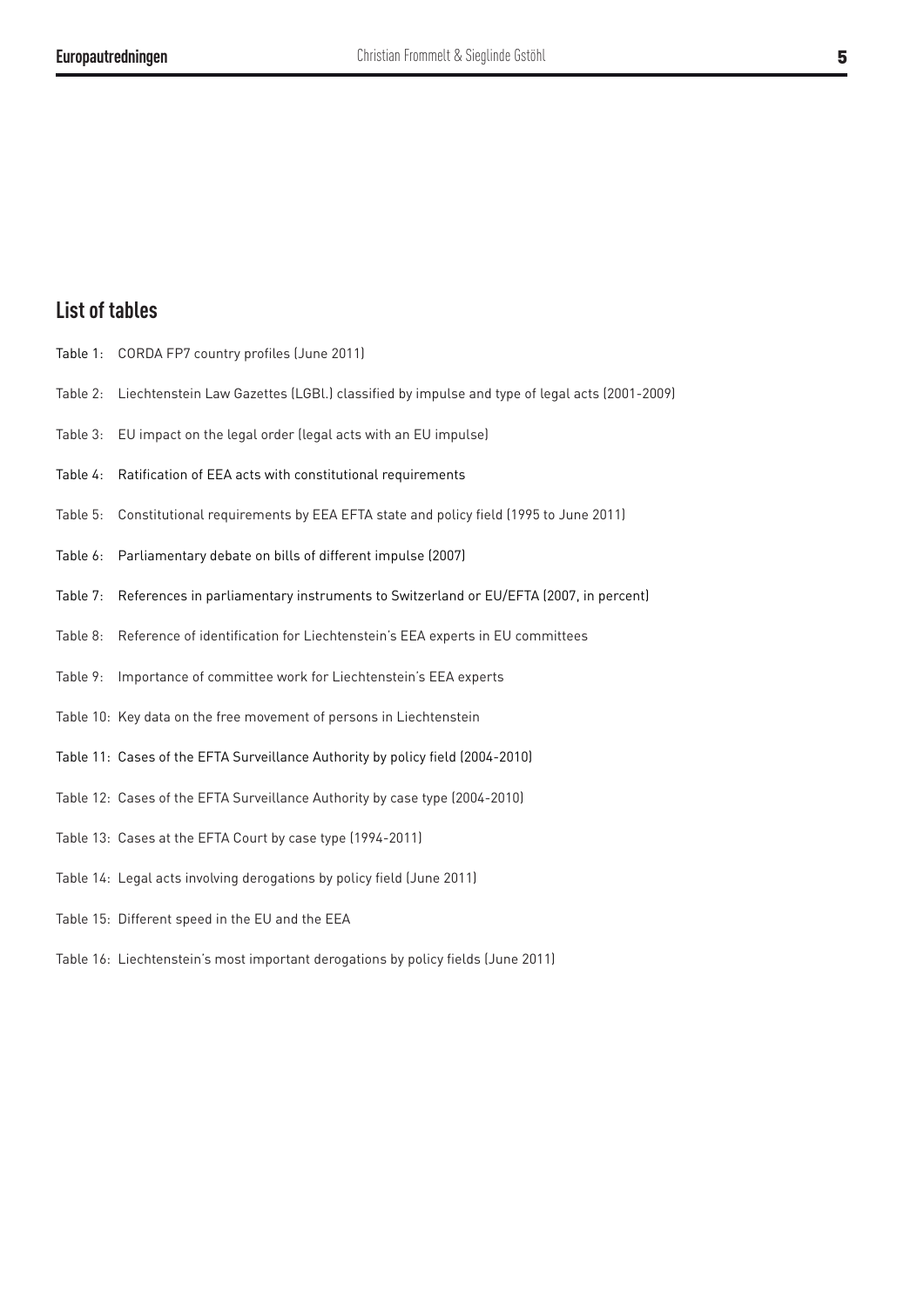## List of tables

Table 1: CORDA FP7 country profiles (June 2011)

Table 2: Liechtenstein Law Gazettes (LGBl.) classified by impulse and type of legal acts (2001-2009)

Table 3: EU impact on the legal order (legal acts with an EU impulse)

Table 4: Ratification of EEA acts with constitutional requirements

Table 5: Constitutional requirements by EEA EFTA state and policy field (1995 to June 2011)

Table 6: Parliamentary debate on bills of different impulse (2007)

Table 7: References in parliamentary instruments to Switzerland or EU/EFTA (2007, in percent)

Table 8: Reference of identification for Liechtenstein's EEA experts in EU committees

Table 9: Importance of committee work for Liechtenstein's EEA experts

Table 10: Key data on the free movement of persons in Liechtenstein

Table 11: Cases of the EFTA Surveillance Authority by policy field (2004-2010)

Table 12: Cases of the EFTA Surveillance Authority by case type (2004-2010)

Table 13: Cases at the EFTA Court by case type (1994-2011)

Table 14: Legal acts involving derogations by policy field (June 2011)

Table 15: Different speed in the EU and the EEA

Table 16: Liechtenstein's most important derogations by policy fields (June 2011)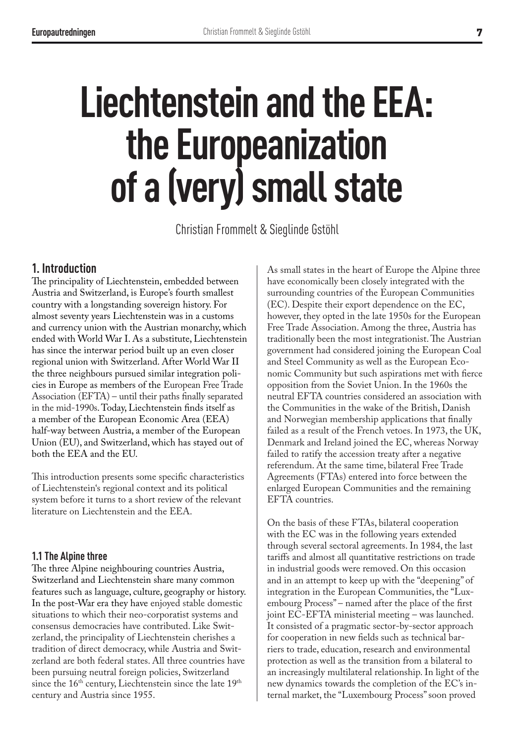# Liechtenstein and the EEA: the Europeanization of a (very) small state

Christian Frommelt & Sieglinde Gstöhl

## 1. Introduction

The principality of Liechtenstein, embedded between Austria and Switzerland, is Europe's fourth smallest country with a longstanding sovereign history. For almost seventy years Liechtenstein was in a customs and currency union with the Austrian monarchy, which ended with World War I. As a substitute, Liechtenstein has since the interwar period built up an even closer regional union with Switzerland. After World War II the three neighbours pursued similar integration policies in Europe as members of the European Free Trade Association (EFTA) – until their paths finally separated in the mid-1990s. Today, Liechtenstein finds itself as a member of the European Economic Area (EEA) half-way between Austria, a member of the European Union (EU), and Switzerland, which has stayed out of both the EEA and the EU.

This introduction presents some specific characteristics of Liechtenstein's regional context and its political system before it turns to a short review of the relevant literature on Liechtenstein and the EEA.

### 1.1 The Alpine three

The three Alpine neighbouring countries Austria, Switzerland and Liechtenstein share many common features such as language, culture, geography or history. In the post-War era they have enjoyed stable domestic situations to which their neo-corporatist systems and consensus democracies have contributed. Like Switzerland, the principality of Liechtenstein cherishes a tradition of direct democracy, while Austria and Switzerland are both federal states. All three countries have been pursuing neutral foreign policies, Switzerland since the 16th century, Liechtenstein since the late 19th century and Austria since 1955.

As small states in the heart of Europe the Alpine three have economically been closely integrated with the surrounding countries of the European Communities (EC). Despite their export dependence on the EC, however, they opted in the late 1950s for the European Free Trade Association. Among the three, Austria has traditionally been the most integrationist. The Austrian government had considered joining the European Coal and Steel Community as well as the European Economic Community but such aspirations met with fierce opposition from the Soviet Union. In the 1960s the neutral EFTA countries considered an association with the Communities in the wake of the British, Danish and Norwegian membership applications that finally failed as a result of the French vetoes. In 1973, the UK, Denmark and Ireland joined the EC, whereas Norway failed to ratify the accession treaty after a negative referendum. At the same time, bilateral Free Trade Agreements (FTAs) entered into force between the enlarged European Communities and the remaining EFTA countries.

On the basis of these FTAs, bilateral cooperation with the EC was in the following years extended through several sectoral agreements. In 1984, the last tariffs and almost all quantitative restrictions on trade in industrial goods were removed. On this occasion and in an attempt to keep up with the "deepening" of integration in the European Communities, the "Luxembourg Process" – named after the place of the first joint EC-EFTA ministerial meeting – was launched. It consisted of a pragmatic sector-by-sector approach for cooperation in new fields such as technical barriers to trade, education, research and environmental protection as well as the transition from a bilateral to an increasingly multilateral relationship. In light of the new dynamics towards the completion of the EC's internal market, the "Luxembourg Process" soon proved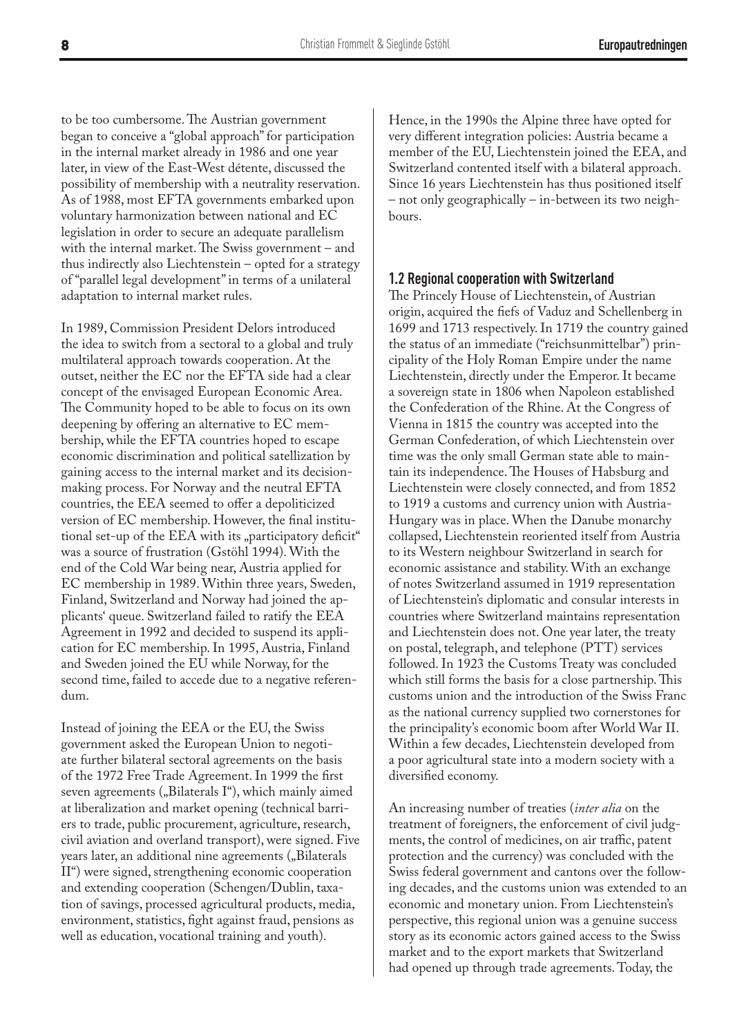to be too cumbersome. The Austrian government began to conceive a "global approach" for participation in the internal market already in 1986 and one year later, in view of the East-West détente, discussed the possibility of membership with a neutrality reservation. As of 1988, most EFTA governments embarked upon voluntary harmonization between national and EC legislation in order to secure an adequate parallelism with the internal market. The Swiss government – and thus indirectly also Liechtenstein – opted for a strategy of "parallel legal development" in terms of a unilateral adaptation to internal market rules.

In 1989, Commission President Delors introduced the idea to switch from a sectoral to a global and truly multilateral approach towards cooperation. At the outset, neither the EC nor the EFTA side had a clear concept of the envisaged European Economic Area. The Community hoped to be able to focus on its own deepening by offering an alternative to EC membership, while the EFTA countries hoped to escape economic discrimination and political satellization by gaining access to the internal market and its decision-making process. For Norway and the neutral EFTA countries, the EEA seemed to offer a depoliticized version of EC membership. However, the final institutional set-up of the EEA with its „participatory deficit" was a source of frustration (Gstöhl 1994). With the end of the Cold War being near, Austria applied for EC membership in 1989. Within three years, Sweden, Finland, Switzerland and Norway had joined the applicants' queue. Switzerland failed to ratify the EEA Agreement in 1992 and decided to suspend its application for EC membership. In 1995, Austria, Finland and Sweden joined the EU while Norway, for the second time, failed to accede due to a negative referendum.

Instead of joining the EEA or the EU, the Swiss government asked the European Union to negotiate further bilateral sectoral agreements on the basis of the 1972 Free Trade Agreement. In 1999 the first seven agreements („Bilaterals I"), which mainly aimed at liberalization and market opening (technical barriers to trade, public procurement, agriculture, research, civil aviation and overland transport), were signed. Five years later, an additional nine agreements („Bilaterals II") were signed, strengthening economic cooperation and extending cooperation (Schengen/Dublin, taxation of savings, processed agricultural products, media, environment, statistics, fight against fraud, pensions as well as education, vocational training and youth).

Hence, in the 1990s the Alpine three have opted for very different integration policies: Austria became a member of the EU, Liechtenstein joined the EEA, and Switzerland contented itself with a bilateral approach. Since 16 years Liechtenstein has thus positioned itself – not only geographically – in-between its two neighbours.

### 1.2 Regional cooperation with Switzerland

The Princely House of Liechtenstein, of Austrian origin, acquired the fiefs of Vaduz and Schellenberg in 1699 and 1713 respectively. In 1719 the country gained the status of an immediate ("reichsunmittelbar") principality of the Holy Roman Empire under the name Liechtenstein, directly under the Emperor. It became a sovereign state in 1806 when Napoleon established the Confederation of the Rhine. At the Congress of Vienna in 1815 the country was accepted into the German Confederation, of which Liechtenstein over time was the only small German state able to maintain its independence. The Houses of Habsburg and Liechtenstein were closely connected, and from 1852 to 1919 a customs and currency union with Austria-Hungary was in place. When the Danube monarchy collapsed, Liechtenstein reoriented itself from Austria to its Western neighbour Switzerland in search for economic assistance and stability. With an exchange of notes Switzerland assumed in 1919 representation of Liechtenstein's diplomatic and consular interests in countries where Switzerland maintains representation and Liechtenstein does not. One year later, the treaty on postal, telegraph, and telephone (PTT) services followed. In 1923 the Customs Treaty was concluded which still forms the basis for a close partnership. This customs union and the introduction of the Swiss Franc as the national currency supplied two cornerstones for the principality's economic boom after World War II. Within a few decades, Liechtenstein developed from a poor agricultural state into a modern society with a diversified economy.

An increasing number of treaties (*inter alia* on the treatment of foreigners, the enforcement of civil judgments, the control of medicines, on air traffic, patent protection and the currency) was concluded with the Swiss federal government and cantons over the following decades, and the customs union was extended to an economic and monetary union. From Liechtenstein's perspective, this regional union was a genuine success story as its economic actors gained access to the Swiss market and to the export markets that Switzerland had opened up through trade agreements. Today, the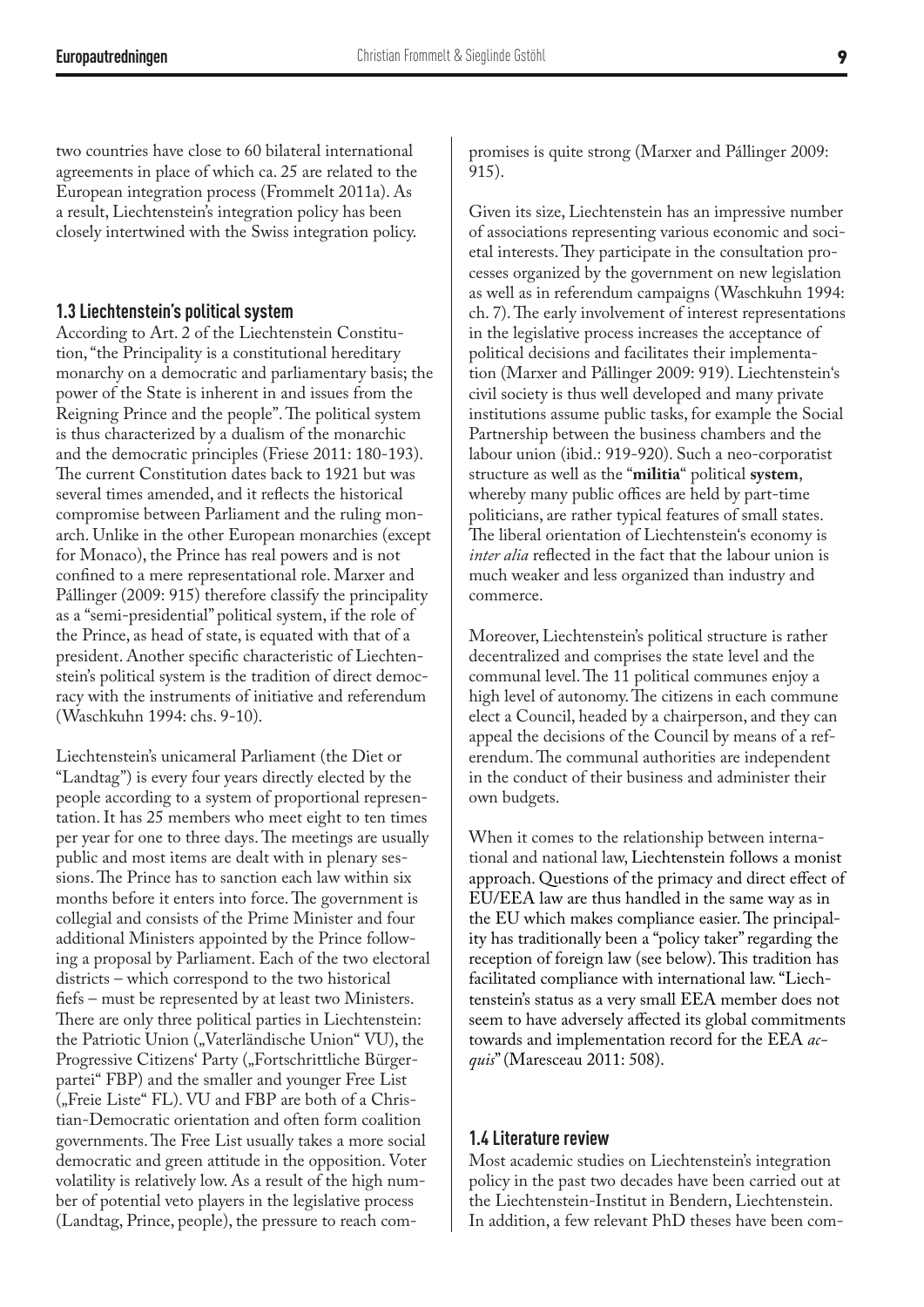two countries have close to 60 bilateral international agreements in place of which ca. 25 are related to the European integration process (Frommelt 2011a). As a result, Liechtenstein's integration policy has been closely intertwined with the Swiss integration policy.

### 1.3 Liechtenstein's political system

According to Art. 2 of the Liechtenstein Constitution, "the Principality is a constitutional hereditary monarchy on a democratic and parliamentary basis; the power of the State is inherent in and issues from the Reigning Prince and the people". The political system is thus characterized by a dualism of the monarchic and the democratic principles (Friese 2011: 180-193). The current Constitution dates back to 1921 but was several times amended, and it reflects the historical compromise between Parliament and the ruling monarch. Unlike in the other European monarchies (except for Monaco), the Prince has real powers and is not confined to a mere representational role. Marxer and Pállinger (2009: 915) therefore classify the principality as a "semi-presidential" political system, if the role of the Prince, as head of state, is equated with that of a president. Another specific characteristic of Liechtenstein's political system is the tradition of direct democracy with the instruments of initiative and referendum (Waschkuhn 1994: chs. 9-10).

Liechtenstein's unicameral Parliament (the Diet or "Landtag") is every four years directly elected by the people according to a system of proportional representation. It has 25 members who meet eight to ten times per year for one to three days. The meetings are usually public and most items are dealt with in plenary sessions. The Prince has to sanction each law within six months before it enters into force. The government is collegial and consists of the Prime Minister and four additional Ministers appointed by the Prince following a proposal by Parliament. Each of the two electoral districts – which correspond to the two historical fiefs – must be represented by at least two Ministers. There are only three political parties in Liechtenstein: the Patriotic Union („Vaterländische Union" VU), the Progressive Citizens' Party („Fortschrittliche Bürgerpartei" FBP) and the smaller and younger Free List („Freie Liste" FL). VU and FBP are both of a Christian-Democratic orientation and often form coalition governments. The Free List usually takes a more social democratic and green attitude in the opposition. Voter volatility is relatively low. As a result of the high number of potential veto players in the legislative process (Landtag, Prince, people), the pressure to reach compromises is quite strong (Marxer and Pállinger 2009: 915).

Given its size, Liechtenstein has an impressive number of associations representing various economic and societal interests. They participate in the consultation processes organized by the government on new legislation as well as in referendum campaigns (Waschkuhn 1994: ch. 7). The early involvement of interest representations in the legislative process increases the acceptance of political decisions and facilitates their implementation (Marxer and Pállinger 2009: 919). Liechtenstein's civil society is thus well developed and many private institutions assume public tasks, for example the Social Partnership between the business chambers and the labour union (ibid.: 919-920). Such a neo-corporatist structure as well as the "**militia**" political **system**, whereby many public offices are held by part-time politicians, are rather typical features of small states. The liberal orientation of Liechtenstein's economy is *inter alia* reflected in the fact that the labour union is much weaker and less organized than industry and commerce.

Moreover, Liechtenstein's political structure is rather decentralized and comprises the state level and the communal level. The 11 political communes enjoy a high level of autonomy. The citizens in each commune elect a Council, headed by a chairperson, and they can appeal the decisions of the Council by means of a referendum. The communal authorities are independent in the conduct of their business and administer their own budgets.

When it comes to the relationship between international and national law, Liechtenstein follows a monist approach. Questions of the primacy and direct effect of EU/EEA law are thus handled in the same way as in the EU which makes compliance easier. The principality has traditionally been a "policy taker" regarding the reception of foreign law (see below). This tradition has facilitated compliance with international law. "Liechtenstein's status as a very small EEA member does not seem to have adversely affected its global commitments towards and implementation record for the EEA *acquis*" (Maresceau 2011: 508).

### 1.4 Literature review

Most academic studies on Liechtenstein's integration policy in the past two decades have been carried out at the Liechtenstein-Institut in Bendern, Liechtenstein. In addition, a few relevant PhD theses have been com-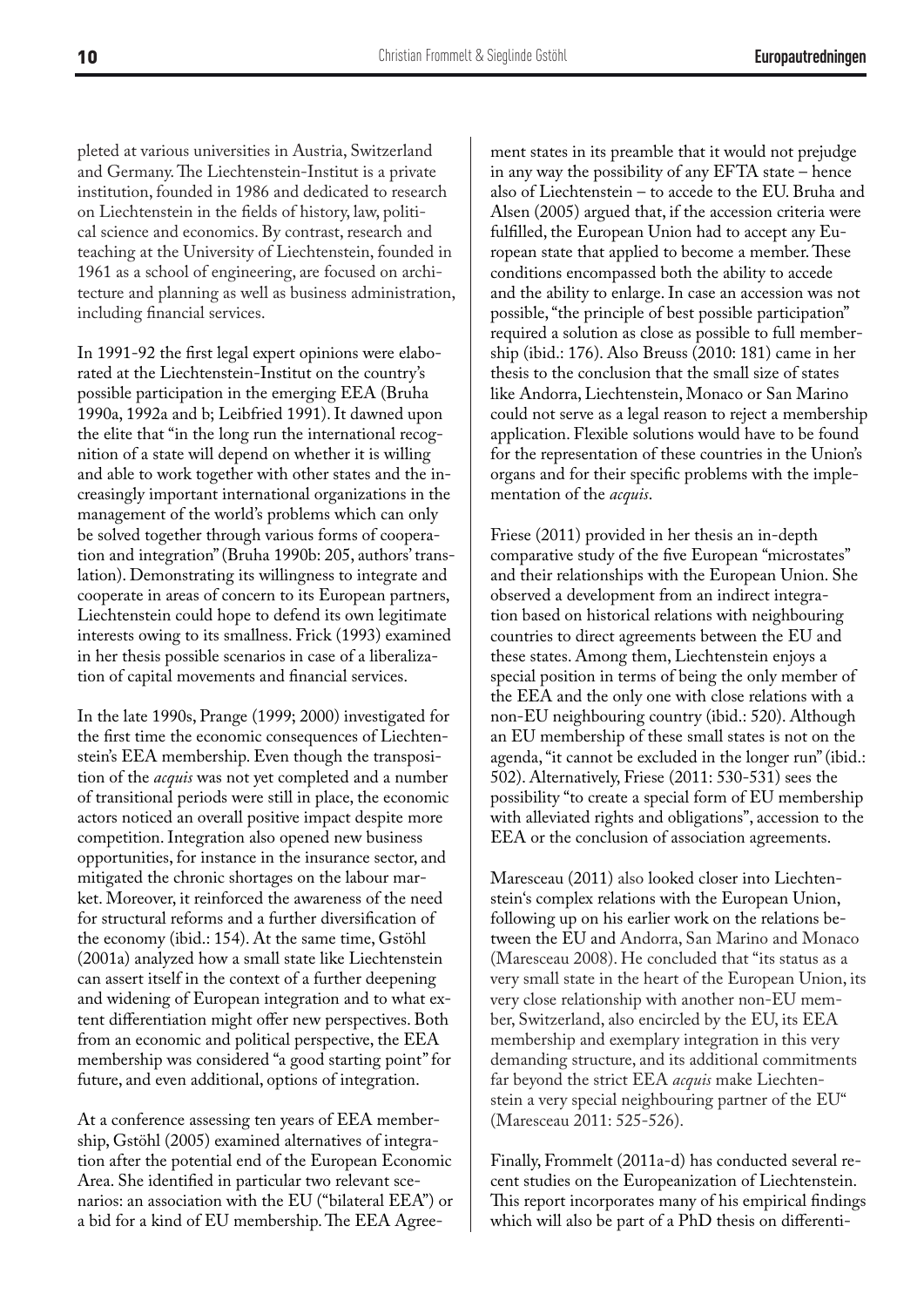pleted at various universities in Austria, Switzerland and Germany. The Liechtenstein-Institut is a private institution, founded in 1986 and dedicated to research on Liechtenstein in the fields of history, law, political science and economics. By contrast, research and teaching at the University of Liechtenstein, founded in 1961 as a school of engineering, are focused on architecture and planning as well as business administration, including financial services.

In 1991-92 the first legal expert opinions were elaborated at the Liechtenstein-Institut on the country's possible participation in the emerging EEA (Bruha 1990a, 1992a and b; Leibfried 1991). It dawned upon the elite that "in the long run the international recognition of a state will depend on whether it is willing and able to work together with other states and the increasingly important international organizations in the management of the world's problems which can only be solved together through various forms of cooperation and integration" (Bruha 1990b: 205, authors' translation). Demonstrating its willingness to integrate and cooperate in areas of concern to its European partners, Liechtenstein could hope to defend its own legitimate interests owing to its smallness. Frick (1993) examined in her thesis possible scenarios in case of a liberalization of capital movements and financial services.

In the late 1990s, Prange (1999; 2000) investigated for the first time the economic consequences of Liechtenstein's EEA membership. Even though the transposition of the *acquis* was not yet completed and a number of transitional periods were still in place, the economic actors noticed an overall positive impact despite more competition. Integration also opened new business opportunities, for instance in the insurance sector, and mitigated the chronic shortages on the labour market. Moreover, it reinforced the awareness of the need for structural reforms and a further diversification of the economy (ibid.: 154). At the same time, Gstöhl (2001a) analyzed how a small state like Liechtenstein can assert itself in the context of a further deepening and widening of European integration and to what extent differentiation might offer new perspectives. Both from an economic and political perspective, the EEA membership was considered "a good starting point" for future, and even additional, options of integration.

At a conference assessing ten years of EEA membership, Gstöhl (2005) examined alternatives of integration after the potential end of the European Economic Area. She identified in particular two relevant scenarios: an association with the EU ("bilateral EEA") or a bid for a kind of EU membership. The EEA Agreement states in its preamble that it would not prejudge in any way the possibility of any EFTA state – hence also of Liechtenstein – to accede to the EU. Bruha and Alsen (2005) argued that, if the accession criteria were fulfilled, the European Union had to accept any European state that applied to become a member. These conditions encompassed both the ability to accede and the ability to enlarge. In case an accession was not possible, "the principle of best possible participation" required a solution as close as possible to full membership (ibid.: 176). Also Breuss (2010: 181) came in her thesis to the conclusion that the small size of states like Andorra, Liechtenstein, Monaco or San Marino could not serve as a legal reason to reject a membership application. Flexible solutions would have to be found for the representation of these countries in the Union's organs and for their specific problems with the implementation of the *acquis*.

Friese (2011) provided in her thesis an in-depth comparative study of the five European "microstates" and their relationships with the European Union. She observed a development from an indirect integration based on historical relations with neighbouring countries to direct agreements between the EU and these states. Among them, Liechtenstein enjoys a special position in terms of being the only member of the EEA and the only one with close relations with a non-EU neighbouring country (ibid.: 520). Although an EU membership of these small states is not on the agenda, "it cannot be excluded in the longer run" (ibid.: 502). Alternatively, Friese (2011: 530-531) sees the possibility "to create a special form of EU membership with alleviated rights and obligations", accession to the EEA or the conclusion of association agreements.

Maresceau (2011) also looked closer into Liechtenstein's complex relations with the European Union, following up on his earlier work on the relations between the EU and Andorra, San Marino and Monaco (Maresceau 2008). He concluded that "its status as a very small state in the heart of the European Union, its very close relationship with another non-EU member, Switzerland, also encircled by the EU, its EEA membership and exemplary integration in this very demanding structure, and its additional commitments far beyond the strict EEA *acquis* make Liechtenstein a very special neighbouring partner of the EU" (Maresceau 2011: 525-526).

Finally, Frommelt (2011a-d) has conducted several recent studies on the Europeanization of Liechtenstein. This report incorporates many of his empirical findings which will also be part of a PhD thesis on differenti-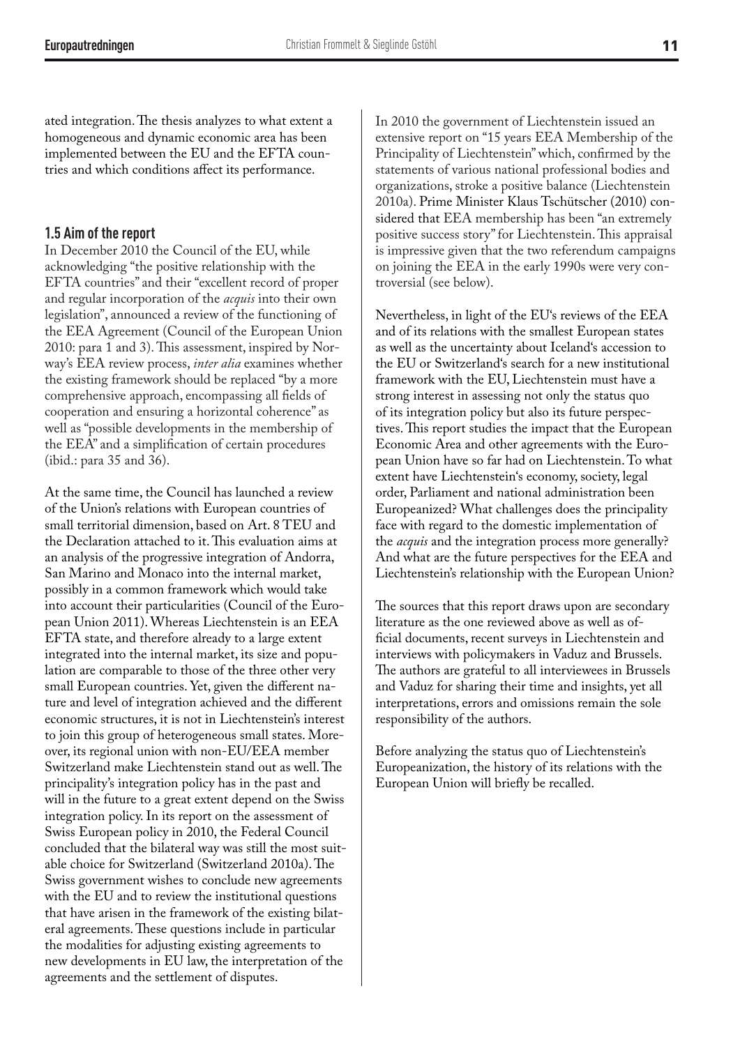ated integration. The thesis analyzes to what extent a homogeneous and dynamic economic area has been implemented between the EU and the EFTA countries and which conditions affect its performance.

### 1.5 Aim of the report

In December 2010 the Council of the EU, while acknowledging "the positive relationship with the EFTA countries" and their "excellent record of proper and regular incorporation of the *acquis* into their own legislation", announced a review of the functioning of the EEA Agreement (Council of the European Union 2010: para 1 and 3). This assessment, inspired by Norway's EEA review process, *inter alia* examines whether the existing framework should be replaced "by a more comprehensive approach, encompassing all fields of cooperation and ensuring a horizontal coherence" as well as "possible developments in the membership of the EEA" and a simplification of certain procedures (ibid.: para 35 and 36).

At the same time, the Council has launched a review of the Union's relations with European countries of small territorial dimension, based on Art. 8 TEU and the Declaration attached to it. This evaluation aims at an analysis of the progressive integration of Andorra, San Marino and Monaco into the internal market, possibly in a common framework which would take into account their particularities (Council of the European Union 2011). Whereas Liechtenstein is an EEA EFTA state, and therefore already to a large extent integrated into the internal market, its size and population are comparable to those of the three other very small European countries. Yet, given the different nature and level of integration achieved and the different economic structures, it is not in Liechtenstein's interest to join this group of heterogeneous small states. Moreover, its regional union with non-EU/EEA member Switzerland make Liechtenstein stand out as well. The principality's integration policy has in the past and will in the future to a great extent depend on the Swiss integration policy. In its report on the assessment of Swiss European policy in 2010, the Federal Council concluded that the bilateral way was still the most suitable choice for Switzerland (Switzerland 2010a). The Swiss government wishes to conclude new agreements with the EU and to review the institutional questions that have arisen in the framework of the existing bilateral agreements. These questions include in particular the modalities for adjusting existing agreements to new developments in EU law, the interpretation of the agreements and the settlement of disputes.

In 2010 the government of Liechtenstein issued an extensive report on "15 years EEA Membership of the Principality of Liechtenstein" which, confirmed by the statements of various national professional bodies and organizations, stroke a positive balance (Liechtenstein 2010a). Prime Minister Klaus Tschütscher (2010) considered that EEA membership has been "an extremely positive success story" for Liechtenstein. This appraisal is impressive given that the two referendum campaigns on joining the EEA in the early 1990s were very controversial (see below).

Nevertheless, in light of the EU's reviews of the EEA and of its relations with the smallest European states as well as the uncertainty about Iceland's accession to the EU or Switzerland's search for a new institutional framework with the EU, Liechtenstein must have a strong interest in assessing not only the status quo of its integration policy but also its future perspectives. This report studies the impact that the European Economic Area and other agreements with the European Union have so far had on Liechtenstein. To what extent have Liechtenstein's economy, society, legal order, Parliament and national administration been Europeanized? What challenges does the principality face with regard to the domestic implementation of the *acquis* and the integration process more generally? And what are the future perspectives for the EEA and Liechtenstein's relationship with the European Union?

The sources that this report draws upon are secondary literature as the one reviewed above as well as official documents, recent surveys in Liechtenstein and interviews with policymakers in Vaduz and Brussels. The authors are grateful to all interviewees in Brussels and Vaduz for sharing their time and insights, yet all interpretations, errors and omissions remain the sole responsibility of the authors.

Before analyzing the status quo of Liechtenstein's Europeanization, the history of its relations with the European Union will briefly be recalled.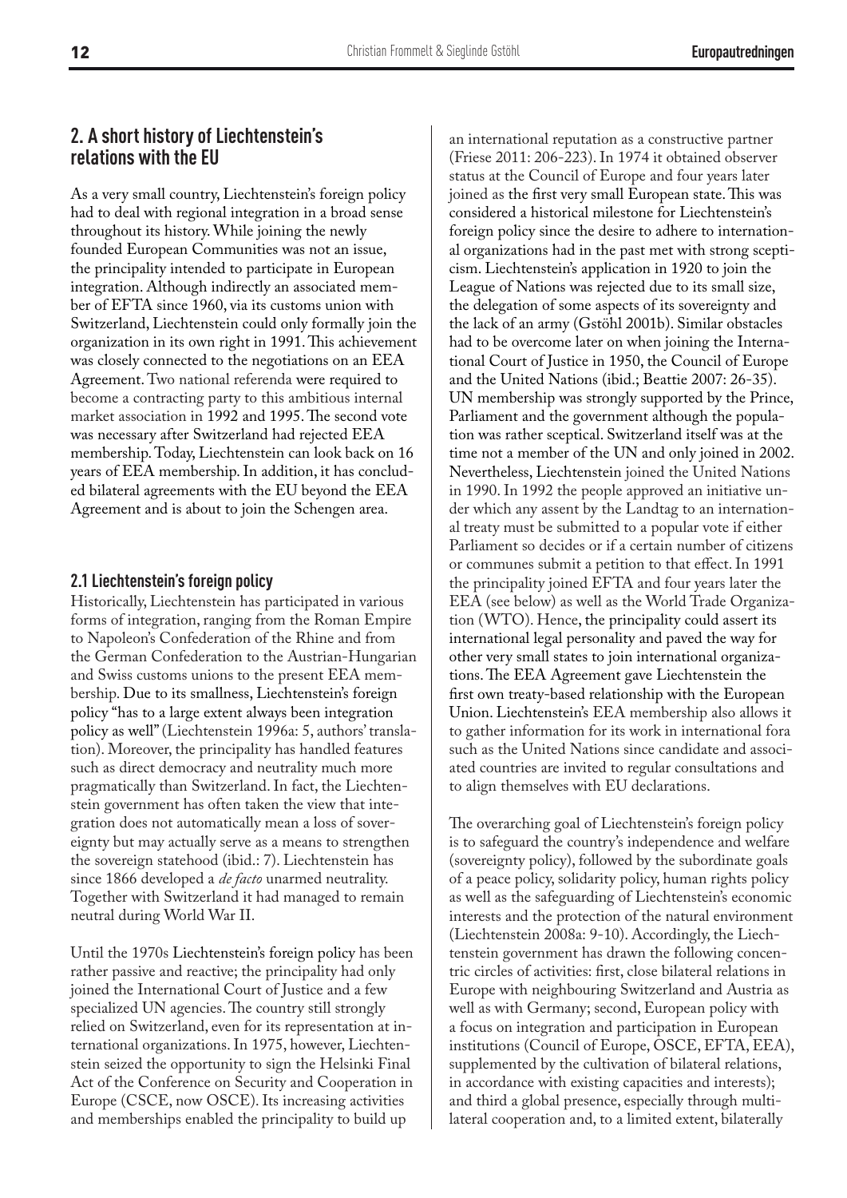## 2. A short history of Liechtenstein's relations with the EU

As a very small country, Liechtenstein's foreign policy had to deal with regional integration in a broad sense throughout its history. While joining the newly founded European Communities was not an issue, the principality intended to participate in European integration. Although indirectly an associated member of EFTA since 1960, via its customs union with Switzerland, Liechtenstein could only formally join the organization in its own right in 1991. This achievement was closely connected to the negotiations on an EEA Agreement. Two national referenda were required to become a contracting party to this ambitious internal market association in 1992 and 1995. The second vote was necessary after Switzerland had rejected EEA membership. Today, Liechtenstein can look back on 16 years of EEA membership. In addition, it has concluded bilateral agreements with the EU beyond the EEA Agreement and is about to join the Schengen area.

### 2.1 Liechtenstein's foreign policy

Historically, Liechtenstein has participated in various forms of integration, ranging from the Roman Empire to Napoleon's Confederation of the Rhine and from the German Confederation to the Austrian-Hungarian and Swiss customs unions to the present EEA membership. Due to its smallness, Liechtenstein's foreign policy "has to a large extent always been integration policy as well" (Liechtenstein 1996a: 5, authors' translation). Moreover, the principality has handled features such as direct democracy and neutrality much more pragmatically than Switzerland. In fact, the Liechtenstein government has often taken the view that integration does not automatically mean a loss of sovereignty but may actually serve as a means to strengthen the sovereign statehood (ibid.: 7). Liechtenstein has since 1866 developed a *de facto* unarmed neutrality. Together with Switzerland it had managed to remain neutral during World War II.

Until the 1970s Liechtenstein's foreign policy has been rather passive and reactive; the principality had only joined the International Court of Justice and a few specialized UN agencies. The country still strongly relied on Switzerland, even for its representation at international organizations. In 1975, however, Liechtenstein seized the opportunity to sign the Helsinki Final Act of the Conference on Security and Cooperation in Europe (CSCE, now OSCE). Its increasing activities and memberships enabled the principality to build up an international reputation as a constructive partner (Friese 2011: 206-223). In 1974 it obtained observer status at the Council of Europe and four years later joined as the first very small European state. This was considered a historical milestone for Liechtenstein's foreign policy since the desire to adhere to international organizations had in the past met with strong scepticism. Liechtenstein's application in 1920 to join the League of Nations was rejected due to its small size, the delegation of some aspects of its sovereignty and the lack of an army (Gstöhl 2001b). Similar obstacles had to be overcome later on when joining the International Court of Justice in 1950, the Council of Europe and the United Nations (ibid.; Beattie 2007: 26-35). UN membership was strongly supported by the Prince, Parliament and the government although the population was rather sceptical. Switzerland itself was at the time not a member of the UN and only joined in 2002. Nevertheless, Liechtenstein joined the United Nations in 1990. In 1992 the people approved an initiative under which any assent by the Landtag to an international treaty must be submitted to a popular vote if either Parliament so decides or if a certain number of citizens or communes submit a petition to that effect. In 1991 the principality joined EFTA and four years later the EEA (see below) as well as the World Trade Organization (WTO). Hence, the principality could assert its international legal personality and paved the way for other very small states to join international organizations. The EEA Agreement gave Liechtenstein the first own treaty-based relationship with the European Union. Liechtenstein's EEA membership also allows it to gather information for its work in international fora such as the United Nations since candidate and associated countries are invited to regular consultations and to align themselves with EU declarations.

The overarching goal of Liechtenstein's foreign policy is to safeguard the country's independence and welfare (sovereignty policy), followed by the subordinate goals of a peace policy, solidarity policy, human rights policy as well as the safeguarding of Liechtenstein's economic interests and the protection of the natural environment (Liechtenstein 2008a: 9-10). Accordingly, the Liechtenstein government has drawn the following concentric circles of activities: first, close bilateral relations in Europe with neighbouring Switzerland and Austria as well as with Germany; second, European policy with a focus on integration and participation in European institutions (Council of Europe, OSCE, EFTA, EEA), supplemented by the cultivation of bilateral relations, in accordance with existing capacities and interests); and third a global presence, especially through multilateral cooperation and, to a limited extent, bilaterally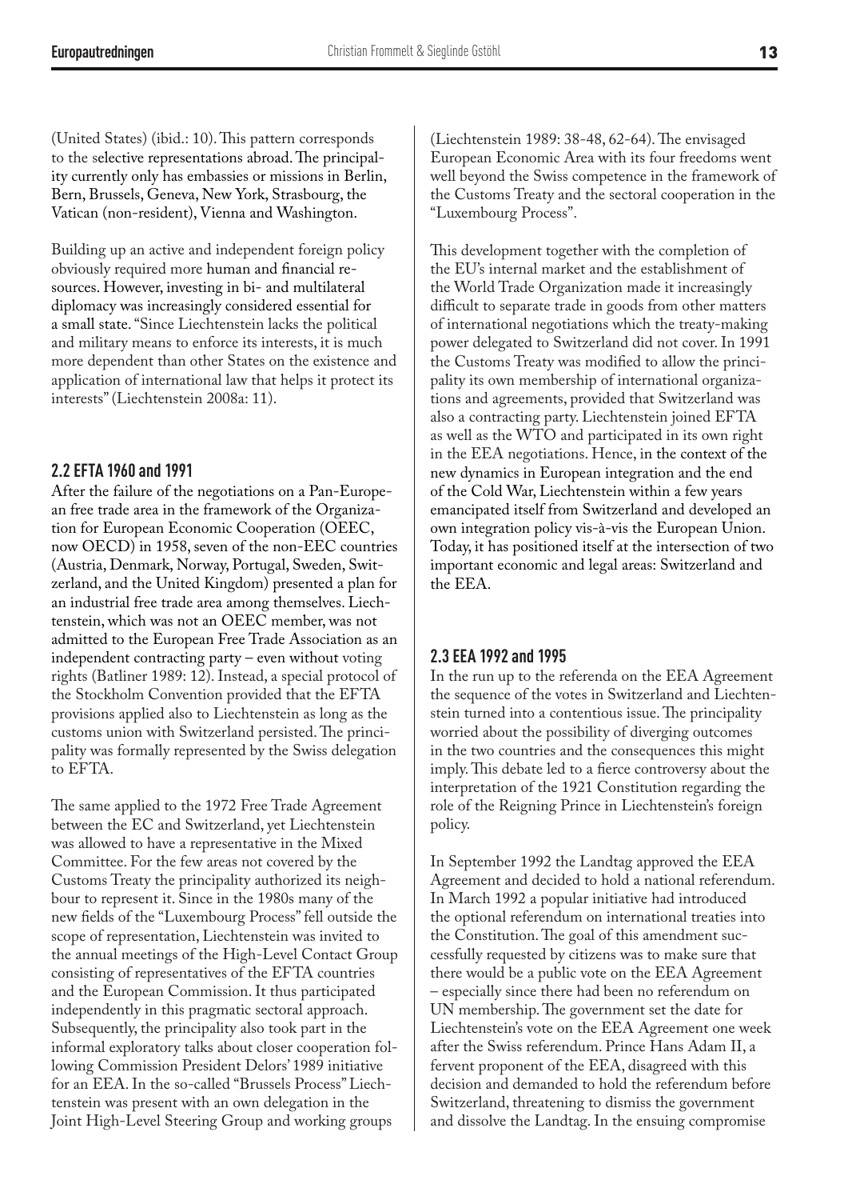(United States) (ibid.: 10). This pattern corresponds to the selective representations abroad. The principality currently only has embassies or missions in Berlin, Bern, Brussels, Geneva, New York, Strasbourg, the Vatican (non-resident), Vienna and Washington.

Building up an active and independent foreign policy obviously required more human and financial resources. However, investing in bi- and multilateral diplomacy was increasingly considered essential for a small state. "Since Liechtenstein lacks the political and military means to enforce its interests, it is much more dependent than other States on the existence and application of international law that helps it protect its interests" (Liechtenstein 2008a: 11).

## 2.2 EFTA 1960 and 1991

After the failure of the negotiations on a Pan-European free trade area in the framework of the Organization for European Economic Cooperation (OEEC, now OECD) in 1958, seven of the non-EEC countries (Austria, Denmark, Norway, Portugal, Sweden, Switzerland, and the United Kingdom) presented a plan for an industrial free trade area among themselves. Liechtenstein, which was not an OEEC member, was not admitted to the European Free Trade Association as an independent contracting party – even without voting rights (Batliner 1989: 12). Instead, a special protocol of the Stockholm Convention provided that the EFTA provisions applied also to Liechtenstein as long as the customs union with Switzerland persisted. The principality was formally represented by the Swiss delegation to EFTA.

The same applied to the 1972 Free Trade Agreement between the EC and Switzerland, yet Liechtenstein was allowed to have a representative in the Mixed Committee. For the few areas not covered by the Customs Treaty the principality authorized its neighbour to represent it. Since in the 1980s many of the new fields of the "Luxembourg Process" fell outside the scope of representation, Liechtenstein was invited to the annual meetings of the High-Level Contact Group consisting of representatives of the EFTA countries and the European Commission. It thus participated independently in this pragmatic sectoral approach. Subsequently, the principality also took part in the informal exploratory talks about closer cooperation following Commission President Delors' 1989 initiative for an EEA. In the so-called "Brussels Process" Liechtenstein was present with an own delegation in the Joint High-Level Steering Group and working groups (Liechtenstein 1989: 38-48, 62-64). The envisaged European Economic Area with its four freedoms went well beyond the Swiss competence in the framework of the Customs Treaty and the sectoral cooperation in the "Luxembourg Process".

This development together with the completion of the EU's internal market and the establishment of the World Trade Organization made it increasingly difficult to separate trade in goods from other matters of international negotiations which the treaty-making power delegated to Switzerland did not cover. In 1991 the Customs Treaty was modified to allow the principality its own membership of international organizations and agreements, provided that Switzerland was also a contracting party. Liechtenstein joined EFTA as well as the WTO and participated in its own right in the EEA negotiations. Hence, in the context of the new dynamics in European integration and the end of the Cold War, Liechtenstein within a few years emancipated itself from Switzerland and developed an own integration policy vis-à-vis the European Union. Today, it has positioned itself at the intersection of two important economic and legal areas: Switzerland and the EEA.

## 2.3 EEA 1992 and 1995

In the run up to the referenda on the EEA Agreement the sequence of the votes in Switzerland and Liechtenstein turned into a contentious issue. The principality worried about the possibility of diverging outcomes in the two countries and the consequences this might imply. This debate led to a fierce controversy about the interpretation of the 1921 Constitution regarding the role of the Reigning Prince in Liechtenstein's foreign policy.

In September 1992 the Landtag approved the EEA Agreement and decided to hold a national referendum. In March 1992 a popular initiative had introduced the optional referendum on international treaties into the Constitution. The goal of this amendment successfully requested by citizens was to make sure that there would be a public vote on the EEA Agreement – especially since there had been no referendum on UN membership. The government set the date for Liechtenstein's vote on the EEA Agreement one week after the Swiss referendum. Prince Hans Adam II, a fervent proponent of the EEA, disagreed with this decision and demanded to hold the referendum before Switzerland, threatening to dismiss the government and dissolve the Landtag. In the ensuing compromise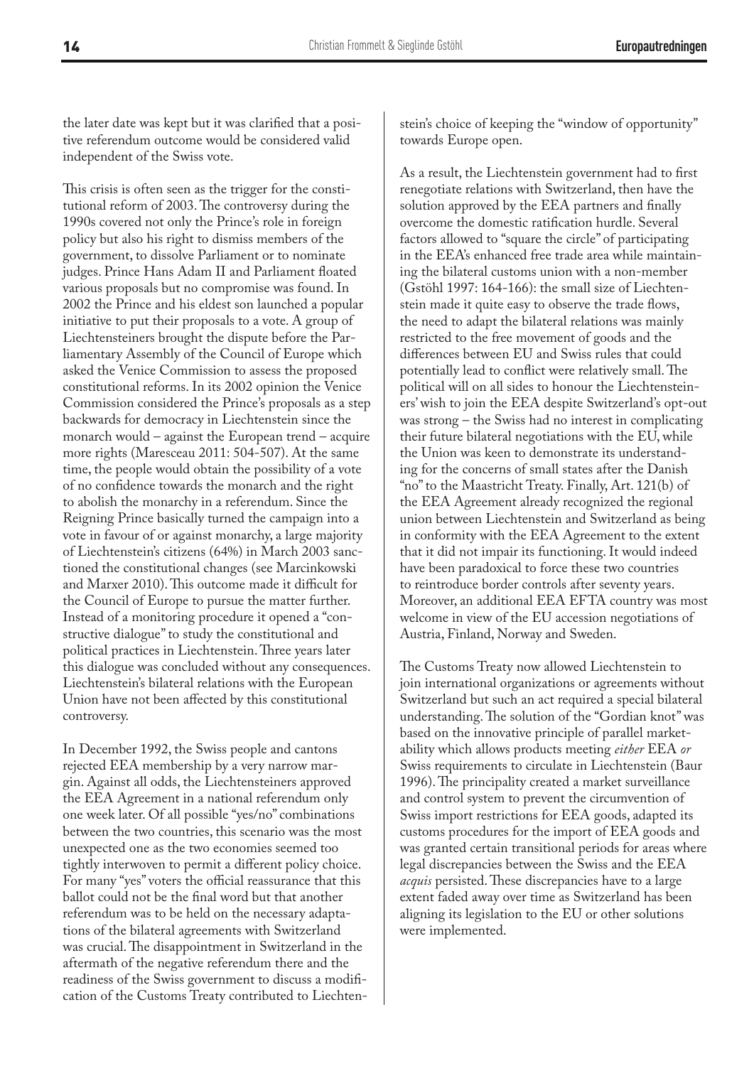the later date was kept but it was clarified that a positive referendum outcome would be considered valid independent of the Swiss vote.

This crisis is often seen as the trigger for the constitutional reform of 2003. The controversy during the 1990s covered not only the Prince's role in foreign policy but also his right to dismiss members of the government, to dissolve Parliament or to nominate judges. Prince Hans Adam II and Parliament floated various proposals but no compromise was found. In 2002 the Prince and his eldest son launched a popular initiative to put their proposals to a vote. A group of Liechtensteiners brought the dispute before the Parliamentary Assembly of the Council of Europe which asked the Venice Commission to assess the proposed constitutional reforms. In its 2002 opinion the Venice Commission considered the Prince's proposals as a step backwards for democracy in Liechtenstein since the monarch would – against the European trend – acquire more rights (Maresceau 2011: 504-507). At the same time, the people would obtain the possibility of a vote of no confidence towards the monarch and the right to abolish the monarchy in a referendum. Since the Reigning Prince basically turned the campaign into a vote in favour of or against monarchy, a large majority of Liechtenstein's citizens (64%) in March 2003 sanctioned the constitutional changes (see Marcinkowski and Marxer 2010). This outcome made it difficult for the Council of Europe to pursue the matter further. Instead of a monitoring procedure it opened a "constructive dialogue" to study the constitutional and political practices in Liechtenstein. Three years later this dialogue was concluded without any consequences. Liechtenstein's bilateral relations with the European Union have not been affected by this constitutional controversy.

In December 1992, the Swiss people and cantons rejected EEA membership by a very narrow margin. Against all odds, the Liechtensteiners approved the EEA Agreement in a national referendum only one week later. Of all possible "yes/no" combinations between the two countries, this scenario was the most unexpected one as the two economies seemed too tightly interwoven to permit a different policy choice. For many "yes" voters the official reassurance that this ballot could not be the final word but that another referendum was to be held on the necessary adaptations of the bilateral agreements with Switzerland was crucial. The disappointment in Switzerland in the aftermath of the negative referendum there and the readiness of the Swiss government to discuss a modification of the Customs Treaty contributed to Liechtenstein's choice of keeping the "window of opportunity" towards Europe open.

As a result, the Liechtenstein government had to first renegotiate relations with Switzerland, then have the solution approved by the EEA partners and finally overcome the domestic ratification hurdle. Several factors allowed to "square the circle" of participating in the EEA's enhanced free trade area while maintaining the bilateral customs union with a non-member (Gstöhl 1997: 164-166): the small size of Liechtenstein made it quite easy to observe the trade flows, the need to adapt the bilateral relations was mainly restricted to the free movement of goods and the differences between EU and Swiss rules that could potentially lead to conflict were relatively small. The political will on all sides to honour the Liechtensteiners' wish to join the EEA despite Switzerland's opt-out was strong – the Swiss had no interest in complicating their future bilateral negotiations with the EU, while the Union was keen to demonstrate its understanding for the concerns of small states after the Danish "no" to the Maastricht Treaty. Finally, Art. 121(b) of the EEA Agreement already recognized the regional union between Liechtenstein and Switzerland as being in conformity with the EEA Agreement to the extent that it did not impair its functioning. It would indeed have been paradoxical to force these two countries to reintroduce border controls after seventy years. Moreover, an additional EEA EFTA country was most welcome in view of the EU accession negotiations of Austria, Finland, Norway and Sweden.

The Customs Treaty now allowed Liechtenstein to join international organizations or agreements without Switzerland but such an act required a special bilateral understanding. The solution of the "Gordian knot" was based on the innovative principle of parallel marketability which allows products meeting *either* EEA *or* Swiss requirements to circulate in Liechtenstein (Baur 1996). The principality created a market surveillance and control system to prevent the circumvention of Swiss import restrictions for EEA goods, adapted its customs procedures for the import of EEA goods and was granted certain transitional periods for areas where legal discrepancies between the Swiss and the EEA *acquis* persisted. These discrepancies have to a large extent faded away over time as Switzerland has been aligning its legislation to the EU or other solutions were implemented.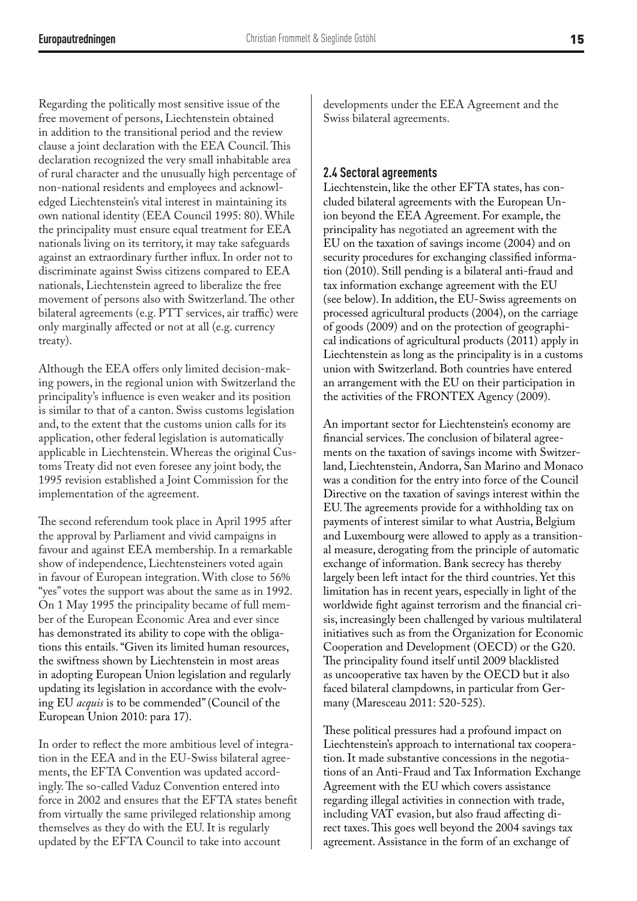Regarding the politically most sensitive issue of the free movement of persons, Liechtenstein obtained in addition to the transitional period and the review clause a joint declaration with the EEA Council. This declaration recognized the very small inhabitable area of rural character and the unusually high percentage of non-national residents and employees and acknowledged Liechtenstein's vital interest in maintaining its own national identity (EEA Council 1995: 80). While the principality must ensure equal treatment for EEA nationals living on its territory, it may take safeguards against an extraordinary further influx. In order not to discriminate against Swiss citizens compared to EEA nationals, Liechtenstein agreed to liberalize the free movement of persons also with Switzerland. The other bilateral agreements (e.g. PTT services, air traffic) were only marginally affected or not at all (e.g. currency treaty).

Although the EEA offers only limited decision-making powers, in the regional union with Switzerland the principality's influence is even weaker and its position is similar to that of a canton. Swiss customs legislation and, to the extent that the customs union calls for its application, other federal legislation is automatically applicable in Liechtenstein. Whereas the original Customs Treaty did not even foresee any joint body, the 1995 revision established a Joint Commission for the implementation of the agreement.

The second referendum took place in April 1995 after the approval by Parliament and vivid campaigns in favour and against EEA membership. In a remarkable show of independence, Liechtensteiners voted again in favour of European integration. With close to 56% "yes" votes the support was about the same as in 1992. On 1 May 1995 the principality became of full member of the European Economic Area and ever since has demonstrated its ability to cope with the obligations this entails. "Given its limited human resources, the swiftness shown by Liechtenstein in most areas in adopting European Union legislation and regularly updating its legislation in accordance with the evolving EU *acquis* is to be commended" (Council of the European Union 2010: para 17).

In order to reflect the more ambitious level of integration in the EEA and in the EU-Swiss bilateral agreements, the EFTA Convention was updated accordingly. The so-called Vaduz Convention entered into force in 2002 and ensures that the EFTA states benefit from virtually the same privileged relationship among themselves as they do with the EU. It is regularly updated by the EFTA Council to take into account developments under the EEA Agreement and the Swiss bilateral agreements.

## 2.4 Sectoral agreements

Liechtenstein, like the other EFTA states, has concluded bilateral agreements with the European Union beyond the EEA Agreement. For example, the principality has negotiated an agreement with the EU on the taxation of savings income (2004) and on security procedures for exchanging classified information (2010). Still pending is a bilateral anti-fraud and tax information exchange agreement with the EU (see below). In addition, the EU-Swiss agreements on processed agricultural products (2004), on the carriage of goods (2009) and on the protection of geographical indications of agricultural products (2011) apply in Liechtenstein as long as the principality is in a customs union with Switzerland. Both countries have entered an arrangement with the EU on their participation in the activities of the FRONTEX Agency (2009).

An important sector for Liechtenstein's economy are financial services. The conclusion of bilateral agreements on the taxation of savings income with Switzerland, Liechtenstein, Andorra, San Marino and Monaco was a condition for the entry into force of the Council Directive on the taxation of savings interest within the EU. The agreements provide for a withholding tax on payments of interest similar to what Austria, Belgium and Luxembourg were allowed to apply as a transitional measure, derogating from the principle of automatic exchange of information. Bank secrecy has thereby largely been left intact for the third countries. Yet this limitation has in recent years, especially in light of the worldwide fight against terrorism and the financial crisis, increasingly been challenged by various multilateral initiatives such as from the Organization for Economic Cooperation and Development (OECD) or the G20. The principality found itself until 2009 blacklisted as uncooperative tax haven by the OECD but it also faced bilateral clampdowns, in particular from Germany (Maresceau 2011: 520-525).

These political pressures had a profound impact on Liechtenstein's approach to international tax cooperation. It made substantive concessions in the negotiations of an Anti-Fraud and Tax Information Exchange Agreement with the EU which covers assistance regarding illegal activities in connection with trade, including VAT evasion, but also fraud affecting direct taxes. This goes well beyond the 2004 savings tax agreement. Assistance in the form of an exchange of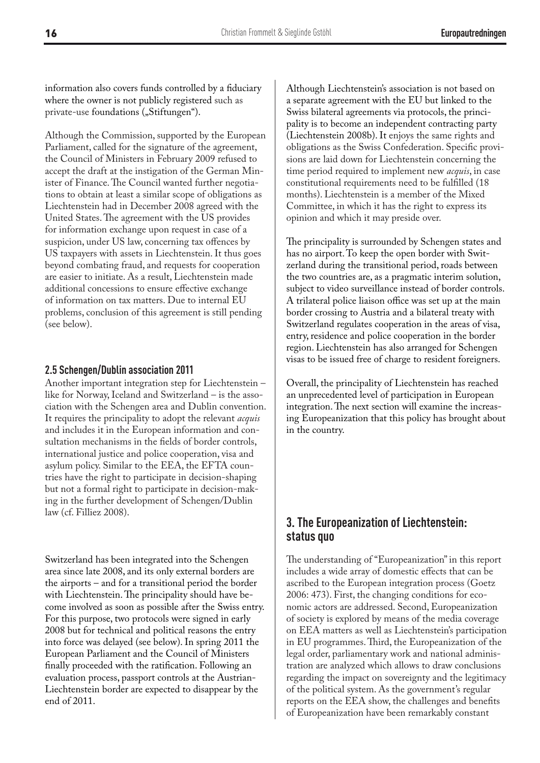information also covers funds controlled by a fiduciary where the owner is not publicly registered such as private-use foundations („Stiftungen").

Although the Commission, supported by the European Parliament, called for the signature of the agreement, the Council of Ministers in February 2009 refused to accept the draft at the instigation of the German Minister of Finance. The Council wanted further negotiations to obtain at least a similar scope of obligations as Liechtenstein had in December 2008 agreed with the United States. The agreement with the US provides for information exchange upon request in case of a suspicion, under US law, concerning tax offences by US taxpayers with assets in Liechtenstein. It thus goes beyond combating fraud, and requests for cooperation are easier to initiate. As a result, Liechtenstein made additional concessions to ensure effective exchange of information on tax matters. Due to internal EU problems, conclusion of this agreement is still pending (see below).

### 2.5 Schengen/Dublin association 2011

Another important integration step for Liechtenstein – like for Norway, Iceland and Switzerland – is the association with the Schengen area and Dublin convention. It requires the principality to adopt the relevant *acquis* and includes it in the European information and consultation mechanisms in the fields of border controls, international justice and police cooperation, visa and asylum policy. Similar to the EEA, the EFTA countries have the right to participate in decision-shaping but not a formal right to participate in decision-making in the further development of Schengen/Dublin law (cf. Filliez 2008).

Switzerland has been integrated into the Schengen area since late 2008, and its only external borders are the airports – and for a transitional period the border with Liechtenstein. The principality should have become involved as soon as possible after the Swiss entry. For this purpose, two protocols were signed in early 2008 but for technical and political reasons the entry into force was delayed (see below). In spring 2011 the European Parliament and the Council of Ministers finally proceeded with the ratification. Following an evaluation process, passport controls at the Austrian-Liechtenstein border are expected to disappear by the end of 2011.

Although Liechtenstein's association is not based on a separate agreement with the EU but linked to the Swiss bilateral agreements via protocols, the principality is to become an independent contracting party (Liechtenstein 2008b). It enjoys the same rights and obligations as the Swiss Confederation. Specific provisions are laid down for Liechtenstein concerning the time period required to implement new *acquis*, in case constitutional requirements need to be fulfilled (18 months). Liechtenstein is a member of the Mixed Committee, in which it has the right to express its opinion and which it may preside over.

The principality is surrounded by Schengen states and has no airport. To keep the open border with Switzerland during the transitional period, roads between the two countries are, as a pragmatic interim solution, subject to video surveillance instead of border controls. A trilateral police liaison office was set up at the main border crossing to Austria and a bilateral treaty with Switzerland regulates cooperation in the areas of visa, entry, residence and police cooperation in the border region. Liechtenstein has also arranged for Schengen visas to be issued free of charge to resident foreigners.

Overall, the principality of Liechtenstein has reached an unprecedented level of participation in European integration. The next section will examine the increasing Europeanization that this policy has brought about in the country.

## 3. The Europeanization of Liechtenstein: status quo

The understanding of "Europeanization" in this report includes a wide array of domestic effects that can be ascribed to the European integration process (Goetz 2006: 473). First, the changing conditions for economic actors are addressed. Second, Europeanization of society is explored by means of the media coverage on EEA matters as well as Liechtenstein's participation in EU programmes. Third, the Europeanization of the legal order, parliamentary work and national administration are analyzed which allows to draw conclusions regarding the impact on sovereignty and the legitimacy of the political system. As the government's regular reports on the EEA show, the challenges and benefits of Europeanization have been remarkably constant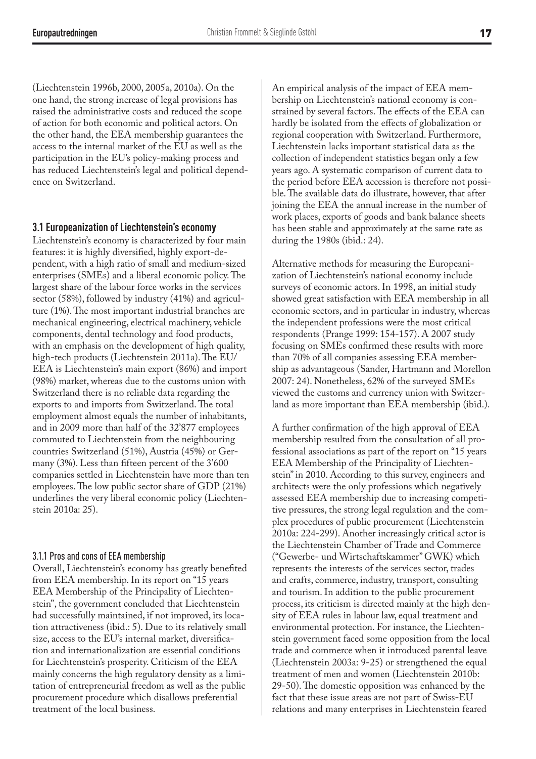(Liechtenstein 1996b, 2000, 2005a, 2010a). On the one hand, the strong increase of legal provisions has raised the administrative costs and reduced the scope of action for both economic and political actors. On the other hand, the EEA membership guarantees the access to the internal market of the EU as well as the participation in the EU's policy-making process and has reduced Liechtenstein's legal and political dependence on Switzerland.

## 3.1 Europeanization of Liechtenstein's economy

Liechtenstein's economy is characterized by four main features: it is highly diversified, highly export-dependent, with a high ratio of small and medium-sized enterprises (SMEs) and a liberal economic policy. The largest share of the labour force works in the services sector (58%), followed by industry (41%) and agriculture (1%). The most important industrial branches are mechanical engineering, electrical machinery, vehicle components, dental technology and food products, with an emphasis on the development of high quality, high-tech products (Liechtenstein 2011a). The EU/EEA is Liechtenstein's main export (86%) and import (98%) market, whereas due to the customs union with Switzerland there is no reliable data regarding the exports to and imports from Switzerland. The total employment almost equals the number of inhabitants, and in 2009 more than half of the 32'877 employees commuted to Liechtenstein from the neighbouring countries Switzerland (51%), Austria (45%) or Germany (3%). Less than fifteen percent of the 3'600 companies settled in Liechtenstein have more than ten employees. The low public sector share of GDP (21%) underlines the very liberal economic policy (Liechtenstein 2010a: 25).

### 3.1.1 Pros and cons of EEA membership

Overall, Liechtenstein's economy has greatly benefited from EEA membership. In its report on "15 years EEA Membership of the Principality of Liechtenstein", the government concluded that Liechtenstein had successfully maintained, if not improved, its location attractiveness (ibid.: 5). Due to its relatively small size, access to the EU's internal market, diversification and internationalization are essential conditions for Liechtenstein's prosperity. Criticism of the EEA mainly concerns the high regulatory density as a limitation of entrepreneurial freedom as well as the public procurement procedure which disallows preferential treatment of the local business.

An empirical analysis of the impact of EEA membership on Liechtenstein's national economy is constrained by several factors. The effects of the EEA can hardly be isolated from the effects of globalization or regional cooperation with Switzerland. Furthermore, Liechtenstein lacks important statistical data as the collection of independent statistics began only a few years ago. A systematic comparison of current data to the period before EEA accession is therefore not possible. The available data do illustrate, however, that after joining the EEA the annual increase in the number of work places, exports of goods and bank balance sheets has been stable and approximately at the same rate as during the 1980s (ibid.: 24).

Alternative methods for measuring the Europeanization of Liechtenstein's national economy include surveys of economic actors. In 1998, an initial study showed great satisfaction with EEA membership in all economic sectors, and in particular in industry, whereas the independent professions were the most critical respondents (Prange 1999: 154-157). A 2007 study focusing on SMEs confirmed these results with more than 70% of all companies assessing EEA membership as advantageous (Sander, Hartmann and Morellon 2007: 24). Nonetheless, 62% of the surveyed SMEs viewed the customs and currency union with Switzerland as more important than EEA membership (ibid.).

A further confirmation of the high approval of EEA membership resulted from the consultation of all professional associations as part of the report on "15 years EEA Membership of the Principality of Liechtenstein" in 2010. According to this survey, engineers and architects were the only professions which negatively assessed EEA membership due to increasing competitive pressures, the strong legal regulation and the complex procedures of public procurement (Liechtenstein 2010a: 224-299). Another increasingly critical actor is the Liechtenstein Chamber of Trade and Commerce ("Gewerbe- und Wirtschaftskammer" GWK) which represents the interests of the services sector, trades and crafts, commerce, industry, transport, consulting and tourism. In addition to the public procurement process, its criticism is directed mainly at the high density of EEA rules in labour law, equal treatment and environmental protection. For instance, the Liechtenstein government faced some opposition from the local trade and commerce when it introduced parental leave (Liechtenstein 2003a: 9-25) or strengthened the equal treatment of men and women (Liechtenstein 2010b: 29-50). The domestic opposition was enhanced by the fact that these issue areas are not part of Swiss-EU relations and many enterprises in Liechtenstein feared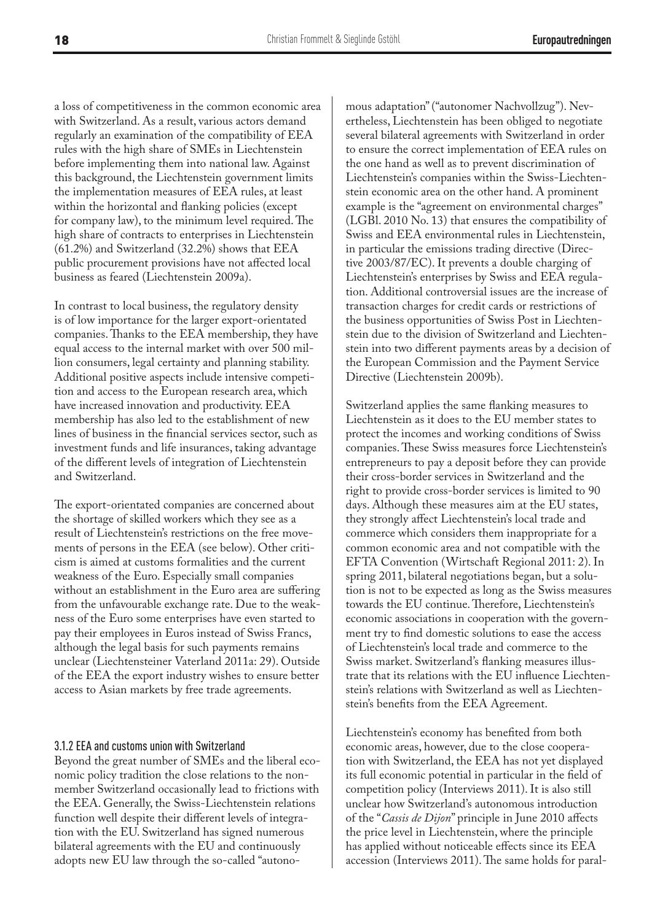a loss of competitiveness in the common economic area with Switzerland. As a result, various actors demand regularly an examination of the compatibility of EEA rules with the high share of SMEs in Liechtenstein before implementing them into national law. Against this background, the Liechtenstein government limits the implementation measures of EEA rules, at least within the horizontal and flanking policies (except for company law), to the minimum level required. The high share of contracts to enterprises in Liechtenstein (61.2%) and Switzerland (32.2%) shows that EEA public procurement provisions have not affected local business as feared (Liechtenstein 2009a).

In contrast to local business, the regulatory density is of low importance for the larger export-orientated companies. Thanks to the EEA membership, they have equal access to the internal market with over 500 million consumers, legal certainty and planning stability. Additional positive aspects include intensive competition and access to the European research area, which have increased innovation and productivity. EEA membership has also led to the establishment of new lines of business in the financial services sector, such as investment funds and life insurances, taking advantage of the different levels of integration of Liechtenstein and Switzerland.

The export-orientated companies are concerned about the shortage of skilled workers which they see as a result of Liechtenstein's restrictions on the free movements of persons in the EEA (see below). Other criticism is aimed at customs formalities and the current weakness of the Euro. Especially small companies without an establishment in the Euro area are suffering from the unfavourable exchange rate. Due to the weakness of the Euro some enterprises have even started to pay their employees in Euros instead of Swiss Francs, although the legal basis for such payments remains unclear (Liechtensteiner Vaterland 2011a: 29). Outside of the EEA the export industry wishes to ensure better access to Asian markets by free trade agreements.

#### 3.1.2 EEA and customs union with Switzerland

Beyond the great number of SMEs and the liberal economic policy tradition the close relations to the non-member Switzerland occasionally lead to frictions with the EEA. Generally, the Swiss-Liechtenstein relations function well despite their different levels of integration with the EU. Switzerland has signed numerous bilateral agreements with the EU and continuously adopts new EU law through the so-called "autonomous adaptation" ("autonomer Nachvollzug"). Nevertheless, Liechtenstein has been obliged to negotiate several bilateral agreements with Switzerland in order to ensure the correct implementation of EEA rules on the one hand as well as to prevent discrimination of Liechtenstein's companies within the Swiss-Liechtenstein economic area on the other hand. A prominent example is the "agreement on environmental charges" (LGBl. 2010 No. 13) that ensures the compatibility of Swiss and EEA environmental rules in Liechtenstein, in particular the emissions trading directive (Directive 2003/87/EC). It prevents a double charging of Liechtenstein's enterprises by Swiss and EEA regulation. Additional controversial issues are the increase of transaction charges for credit cards or restrictions of the business opportunities of Swiss Post in Liechtenstein due to the division of Switzerland and Liechtenstein into two different payments areas by a decision of the European Commission and the Payment Service Directive (Liechtenstein 2009b).

Switzerland applies the same flanking measures to Liechtenstein as it does to the EU member states to protect the incomes and working conditions of Swiss companies. These Swiss measures force Liechtenstein's entrepreneurs to pay a deposit before they can provide their cross-border services in Switzerland and the right to provide cross-border services is limited to 90 days. Although these measures aim at the EU states, they strongly affect Liechtenstein's local trade and commerce which considers them inappropriate for a common economic area and not compatible with the EFTA Convention (Wirtschaft Regional 2011: 2). In spring 2011, bilateral negotiations began, but a solution is not to be expected as long as the Swiss measures towards the EU continue. Therefore, Liechtenstein's economic associations in cooperation with the government try to find domestic solutions to ease the access of Liechtenstein's local trade and commerce to the Swiss market. Switzerland's flanking measures illustrate that its relations with the EU influence Liechtenstein's relations with Switzerland as well as Liechtenstein's benefits from the EEA Agreement.

Liechtenstein's economy has benefited from both economic areas, however, due to the close cooperation with Switzerland, the EEA has not yet displayed its full economic potential in particular in the field of competition policy (Interviews 2011). It is also still unclear how Switzerland's autonomous introduction of the "*Cassis de Dijon*" principle in June 2010 affects the price level in Liechtenstein, where the principle has applied without noticeable effects since its EEA accession (Interviews 2011). The same holds for paral-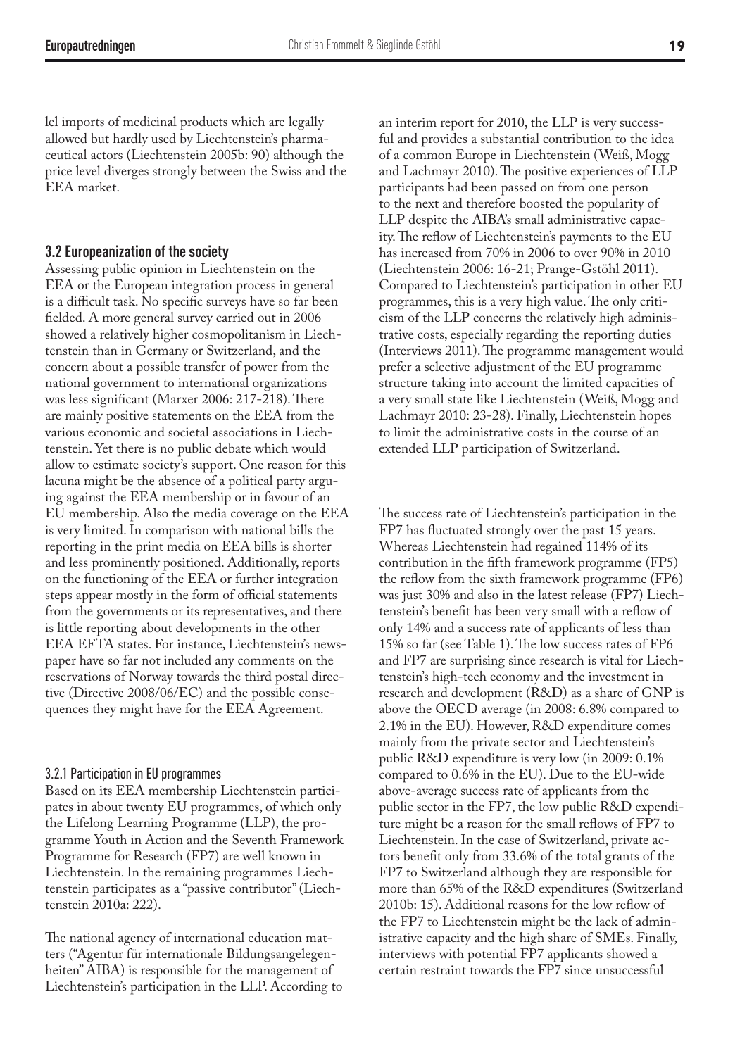lel imports of medicinal products which are legally allowed but hardly used by Liechtenstein's pharmaceutical actors (Liechtenstein 2005b: 90) although the price level diverges strongly between the Swiss and the EEA market.

### 3.2 Europeanization of the society

Assessing public opinion in Liechtenstein on the EEA or the European integration process in general is a difficult task. No specific surveys have so far been fielded. A more general survey carried out in 2006 showed a relatively higher cosmopolitanism in Liechtenstein than in Germany or Switzerland, and the concern about a possible transfer of power from the national government to international organizations was less significant (Marxer 2006: 217-218). There are mainly positive statements on the EEA from the various economic and societal associations in Liechtenstein. Yet there is no public debate which would allow to estimate society's support. One reason for this lacuna might be the absence of a political party arguing against the EEA membership or in favour of an EU membership. Also the media coverage on the EEA is very limited. In comparison with national bills the reporting in the print media on EEA bills is shorter and less prominently positioned. Additionally, reports on the functioning of the EEA or further integration steps appear mostly in the form of official statements from the governments or its representatives, and there is little reporting about developments in the other EEA EFTA states. For instance, Liechtenstein's newspaper have so far not included any comments on the reservations of Norway towards the third postal directive (Directive 2008/06/EC) and the possible consequences they might have for the EEA Agreement.

#### 3.2.1 Participation in EU programmes

Based on its EEA membership Liechtenstein participates in about twenty EU programmes, of which only the Lifelong Learning Programme (LLP), the programme Youth in Action and the Seventh Framework Programme for Research (FP7) are well known in Liechtenstein. In the remaining programmes Liechtenstein participates as a "passive contributor" (Liechtenstein 2010a: 222).

The national agency of international education matters ("Agentur für internationale Bildungsangelegenheiten" AIBA) is responsible for the management of Liechtenstein's participation in the LLP. According to an interim report for 2010, the LLP is very successful and provides a substantial contribution to the idea of a common Europe in Liechtenstein (Weiß, Mogg and Lachmayr 2010). The positive experiences of LLP participants had been passed on from one person to the next and therefore boosted the popularity of LLP despite the AIBA's small administrative capacity. The reflow of Liechtenstein's payments to the EU has increased from 70% in 2006 to over 90% in 2010 (Liechtenstein 2006: 16-21; Prange-Gstöhl 2011). Compared to Liechtenstein's participation in other EU programmes, this is a very high value. The only criticism of the LLP concerns the relatively high administrative costs, especially regarding the reporting duties (Interviews 2011). The programme management would prefer a selective adjustment of the EU programme structure taking into account the limited capacities of a very small state like Liechtenstein (Weiß, Mogg and Lachmayr 2010: 23-28). Finally, Liechtenstein hopes to limit the administrative costs in the course of an extended LLP participation of Switzerland.

The success rate of Liechtenstein's participation in the FP7 has fluctuated strongly over the past 15 years. Whereas Liechtenstein had regained 114% of its contribution in the fifth framework programme (FP5) the reflow from the sixth framework programme (FP6) was just 30% and also in the latest release (FP7) Liechtenstein's benefit has been very small with a reflow of only 14% and a success rate of applicants of less than 15% so far (see Table 1). The low success rates of FP6 and FP7 are surprising since research is vital for Liechtenstein's high-tech economy and the investment in research and development (R&D) as a share of GNP is above the OECD average (in 2008: 6.8% compared to 2.1% in the EU). However, R&D expenditure comes mainly from the private sector and Liechtenstein's public R&D expenditure is very low (in 2009: 0.1% compared to 0.6% in the EU). Due to the EU-wide above-average success rate of applicants from the public sector in the FP7, the low public R&D expenditure might be a reason for the small reflows of FP7 to Liechtenstein. In the case of Switzerland, private actors benefit only from 33.6% of the total grants of the FP7 to Switzerland although they are responsible for more than 65% of the R&D expenditures (Switzerland 2010b: 15). Additional reasons for the low reflow of the FP7 to Liechtenstein might be the lack of administrative capacity and the high share of SMEs. Finally, interviews with potential FP7 applicants showed a certain restraint towards the FP7 since unsuccessful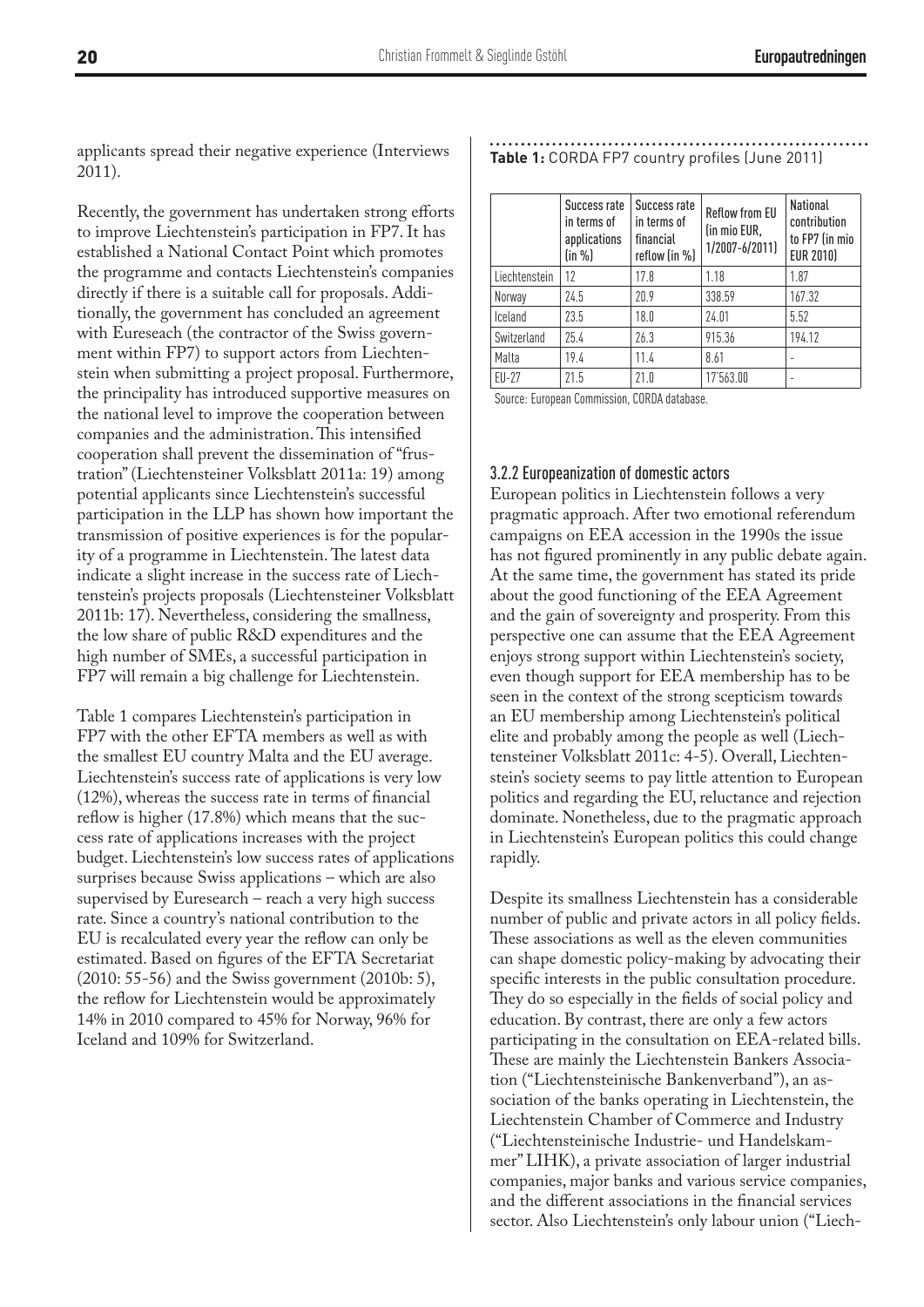applicants spread their negative experience (Interviews 2011).

Recently, the government has undertaken strong efforts to improve Liechtenstein's participation in FP7. It has established a National Contact Point which promotes the programme and contacts Liechtenstein's companies directly if there is a suitable call for proposals. Additionally, the government has concluded an agreement with Eureseach (the contractor of the Swiss government within FP7) to support actors from Liechtenstein when submitting a project proposal. Furthermore, the principality has introduced supportive measures on the national level to improve the cooperation between companies and the administration. This intensified cooperation shall prevent the dissemination of "frustration" (Liechtensteiner Volksblatt 2011a: 19) among potential applicants since Liechtenstein's successful participation in the LLP has shown how important the transmission of positive experiences is for the popularity of a programme in Liechtenstein. The latest data indicate a slight increase in the success rate of Liechtenstein's projects proposals (Liechtensteiner Volksblatt 2011b: 17). Nevertheless, considering the smallness, the low share of public R&D expenditures and the high number of SMEs, a successful participation in FP7 will remain a big challenge for Liechtenstein.

Table 1 compares Liechtenstein's participation in FP7 with the other EFTA members as well as with the smallest EU country Malta and the EU average. Liechtenstein's success rate of applications is very low (12%), whereas the success rate in terms of financial reflow is higher (17.8%) which means that the success rate of applications increases with the project budget. Liechtenstein's low success rates of applications surprises because Swiss applications – which are also supervised by Euresearch – reach a very high success rate. Since a country's national contribution to the EU is recalculated every year the reflow can only be estimated. Based on figures of the EFTA Secretariat (2010: 55-56) and the Swiss government (2010b: 5), the reflow for Liechtenstein would be approximately 14% in 2010 compared to 45% for Norway, 96% for Iceland and 109% for Switzerland.

**Table 1:** CORDA FP7 country profiles (June 2011)

| | Success rate in terms of applications (in %) | Success rate in terms of financial reflow (in %) | Reflow from EU (in mio EUR, 1/2007-6/2011) | National contribution to FP7 (in mio EUR 2010) |
|---|---|---|---|---|
| Liechtenstein | 12 | 17.8 | 1.18 | 1.87 |
| Norway | 24.5 | 20.9 | 338.59 | 167.32 |
| Iceland | 23.5 | 18.0 | 24.01 | 5.52 |
| Switzerland | 25.4 | 26.3 | 915.36 | 194.12 |
| Malta | 19.4 | 11.4 | 8.61 | - |
| EU-27 | 21.5 | 21.0 | 17'563.00 | - |

Source: European Commission, CORDA database.

#### 3.2.2 Europeanization of domestic actors

European politics in Liechtenstein follows a very pragmatic approach. After two emotional referendum campaigns on EEA accession in the 1990s the issue has not figured prominently in any public debate again. At the same time, the government has stated its pride about the good functioning of the EEA Agreement and the gain of sovereignty and prosperity. From this perspective one can assume that the EEA Agreement enjoys strong support within Liechtenstein's society, even though support for EEA membership has to be seen in the context of the strong scepticism towards an EU membership among Liechtenstein's political elite and probably among the people as well (Liechtensteiner Volksblatt 2011c: 4-5). Overall, Liechtenstein's society seems to pay little attention to European politics and regarding the EU, reluctance and rejection dominate. Nonetheless, due to the pragmatic approach in Liechtenstein's European politics this could change rapidly.

Despite its smallness Liechtenstein has a considerable number of public and private actors in all policy fields. These associations as well as the eleven communities can shape domestic policy-making by advocating their specific interests in the public consultation procedure. They do so especially in the fields of social policy and education. By contrast, there are only a few actors participating in the consultation on EEA-related bills. These are mainly the Liechtenstein Bankers Association ("Liechtensteinische Bankenverband"), an association of the banks operating in Liechtenstein, the Liechtenstein Chamber of Commerce and Industry ("Liechtensteinische Industrie- und Handelskammer" LIHK), a private association of larger industrial companies, major banks and various service companies, and the different associations in the financial services sector. Also Liechtenstein's only labour union ("Liech-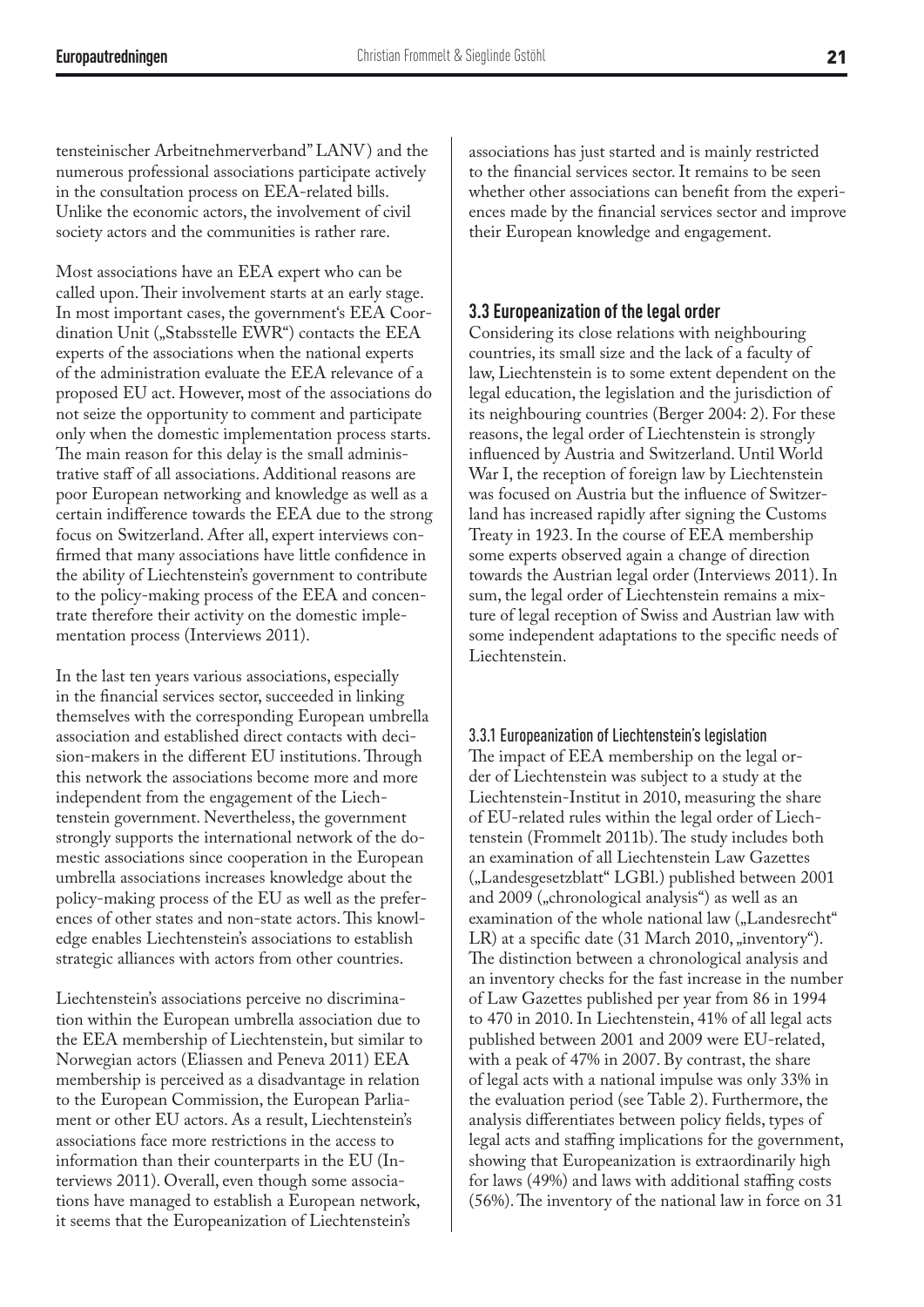tensteinischer Arbeitnehmerverband" LANV) and the numerous professional associations participate actively in the consultation process on EEA-related bills. Unlike the economic actors, the involvement of civil society actors and the communities is rather rare.

Most associations have an EEA expert who can be called upon. Their involvement starts at an early stage. In most important cases, the government's EEA Coordination Unit („Stabsstelle EWR") contacts the EEA experts of the associations when the national experts of the administration evaluate the EEA relevance of a proposed EU act. However, most of the associations do not seize the opportunity to comment and participate only when the domestic implementation process starts. The main reason for this delay is the small administrative staff of all associations. Additional reasons are poor European networking and knowledge as well as a certain indifference towards the EEA due to the strong focus on Switzerland. After all, expert interviews confirmed that many associations have little confidence in the ability of Liechtenstein's government to contribute to the policy-making process of the EEA and concentrate therefore their activity on the domestic implementation process (Interviews 2011).

In the last ten years various associations, especially in the financial services sector, succeeded in linking themselves with the corresponding European umbrella association and established direct contacts with decision-makers in the different EU institutions. Through this network the associations become more and more independent from the engagement of the Liechtenstein government. Nevertheless, the government strongly supports the international network of the domestic associations since cooperation in the European umbrella associations increases knowledge about the policy-making process of the EU as well as the preferences of other states and non-state actors. This knowledge enables Liechtenstein's associations to establish strategic alliances with actors from other countries.

Liechtenstein's associations perceive no discrimination within the European umbrella association due to the EEA membership of Liechtenstein, but similar to Norwegian actors (Eliassen and Peneva 2011) EEA membership is perceived as a disadvantage in relation to the European Commission, the European Parliament or other EU actors. As a result, Liechtenstein's associations face more restrictions in the access to information than their counterparts in the EU (Interviews 2011). Overall, even though some associations have managed to establish a European network, it seems that the Europeanization of Liechtenstein's associations has just started and is mainly restricted to the financial services sector. It remains to be seen whether other associations can benefit from the experiences made by the financial services sector and improve their European knowledge and engagement.

### 3.3 Europeanization of the legal order

Considering its close relations with neighbouring countries, its small size and the lack of a faculty of law, Liechtenstein is to some extent dependent on the legal education, the legislation and the jurisdiction of its neighbouring countries (Berger 2004: 2). For these reasons, the legal order of Liechtenstein is strongly influenced by Austria and Switzerland. Until World War I, the reception of foreign law by Liechtenstein was focused on Austria but the influence of Switzerland has increased rapidly after signing the Customs Treaty in 1923. In the course of EEA membership some experts observed again a change of direction towards the Austrian legal order (Interviews 2011). In sum, the legal order of Liechtenstein remains a mixture of legal reception of Swiss and Austrian law with some independent adaptations to the specific needs of Liechtenstein.

#### 3.3.1 Europeanization of Liechtenstein's legislation

The impact of EEA membership on the legal order of Liechtenstein was subject to a study at the Liechtenstein-Institut in 2010, measuring the share of EU-related rules within the legal order of Liechtenstein (Frommelt 2011b). The study includes both an examination of all Liechtenstein Law Gazettes („Landesgesetzblatt" LGBl.) published between 2001 and 2009 („chronological analysis") as well as an examination of the whole national law („Landesrecht" LR) at a specific date (31 March 2010, „inventory"). The distinction between a chronological analysis and an inventory checks for the fast increase in the number of Law Gazettes published per year from 86 in 1994 to 470 in 2010. In Liechtenstein, 41% of all legal acts published between 2001 and 2009 were EU-related, with a peak of 47% in 2007. By contrast, the share of legal acts with a national impulse was only 33% in the evaluation period (see Table 2). Furthermore, the analysis differentiates between policy fields, types of legal acts and staffing implications for the government, showing that Europeanization is extraordinarily high for laws (49%) and laws with additional staffing costs (56%). The inventory of the national law in force on 31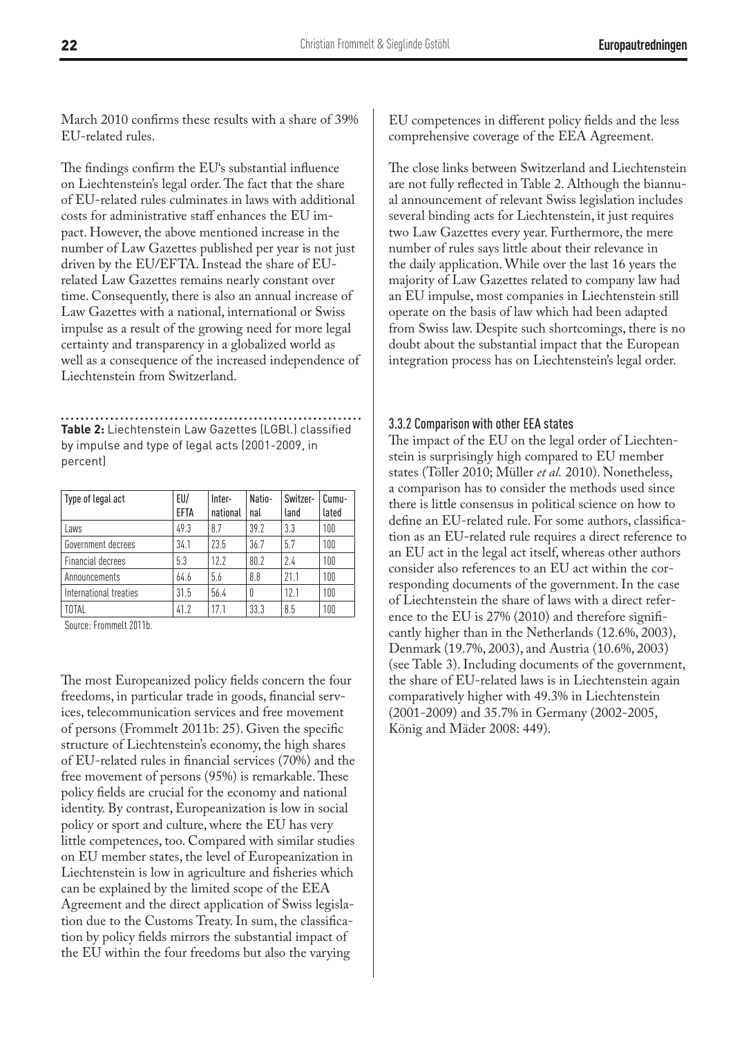March 2010 confirms these results with a share of 39% EU-related rules.

The findings confirm the EU's substantial influence on Liechtenstein's legal order. The fact that the share of EU-related rules culminates in laws with additional costs for administrative staff enhances the EU impact. However, the above mentioned increase in the number of Law Gazettes published per year is not just driven by the EU/EFTA. Instead the share of EU-related Law Gazettes remains nearly constant over time. Consequently, there is also an annual increase of Law Gazettes with a national, international or Swiss impulse as a result of the growing need for more legal certainty and transparency in a globalized world as well as a consequence of the increased independence of Liechtenstein from Switzerland.

**Table 2:** Liechtenstein Law Gazettes (LGBl.) classified by impulse and type of legal acts (2001-2009, in percent)

| Type of legal act | EU/ EFTA | Inter-national | Natio-nal | Switzer-land | Cumu-lated |
|---|---|---|---|---|---|
| Laws | 49.3 | 8.7 | 39.2 | 3.3 | 100 |
| Government decrees | 34.1 | 23.5 | 36.7 | 5.7 | 100 |
| Financial decrees | 5.3 | 12.2 | 80.2 | 2.4 | 100 |
| Announcements | 64.6 | 5.6 | 8.8 | 21.1 | 100 |
| International treaties | 31.5 | 56.4 | 0 | 12.1 | 100 |
| TOTAL | 41.2 | 17.1 | 33.3 | 8.5 | 100 |

Source: Frommelt 2011b.

The most Europeanized policy fields concern the four freedoms, in particular trade in goods, financial services, telecommunication services and free movement of persons (Frommelt 2011b: 25). Given the specific structure of Liechtenstein's economy, the high shares of EU-related rules in financial services (70%) and the free movement of persons (95%) is remarkable. These policy fields are crucial for the economy and national identity. By contrast, Europeanization is low in social policy or sport and culture, where the EU has very little competences, too. Compared with similar studies on EU member states, the level of Europeanization in Liechtenstein is low in agriculture and fisheries which can be explained by the limited scope of the EEA Agreement and the direct application of Swiss legislation due to the Customs Treaty. In sum, the classification by policy fields mirrors the substantial impact of the EU within the four freedoms but also the varying EU competences in different policy fields and the less comprehensive coverage of the EEA Agreement.

The close links between Switzerland and Liechtenstein are not fully reflected in Table 2. Although the biannual announcement of relevant Swiss legislation includes several binding acts for Liechtenstein, it just requires two Law Gazettes every year. Furthermore, the mere number of rules says little about their relevance in the daily application. While over the last 16 years the majority of Law Gazettes related to company law had an EU impulse, most companies in Liechtenstein still operate on the basis of law which had been adapted from Swiss law. Despite such shortcomings, there is no doubt about the substantial impact that the European integration process has on Liechtenstein's legal order.

### 3.3.2 Comparison with other EEA states

The impact of the EU on the legal order of Liechtenstein is surprisingly high compared to EU member states (Töller 2010; Müller *et al.* 2010). Nonetheless, a comparison has to consider the methods used since there is little consensus in political science on how to define an EU-related rule. For some authors, classification as an EU-related rule requires a direct reference to an EU act in the legal act itself, whereas other authors consider also references to an EU act within the corresponding documents of the government. In the case of Liechtenstein the share of laws with a direct reference to the EU is 27% (2010) and therefore significantly higher than in the Netherlands (12.6%, 2003), Denmark (19.7%, 2003), and Austria (10.6%, 2003) (see Table 3). Including documents of the government, the share of EU-related laws is in Liechtenstein again comparatively higher with 49.3% in Liechtenstein (2001-2009) and 35.7% in Germany (2002-2005, König and Mäder 2008: 449).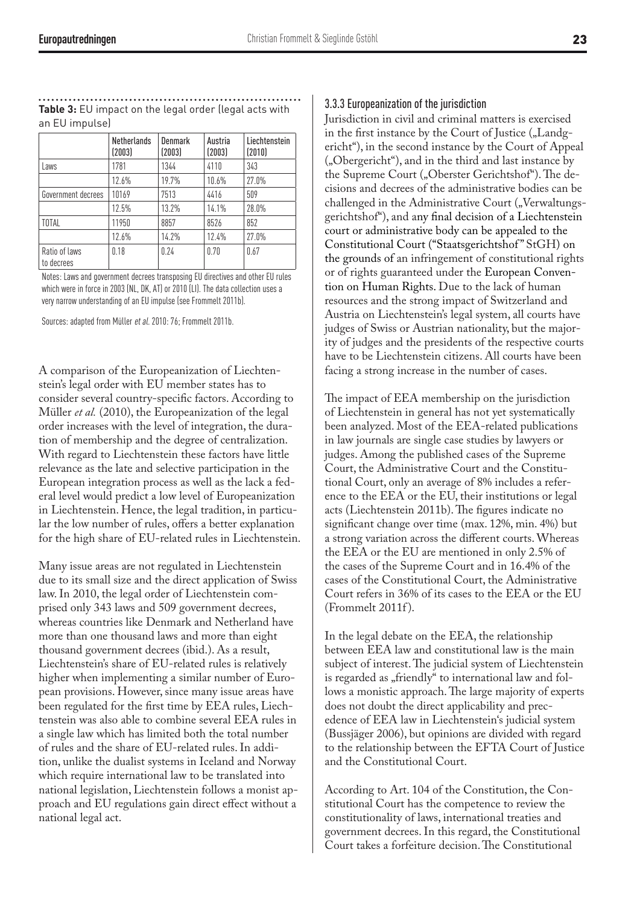**Table 3:** EU impact on the legal order (legal acts with an EU impulse)

| | Netherlands (2003) | Denmark (2003) | Austria (2003) | Liechtenstein (2010) |
|---|---|---|---|---|
| Laws | 1781 | 1344 | 4110 | 343 |
| | 12.6% | 19.7% | 10.6% | 27.0% |
| Government decrees | 10169 | 7513 | 4416 | 509 |
| | 12.5% | 13.2% | 14.1% | 28.0% |
| TOTAL | 11950 | 8857 | 8526 | 852 |
| | 12.6% | 14.2% | 12.4% | 27.0% |
| Ratio of laws to decrees | 0.18 | 0.24 | 0.70 | 0.67 |

Notes: Laws and government decrees transposing EU directives and other EU rules which were in force in 2003 (NL, DK, AT) or 2010 (LI). The data collection uses a very narrow understanding of an EU impulse (see Frommelt 2011b).

Sources: adapted from Müller *et al.* 2010: 76; Frommelt 2011b.

A comparison of the Europeanization of Liechtenstein's legal order with EU member states has to consider several country-specific factors. According to Müller *et al.* (2010), the Europeanization of the legal order increases with the level of integration, the duration of membership and the degree of centralization. With regard to Liechtenstein these factors have little relevance as the late and selective participation in the European integration process as well as the lack a federal level would predict a low level of Europeanization in Liechtenstein. Hence, the legal tradition, in particular the low number of rules, offers a better explanation for the high share of EU-related rules in Liechtenstein.

Many issue areas are not regulated in Liechtenstein due to its small size and the direct application of Swiss law. In 2010, the legal order of Liechtenstein comprised only 343 laws and 509 government decrees, whereas countries like Denmark and Netherland have more than one thousand laws and more than eight thousand government decrees (ibid.). As a result, Liechtenstein's share of EU-related rules is relatively higher when implementing a similar number of European provisions. However, since many issue areas have been regulated for the first time by EEA rules, Liechtenstein was also able to combine several EEA rules in a single law which has limited both the total number of rules and the share of EU-related rules. In addition, unlike the dualist systems in Iceland and Norway which require international law to be translated into national legislation, Liechtenstein follows a monist approach and EU regulations gain direct effect without a national legal act.

### 3.3.3 Europeanization of the jurisdiction

Jurisdiction in civil and criminal matters is exercised in the first instance by the Court of Justice („Landgericht"), in the second instance by the Court of Appeal („Obergericht"), and in the third and last instance by the Supreme Court („Oberster Gerichtshof"). The decisions and decrees of the administrative bodies can be challenged in the Administrative Court („Verwaltungsgerichtshof"), and any final decision of a Liechtenstein court or administrative body can be appealed to the Constitutional Court ("Staatsgerichtshof" StGH) on the grounds of an infringement of constitutional rights or of rights guaranteed under the European Convention on Human Rights. Due to the lack of human resources and the strong impact of Switzerland and Austria on Liechtenstein's legal system, all courts have judges of Swiss or Austrian nationality, but the majority of judges and the presidents of the respective courts have to be Liechtenstein citizens. All courts have been facing a strong increase in the number of cases.

The impact of EEA membership on the jurisdiction of Liechtenstein in general has not yet systematically been analyzed. Most of the EEA-related publications in law journals are single case studies by lawyers or judges. Among the published cases of the Supreme Court, the Administrative Court and the Constitutional Court, only an average of 8% includes a reference to the EEA or the EU, their institutions or legal acts (Liechtenstein 2011b). The figures indicate no significant change over time (max. 12%, min. 4%) but a strong variation across the different courts. Whereas the EEA or the EU are mentioned in only 2.5% of the cases of the Supreme Court and in 16.4% of the cases of the Constitutional Court, the Administrative Court refers in 36% of its cases to the EEA or the EU (Frommelt 2011f).

In the legal debate on the EEA, the relationship between EEA law and constitutional law is the main subject of interest. The judicial system of Liechtenstein is regarded as „friendly" to international law and follows a monistic approach. The large majority of experts does not doubt the direct applicability and precedence of EEA law in Liechtenstein's judicial system (Bussjäger 2006), but opinions are divided with regard to the relationship between the EFTA Court of Justice and the Constitutional Court.

According to Art. 104 of the Constitution, the Constitutional Court has the competence to review the constitutionality of laws, international treaties and government decrees. In this regard, the Constitutional Court takes a forfeiture decision. The Constitutional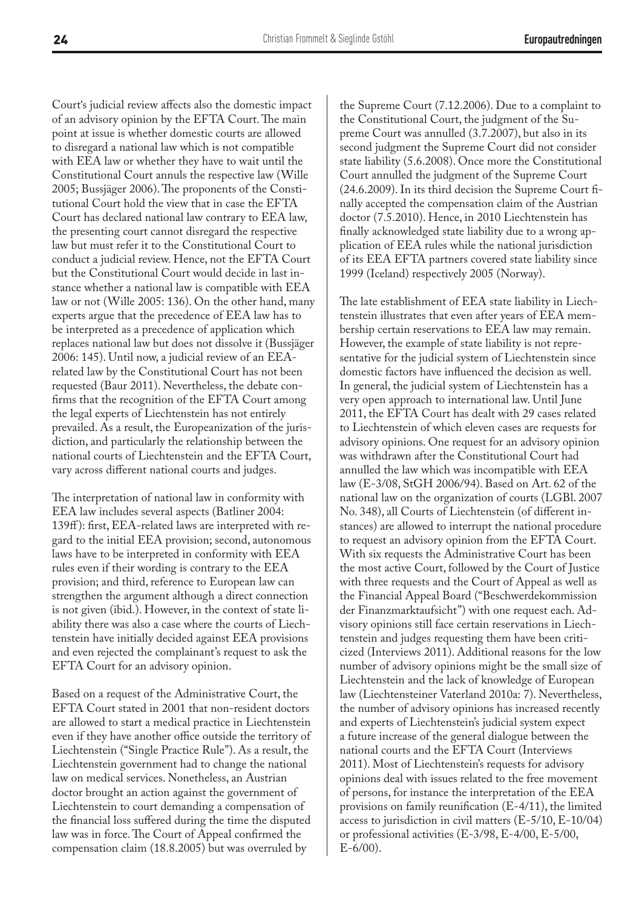Court's judicial review affects also the domestic impact of an advisory opinion by the EFTA Court. The main point at issue is whether domestic courts are allowed to disregard a national law which is not compatible with EEA law or whether they have to wait until the Constitutional Court annuls the respective law (Wille 2005; Bussjäger 2006). The proponents of the Constitutional Court hold the view that in case the EFTA Court has declared national law contrary to EEA law, the presenting court cannot disregard the respective law but must refer it to the Constitutional Court to conduct a judicial review. Hence, not the EFTA Court but the Constitutional Court would decide in last instance whether a national law is compatible with EEA law or not (Wille 2005: 136). On the other hand, many experts argue that the precedence of EEA law has to be interpreted as a precedence of application which replaces national law but does not dissolve it (Bussjäger 2006: 145). Until now, a judicial review of an EEA-related law by the Constitutional Court has not been requested (Baur 2011). Nevertheless, the debate confirms that the recognition of the EFTA Court among the legal experts of Liechtenstein has not entirely prevailed. As a result, the Europeanization of the jurisdiction, and particularly the relationship between the national courts of Liechtenstein and the EFTA Court, vary across different national courts and judges.

The interpretation of national law in conformity with EEA law includes several aspects (Batliner 2004: 139ff): first, EEA-related laws are interpreted with regard to the initial EEA provision; second, autonomous laws have to be interpreted in conformity with EEA rules even if their wording is contrary to the EEA provision; and third, reference to European law can strengthen the argument although a direct connection is not given (ibid.). However, in the context of state liability there was also a case where the courts of Liechtenstein have initially decided against EEA provisions and even rejected the complainant's request to ask the EFTA Court for an advisory opinion.

Based on a request of the Administrative Court, the EFTA Court stated in 2001 that non-resident doctors are allowed to start a medical practice in Liechtenstein even if they have another office outside the territory of Liechtenstein ("Single Practice Rule"). As a result, the Liechtenstein government had to change the national law on medical services. Nonetheless, an Austrian doctor brought an action against the government of Liechtenstein to court demanding a compensation of the financial loss suffered during the time the disputed law was in force. The Court of Appeal confirmed the compensation claim (18.8.2005) but was overruled by the Supreme Court (7.12.2006). Due to a complaint to the Constitutional Court, the judgment of the Supreme Court was annulled (3.7.2007), but also in its second judgment the Supreme Court did not consider state liability (5.6.2008). Once more the Constitutional Court annulled the judgment of the Supreme Court (24.6.2009). In its third decision the Supreme Court finally accepted the compensation claim of the Austrian doctor (7.5.2010). Hence, in 2010 Liechtenstein has finally acknowledged state liability due to a wrong application of EEA rules while the national jurisdiction of its EEA EFTA partners covered state liability since 1999 (Iceland) respectively 2005 (Norway).

The late establishment of EEA state liability in Liechtenstein illustrates that even after years of EEA membership certain reservations to EEA law may remain. However, the example of state liability is not representative for the judicial system of Liechtenstein since domestic factors have influenced the decision as well. In general, the judicial system of Liechtenstein has a very open approach to international law. Until June 2011, the EFTA Court has dealt with 29 cases related to Liechtenstein of which eleven cases are requests for advisory opinions. One request for an advisory opinion was withdrawn after the Constitutional Court had annulled the law which was incompatible with EEA law (E-3/08, StGH 2006/94). Based on Art. 62 of the national law on the organization of courts (LGBl. 2007 No. 348), all Courts of Liechtenstein (of different instances) are allowed to interrupt the national procedure to request an advisory opinion from the EFTA Court. With six requests the Administrative Court has been the most active Court, followed by the Court of Justice with three requests and the Court of Appeal as well as the Financial Appeal Board ("Beschwerdekommission der Finanzmarktaufsicht") with one request each. Advisory opinions still face certain reservations in Liechtenstein and judges requesting them have been criticized (Interviews 2011). Additional reasons for the low number of advisory opinions might be the small size of Liechtenstein and the lack of knowledge of European law (Liechtensteiner Vaterland 2010a: 7). Nevertheless, the number of advisory opinions has increased recently and experts of Liechtenstein's judicial system expect a future increase of the general dialogue between the national courts and the EFTA Court (Interviews 2011). Most of Liechtenstein's requests for advisory opinions deal with issues related to the free movement of persons, for instance the interpretation of the EEA provisions on family reunification (E-4/11), the limited access to jurisdiction in civil matters (E-5/10, E-10/04) or professional activities (E-3/98, E-4/00, E-5/00, E-6/00).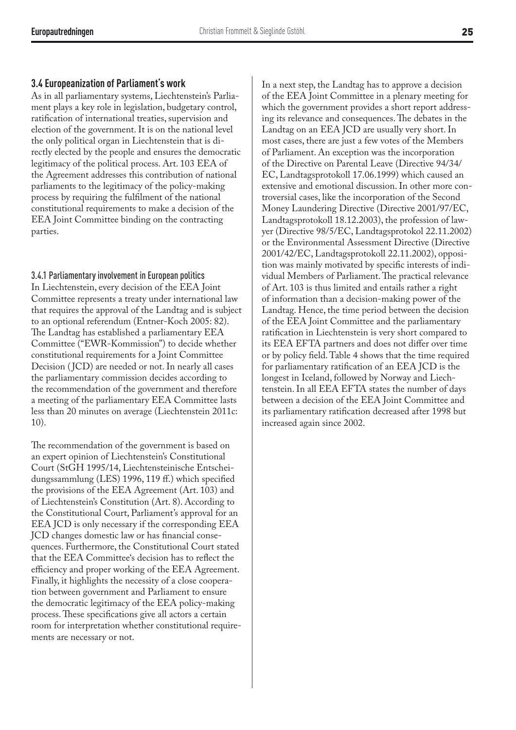## 3.4 Europeanization of Parliament's work

As in all parliamentary systems, Liechtenstein's Parliament plays a key role in legislation, budgetary control, ratification of international treaties, supervision and election of the government. It is on the national level the only political organ in Liechtenstein that is directly elected by the people and ensures the democratic legitimacy of the political process. Art. 103 EEA of the Agreement addresses this contribution of national parliaments to the legitimacy of the policy-making process by requiring the fulfilment of the national constitutional requirements to make a decision of the EEA Joint Committee binding on the contracting parties.

### 3.4.1 Parliamentary involvement in European politics

In Liechtenstein, every decision of the EEA Joint Committee represents a treaty under international law that requires the approval of the Landtag and is subject to an optional referendum (Entner-Koch 2005: 82). The Landtag has established a parliamentary EEA Committee ("EWR-Kommission") to decide whether constitutional requirements for a Joint Committee Decision (JCD) are needed or not. In nearly all cases the parliamentary commission decides according to the recommendation of the government and therefore a meeting of the parliamentary EEA Committee lasts less than 20 minutes on average (Liechtenstein 2011c: 10).

The recommendation of the government is based on an expert opinion of Liechtenstein's Constitutional Court (StGH 1995/14, Liechtensteinische Entscheidungssammlung (LES) 1996, 119 ff.) which specified the provisions of the EEA Agreement (Art. 103) and of Liechtenstein's Constitution (Art. 8). According to the Constitutional Court, Parliament's approval for an EEA JCD is only necessary if the corresponding EEA JCD changes domestic law or has financial consequences. Furthermore, the Constitutional Court stated that the EEA Committee's decision has to reflect the efficiency and proper working of the EEA Agreement. Finally, it highlights the necessity of a close cooperation between government and Parliament to ensure the democratic legitimacy of the EEA policy-making process. These specifications give all actors a certain room for interpretation whether constitutional requirements are necessary or not.

In a next step, the Landtag has to approve a decision of the EEA Joint Committee in a plenary meeting for which the government provides a short report addressing its relevance and consequences. The debates in the Landtag on an EEA JCD are usually very short. In most cases, there are just a few votes of the Members of Parliament. An exception was the incorporation of the Directive on Parental Leave (Directive 94/34/EC, Landtagsprotokoll 17.06.1999) which caused an extensive and emotional discussion. In other more controversial cases, like the incorporation of the Second Money Laundering Directive (Directive 2001/97/EC, Landtagsprotokoll 18.12.2003), the profession of lawyer (Directive 98/5/EC, Landtagsprotokol 22.11.2002) or the Environmental Assessment Directive (Directive 2001/42/EC, Landtagsprotokoll 22.11.2002), opposition was mainly motivated by specific interests of individual Members of Parliament. The practical relevance of Art. 103 is thus limited and entails rather a right of information than a decision-making power of the Landtag. Hence, the time period between the decision of the EEA Joint Committee and the parliamentary ratification in Liechtenstein is very short compared to its EEA EFTA partners and does not differ over time or by policy field. Table 4 shows that the time required for parliamentary ratification of an EEA JCD is the longest in Iceland, followed by Norway and Liechtenstein. In all EEA EFTA states the number of days between a decision of the EEA Joint Committee and its parliamentary ratification decreased after 1998 but increased again since 2002.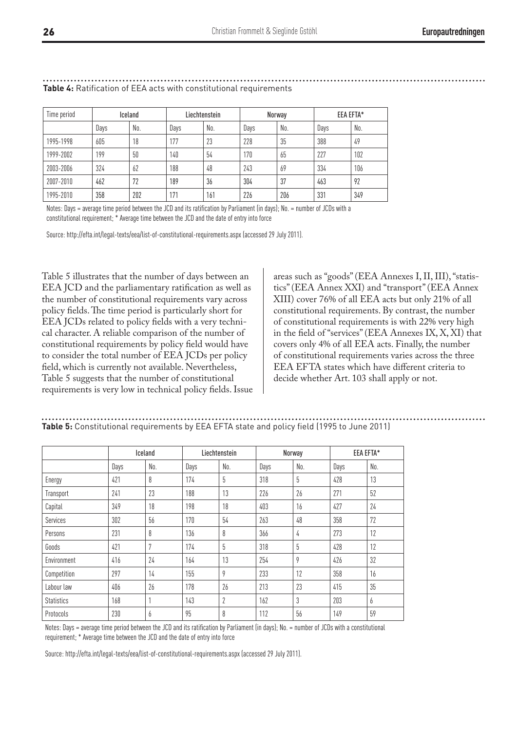**Table 4:** Ratification of EEA acts with constitutional requirements

| Time period | Iceland | | Liechtenstein | | Norway | | EEA EFTA* | |
|---|---|---|---|---|---|---|---|---|
| | Days | No. | Days | No. | Days | No. | Days | No. |
| 1995-1998 | 605 | 18 | 177 | 23 | 228 | 35 | 388 | 49 |
| 1999-2002 | 199 | 50 | 140 | 54 | 170 | 65 | 227 | 102 |
| 2003-2006 | 324 | 62 | 188 | 48 | 243 | 69 | 334 | 106 |
| 2007-2010 | 462 | 72 | 189 | 36 | 304 | 37 | 463 | 92 |
| 1995-2010 | 358 | 202 | 171 | 161 | 226 | 206 | 331 | 349 |

Notes: Days = average time period between the JCD and its ratification by Parliament (in days); No. = number of JCDs with a constitutional requirement; * Average time between the JCD and the date of entry into force

Source: http://efta.int/legal-texts/eea/list-of-constitutional-requirements.aspx (accessed 29 July 2011).

Table 5 illustrates that the number of days between an EEA JCD and the parliamentary ratification as well as the number of constitutional requirements vary across policy fields. The time period is particularly short for EEA JCDs related to policy fields with a very technical character. A reliable comparison of the number of constitutional requirements by policy field would have to consider the total number of EEA JCDs per policy field, which is currently not available. Nevertheless, Table 5 suggests that the number of constitutional requirements is very low in technical policy fields. Issue areas such as "goods" (EEA Annexes I, II, III), "statistics" (EEA Annex XXI) and "transport" (EEA Annex XIII) cover 76% of all EEA acts but only 21% of all constitutional requirements. By contrast, the number of constitutional requirements is with 22% very high in the field of "services" (EEA Annexes IX, X, XI) that covers only 4% of all EEA acts. Finally, the number of constitutional requirements varies across the three EEA EFTA states which have different criteria to decide whether Art. 103 shall apply or not.

**Table 5:** Constitutional requirements by EEA EFTA state and policy field (1995 to June 2011)

| | Iceland | | Liechtenstein | | Norway | | EEA EFTA* | |
|---|---|---|---|---|---|---|---|---|
| | Days | No. | Days | No. | Days | No. | Days | No. |
| Energy | 421 | 8 | 174 | 5 | 318 | 5 | 428 | 13 |
| Transport | 241 | 23 | 188 | 13 | 226 | 26 | 271 | 52 |
| Capital | 349 | 18 | 198 | 18 | 403 | 16 | 427 | 24 |
| Services | 302 | 56 | 170 | 54 | 263 | 48 | 358 | 72 |
| Persons | 231 | 8 | 136 | 8 | 366 | 4 | 273 | 12 |
| Goods | 421 | 7 | 174 | 5 | 318 | 5 | 428 | 12 |
| Environment | 416 | 24 | 164 | 13 | 254 | 9 | 426 | 32 |
| Competition | 297 | 14 | 155 | 9 | 233 | 12 | 358 | 16 |
| Labour law | 406 | 26 | 178 | 26 | 213 | 23 | 415 | 35 |
| Statistics | 168 | 1 | 143 | 2 | 162 | 3 | 203 | 6 |
| Protocols | 230 | 6 | 95 | 8 | 112 | 56 | 149 | 59 |

Notes: Days = average time period between the JCD and its ratification by Parliament (in days); No. = number of JCDs with a constitutional requirement; * Average time between the JCD and the date of entry into force

Source: http://efta.int/legal-texts/eea/list-of-constitutional-requirements.aspx (accessed 29 July 2011).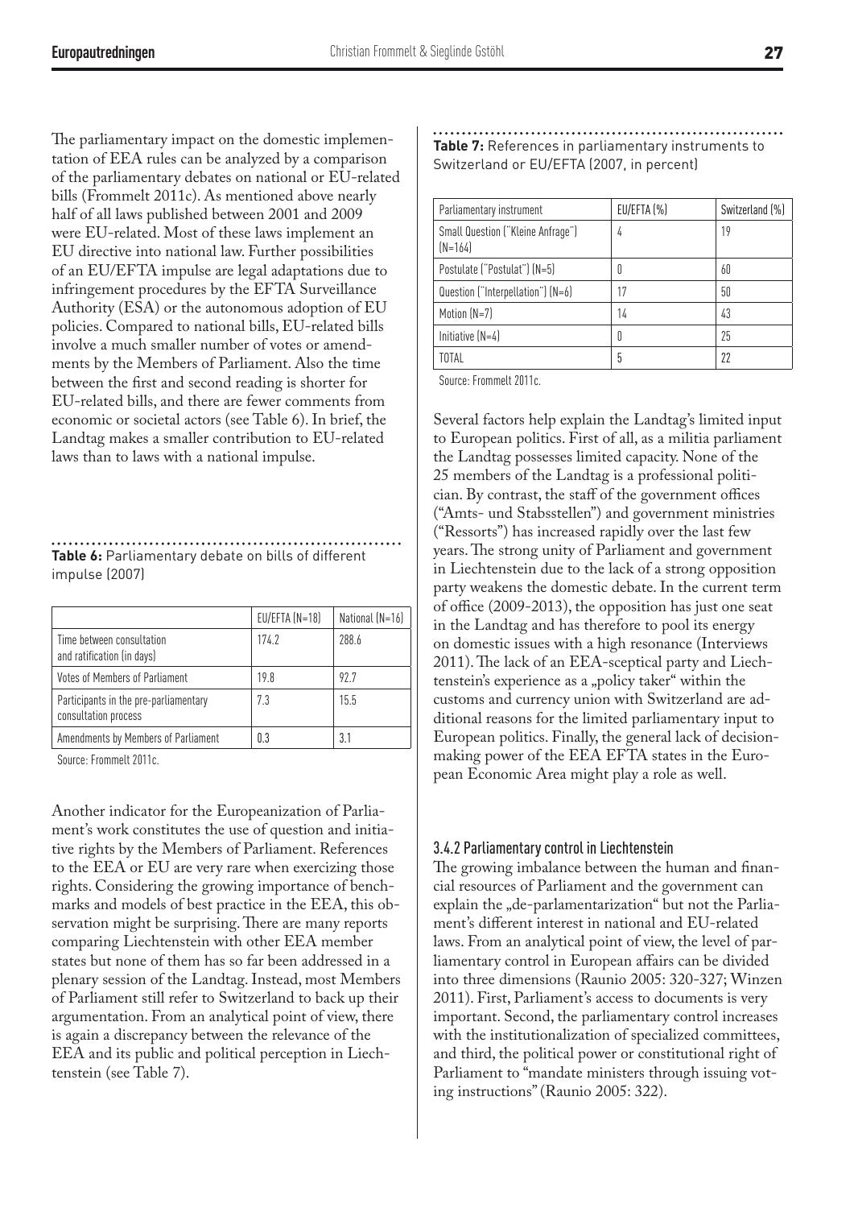The parliamentary impact on the domestic implementation of EEA rules can be analyzed by a comparison of the parliamentary debates on national or EU-related bills (Frommelt 2011c). As mentioned above nearly half of all laws published between 2001 and 2009 were EU-related. Most of these laws implement an EU directive into national law. Further possibilities of an EU/EFTA impulse are legal adaptations due to infringement procedures by the EFTA Surveillance Authority (ESA) or the autonomous adoption of EU policies. Compared to national bills, EU-related bills involve a much smaller number of votes or amendments by the Members of Parliament. Also the time between the first and second reading is shorter for EU-related bills, and there are fewer comments from economic or societal actors (see Table 6). In brief, the Landtag makes a smaller contribution to EU-related laws than to laws with a national impulse.

**Table 6:** Parliamentary debate on bills of different impulse (2007)

| | EU/EFTA (N=18) | National (N=16) |
|---|---|---|
| Time between consultation and ratification (in days) | 174.2 | 288.6 |
| Votes of Members of Parliament | 19.8 | 92.7 |
| Participants in the pre-parliamentary consultation process | 7.3 | 15.5 |
| Amendments by Members of Parliament | 0.3 | 3.1 |

Source: Frommelt 2011c.

Another indicator for the Europeanization of Parliament's work constitutes the use of question and initiative rights by the Members of Parliament. References to the EEA or EU are very rare when exercizing those rights. Considering the growing importance of benchmarks and models of best practice in the EEA, this observation might be surprising. There are many reports comparing Liechtenstein with other EEA member states but none of them has so far been addressed in a plenary session of the Landtag. Instead, most Members of Parliament still refer to Switzerland to back up their argumentation. From an analytical point of view, there is again a discrepancy between the relevance of the EEA and its public and political perception in Liechtenstein (see Table 7).

**Table 7:** References in parliamentary instruments to Switzerland or EU/EFTA (2007, in percent)

| Parliamentary instrument | EU/EFTA (%) | Switzerland (%) |
|---|---|---|
| Small Question ("Kleine Anfrage") (N=164) | 4 | 19 |
| Postulate ("Postulat") (N=5) | 0 | 60 |
| Question ("Interpellation") (N=6) | 17 | 50 |
| Motion (N=7) | 14 | 43 |
| Initiative (N=4) | 0 | 25 |
| TOTAL | 5 | 22 |

Source: Frommelt 2011c.

Several factors help explain the Landtag's limited input to European politics. First of all, as a militia parliament the Landtag possesses limited capacity. None of the 25 members of the Landtag is a professional politician. By contrast, the staff of the government offices ("Amts- und Stabsstellen") and government ministries ("Ressorts") has increased rapidly over the last few years. The strong unity of Parliament and government in Liechtenstein due to the lack of a strong opposition party weakens the domestic debate. In the current term of office (2009-2013), the opposition has just one seat in the Landtag and has therefore to pool its energy on domestic issues with a high resonance (Interviews 2011). The lack of an EEA-sceptical party and Liechtenstein's experience as a „policy taker" within the customs and currency union with Switzerland are additional reasons for the limited parliamentary input to European politics. Finally, the general lack of decision-making power of the EEA EFTA states in the European Economic Area might play a role as well.

### 3.4.2 Parliamentary control in Liechtenstein

The growing imbalance between the human and financial resources of Parliament and the government can explain the „de-parlamentarization" but not the Parliament's different interest in national and EU-related laws. From an analytical point of view, the level of parliamentary control in European affairs can be divided into three dimensions (Raunio 2005: 320-327; Winzen 2011). First, Parliament's access to documents is very important. Second, the parliamentary control increases with the institutionalization of specialized committees, and third, the political power or constitutional right of Parliament to "mandate ministers through issuing voting instructions" (Raunio 2005: 322).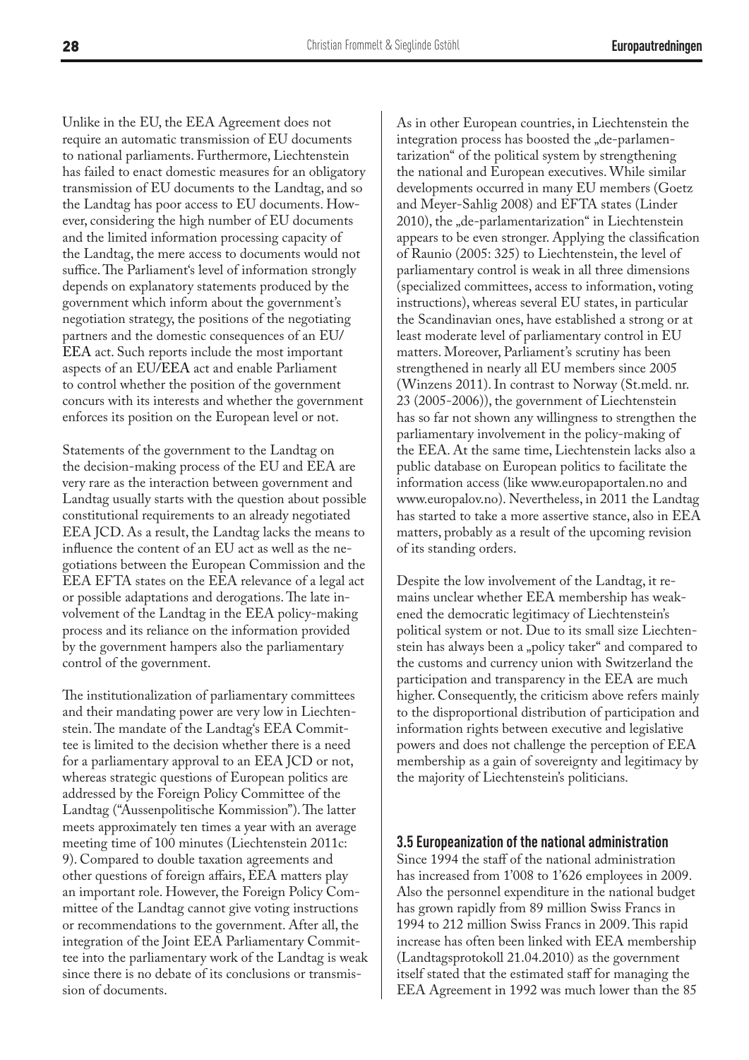Unlike in the EU, the EEA Agreement does not require an automatic transmission of EU documents to national parliaments. Furthermore, Liechtenstein has failed to enact domestic measures for an obligatory transmission of EU documents to the Landtag, and so the Landtag has poor access to EU documents. However, considering the high number of EU documents and the limited information processing capacity of the Landtag, the mere access to documents would not suffice. The Parliament's level of information strongly depends on explanatory statements produced by the government which inform about the government's negotiation strategy, the positions of the negotiating partners and the domestic consequences of an EU/EEA act. Such reports include the most important aspects of an EU/EEA act and enable Parliament to control whether the position of the government concurs with its interests and whether the government enforces its position on the European level or not.

Statements of the government to the Landtag on the decision-making process of the EU and EEA are very rare as the interaction between government and Landtag usually starts with the question about possible constitutional requirements to an already negotiated EEA JCD. As a result, the Landtag lacks the means to influence the content of an EU act as well as the negotiations between the European Commission and the EEA EFTA states on the EEA relevance of a legal act or possible adaptations and derogations. The late involvement of the Landtag in the EEA policy-making process and its reliance on the information provided by the government hampers also the parliamentary control of the government.

The institutionalization of parliamentary committees and their mandating power are very low in Liechtenstein. The mandate of the Landtag's EEA Committee is limited to the decision whether there is a need for a parliamentary approval to an EEA JCD or not, whereas strategic questions of European politics are addressed by the Foreign Policy Committee of the Landtag ("Aussenpolitische Kommission"). The latter meets approximately ten times a year with an average meeting time of 100 minutes (Liechtenstein 2011c: 9). Compared to double taxation agreements and other questions of foreign affairs, EEA matters play an important role. However, the Foreign Policy Committee of the Landtag cannot give voting instructions or recommendations to the government. After all, the integration of the Joint EEA Parliamentary Committee into the parliamentary work of the Landtag is weak since there is no debate of its conclusions or transmission of documents.

As in other European countries, in Liechtenstein the integration process has boosted the „de-parlamentarization" of the political system by strengthening the national and European executives. While similar developments occurred in many EU members (Goetz and Meyer-Sahlig 2008) and EFTA states (Linder 2010), the „de-parlamentarization" in Liechtenstein appears to be even stronger. Applying the classification of Raunio (2005: 325) to Liechtenstein, the level of parliamentary control is weak in all three dimensions (specialized committees, access to information, voting instructions), whereas several EU states, in particular the Scandinavian ones, have established a strong or at least moderate level of parliamentary control in EU matters. Moreover, Parliament's scrutiny has been strengthened in nearly all EU members since 2005 (Winzens 2011). In contrast to Norway (St.meld. nr. 23 (2005-2006)), the government of Liechtenstein has so far not shown any willingness to strengthen the parliamentary involvement in the policy-making of the EEA. At the same time, Liechtenstein lacks also a public database on European politics to facilitate the information access (like www.europaportalen.no and www.europalov.no). Nevertheless, in 2011 the Landtag has started to take a more assertive stance, also in EEA matters, probably as a result of the upcoming revision of its standing orders.

Despite the low involvement of the Landtag, it remains unclear whether EEA membership has weakened the democratic legitimacy of Liechtenstein's political system or not. Due to its small size Liechtenstein has always been a „policy taker" and compared to the customs and currency union with Switzerland the participation and transparency in the EEA are much higher. Consequently, the criticism above refers mainly to the disproportional distribution of participation and information rights between executive and legislative powers and does not challenge the perception of EEA membership as a gain of sovereignty and legitimacy by the majority of Liechtenstein's politicians.

### 3.5 Europeanization of the national administration

Since 1994 the staff of the national administration has increased from 1'008 to 1'626 employees in 2009. Also the personnel expenditure in the national budget has grown rapidly from 89 million Swiss Francs in 1994 to 212 million Swiss Francs in 2009. This rapid increase has often been linked with EEA membership (Landtagsprotokoll 21.04.2010) as the government itself stated that the estimated staff for managing the EEA Agreement in 1992 was much lower than the 85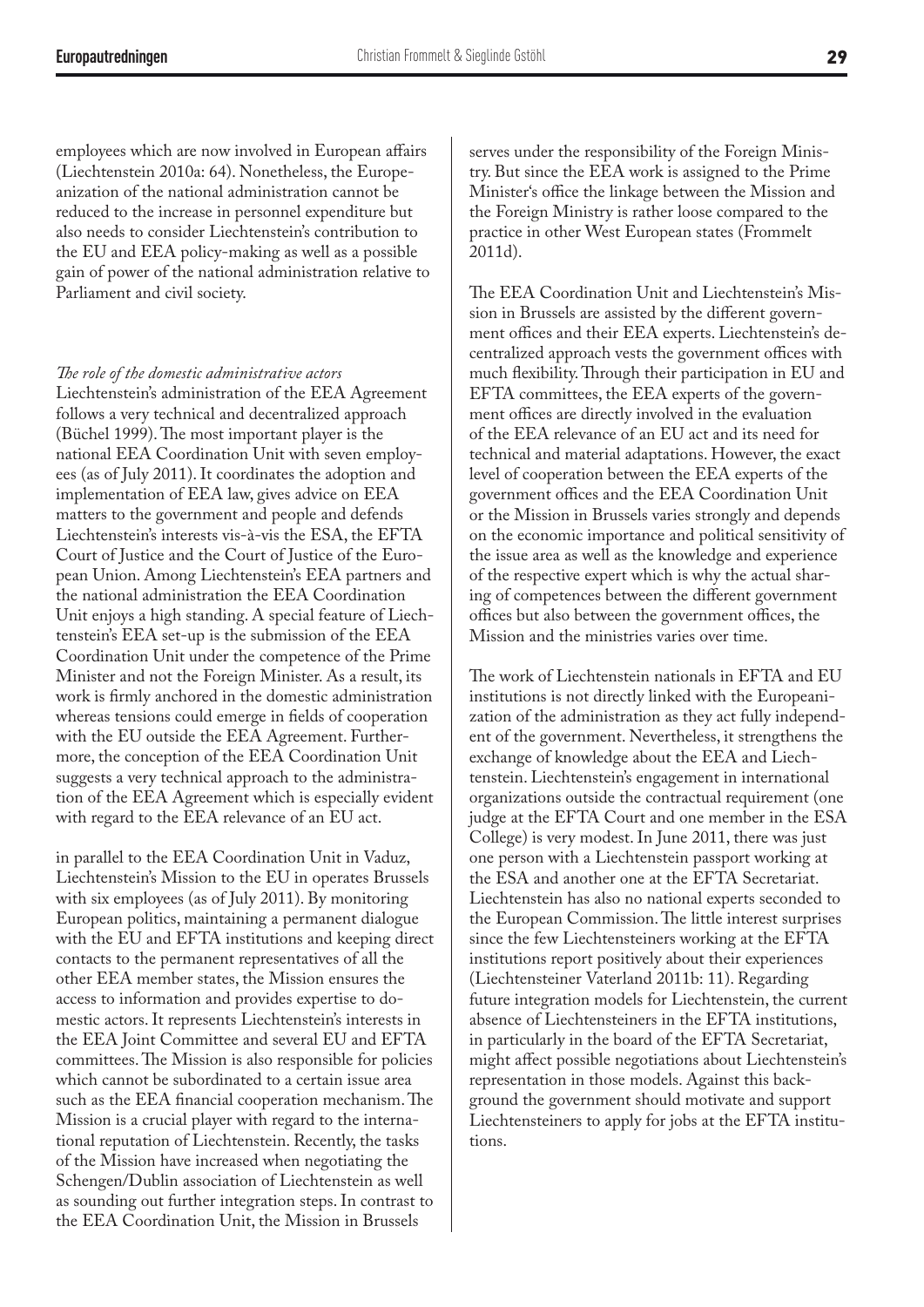employees which are now involved in European affairs (Liechtenstein 2010a: 64). Nonetheless, the Europeanization of the national administration cannot be reduced to the increase in personnel expenditure but also needs to consider Liechtenstein's contribution to the EU and EEA policy-making as well as a possible gain of power of the national administration relative to Parliament and civil society.

*The role of the domestic administrative actors*

Liechtenstein's administration of the EEA Agreement follows a very technical and decentralized approach (Büchel 1999). The most important player is the national EEA Coordination Unit with seven employees (as of July 2011). It coordinates the adoption and implementation of EEA law, gives advice on EEA matters to the government and people and defends Liechtenstein's interests vis-à-vis the ESA, the EFTA Court of Justice and the Court of Justice of the European Union. Among Liechtenstein's EEA partners and the national administration the EEA Coordination Unit enjoys a high standing. A special feature of Liechtenstein's EEA set-up is the submission of the EEA Coordination Unit under the competence of the Prime Minister and not the Foreign Minister. As a result, its work is firmly anchored in the domestic administration whereas tensions could emerge in fields of cooperation with the EU outside the EEA Agreement. Furthermore, the conception of the EEA Coordination Unit suggests a very technical approach to the administration of the EEA Agreement which is especially evident with regard to the EEA relevance of an EU act.

in parallel to the EEA Coordination Unit in Vaduz, Liechtenstein's Mission to the EU in operates Brussels with six employees (as of July 2011). By monitoring European politics, maintaining a permanent dialogue with the EU and EFTA institutions and keeping direct contacts to the permanent representatives of all the other EEA member states, the Mission ensures the access to information and provides expertise to domestic actors. It represents Liechtenstein's interests in the EEA Joint Committee and several EU and EFTA committees. The Mission is also responsible for policies which cannot be subordinated to a certain issue area such as the EEA financial cooperation mechanism. The Mission is a crucial player with regard to the international reputation of Liechtenstein. Recently, the tasks of the Mission have increased when negotiating the Schengen/Dublin association of Liechtenstein as well as sounding out further integration steps. In contrast to the EEA Coordination Unit, the Mission in Brussels serves under the responsibility of the Foreign Ministry. But since the EEA work is assigned to the Prime Minister's office the linkage between the Mission and the Foreign Ministry is rather loose compared to the practice in other West European states (Frommelt 2011d).

The EEA Coordination Unit and Liechtenstein's Mission in Brussels are assisted by the different government offices and their EEA experts. Liechtenstein's decentralized approach vests the government offices with much flexibility. Through their participation in EU and EFTA committees, the EEA experts of the government offices are directly involved in the evaluation of the EEA relevance of an EU act and its need for technical and material adaptations. However, the exact level of cooperation between the EEA experts of the government offices and the EEA Coordination Unit or the Mission in Brussels varies strongly and depends on the economic importance and political sensitivity of the issue area as well as the knowledge and experience of the respective expert which is why the actual sharing of competences between the different government offices but also between the government offices, the Mission and the ministries varies over time.

The work of Liechtenstein nationals in EFTA and EU institutions is not directly linked with the Europeanization of the administration as they act fully independent of the government. Nevertheless, it strengthens the exchange of knowledge about the EEA and Liechtenstein. Liechtenstein's engagement in international organizations outside the contractual requirement (one judge at the EFTA Court and one member in the ESA College) is very modest. In June 2011, there was just one person with a Liechtenstein passport working at the ESA and another one at the EFTA Secretariat. Liechtenstein has also no national experts seconded to the European Commission. The little interest surprises since the few Liechtensteiners working at the EFTA institutions report positively about their experiences (Liechtensteiner Vaterland 2011b: 11). Regarding future integration models for Liechtenstein, the current absence of Liechtensteiners in the EFTA institutions, in particularly in the board of the EFTA Secretariat, might affect possible negotiations about Liechtenstein's representation in those models. Against this background the government should motivate and support Liechtensteiners to apply for jobs at the EFTA institutions.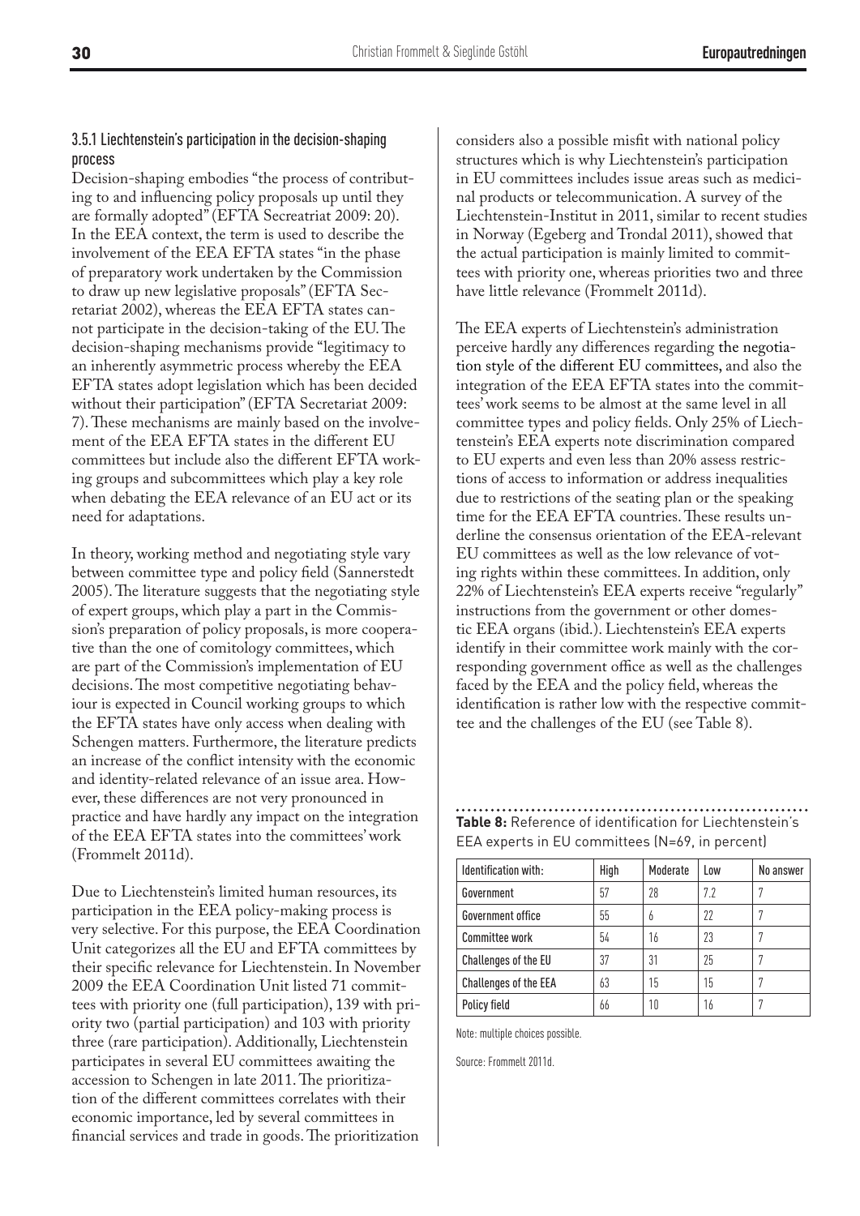### 3.5.1 Liechtenstein's participation in the decision-shaping process

Decision-shaping embodies "the process of contributing to and influencing policy proposals up until they are formally adopted" (EFTA Secreatriat 2009: 20). In the EEA context, the term is used to describe the involvement of the EEA EFTA states "in the phase of preparatory work undertaken by the Commission to draw up new legislative proposals" (EFTA Secretariat 2002), whereas the EEA EFTA states cannot participate in the decision-taking of the EU. The decision-shaping mechanisms provide "legitimacy to an inherently asymmetric process whereby the EEA EFTA states adopt legislation which has been decided without their participation" (EFTA Secretariat 2009: 7). These mechanisms are mainly based on the involvement of the EEA EFTA states in the different EU committees but include also the different EFTA working groups and subcommittees which play a key role when debating the EEA relevance of an EU act or its need for adaptations.

In theory, working method and negotiating style vary between committee type and policy field (Sannerstedt 2005). The literature suggests that the negotiating style of expert groups, which play a part in the Commission's preparation of policy proposals, is more cooperative than the one of comitology committees, which are part of the Commission's implementation of EU decisions. The most competitive negotiating behaviour is expected in Council working groups to which the EFTA states have only access when dealing with Schengen matters. Furthermore, the literature predicts an increase of the conflict intensity with the economic and identity-related relevance of an issue area. However, these differences are not very pronounced in practice and have hardly any impact on the integration of the EEA EFTA states into the committees' work (Frommelt 2011d).

Due to Liechtenstein's limited human resources, its participation in the EEA policy-making process is very selective. For this purpose, the EEA Coordination Unit categorizes all the EU and EFTA committees by their specific relevance for Liechtenstein. In November 2009 the EEA Coordination Unit listed 71 committees with priority one (full participation), 139 with priority two (partial participation) and 103 with priority three (rare participation). Additionally, Liechtenstein participates in several EU committees awaiting the accession to Schengen in late 2011. The prioritization of the different committees correlates with their economic importance, led by several committees in financial services and trade in goods. The prioritization considers also a possible misfit with national policy structures which is why Liechtenstein's participation in EU committees includes issue areas such as medicinal products or telecommunication. A survey of the Liechtenstein-Institut in 2011, similar to recent studies in Norway (Egeberg and Trondal 2011), showed that the actual participation is mainly limited to committees with priority one, whereas priorities two and three have little relevance (Frommelt 2011d).

The EEA experts of Liechtenstein's administration perceive hardly any differences regarding the negotiation style of the different EU committees, and also the integration of the EEA EFTA states into the committees' work seems to be almost at the same level in all committee types and policy fields. Only 25% of Liechtenstein's EEA experts note discrimination compared to EU experts and even less than 20% assess restrictions of access to information or address inequalities due to restrictions of the seating plan or the speaking time for the EEA EFTA countries. These results underline the consensus orientation of the EEA-relevant EU committees as well as the low relevance of voting rights within these committees. In addition, only 22% of Liechtenstein's EEA experts receive "regularly" instructions from the government or other domestic EEA organs (ibid.). Liechtenstein's EEA experts identify in their committee work mainly with the corresponding government office as well as the challenges faced by the EEA and the policy field, whereas the identification is rather low with the respective committee and the challenges of the EU (see Table 8).

**Table 8:** Reference of identification for Liechtenstein's EEA experts in EU committees (N=69, in percent)

| Identification with: | High | Moderate | Low | No answer |
|---|---|---|---|---|
| Government | 57 | 28 | 7.2 | 7 |
| Government office | 55 | 6 | 22 | 7 |
| Committee work | 54 | 16 | 23 | 7 |
| Challenges of the EU | 37 | 31 | 25 | 7 |
| Challenges of the EEA | 63 | 15 | 15 | 7 |
| Policy field | 66 | 10 | 16 | 7 |

Note: multiple choices possible.

Source: Frommelt 2011d.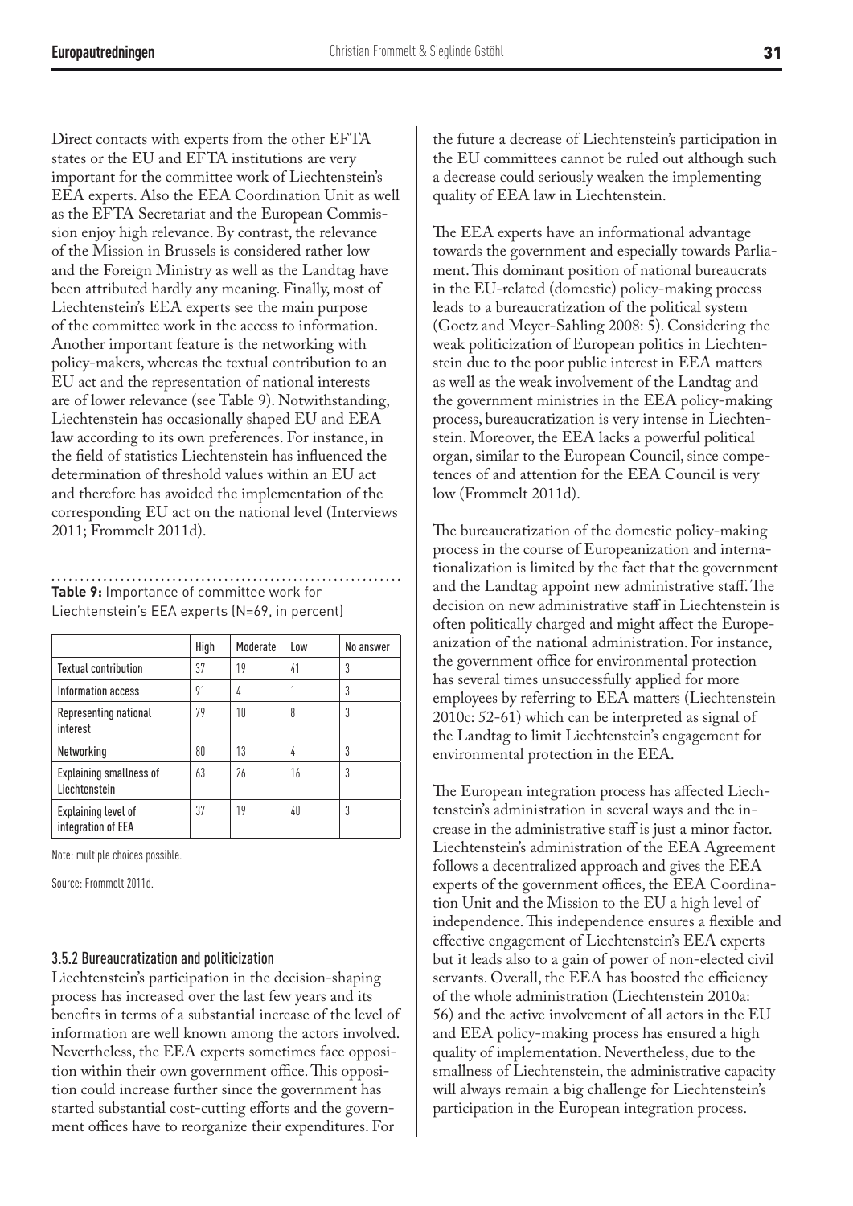Direct contacts with experts from the other EFTA states or the EU and EFTA institutions are very important for the committee work of Liechtenstein's EEA experts. Also the EEA Coordination Unit as well as the EFTA Secretariat and the European Commission enjoy high relevance. By contrast, the relevance of the Mission in Brussels is considered rather low and the Foreign Ministry as well as the Landtag have been attributed hardly any meaning. Finally, most of Liechtenstein's EEA experts see the main purpose of the committee work in the access to information. Another important feature is the networking with policy-makers, whereas the textual contribution to an EU act and the representation of national interests are of lower relevance (see Table 9). Notwithstanding, Liechtenstein has occasionally shaped EU and EEA law according to its own preferences. For instance, in the field of statistics Liechtenstein has influenced the determination of threshold values within an EU act and therefore has avoided the implementation of the corresponding EU act on the national level (Interviews 2011; Frommelt 2011d).

**Table 9:** Importance of committee work for Liechtenstein's EEA experts (N=69, in percent)

| | High | Moderate | Low | No answer |
|---|---|---|---|---|
| Textual contribution | 37 | 19 | 41 | 3 |
| Information access | 91 | 4 | 1 | 3 |
| Representing national interest | 79 | 10 | 8 | 3 |
| Networking | 80 | 13 | 4 | 3 |
| Explaining smallness of Liechtenstein | 63 | 26 | 16 | 3 |
| Explaining level of integration of EEA | 37 | 19 | 40 | 3 |

Note: multiple choices possible.

Source: Frommelt 2011d.

### 3.5.2 Bureaucratization and politicization

Liechtenstein's participation in the decision-shaping process has increased over the last few years and its benefits in terms of a substantial increase of the level of information are well known among the actors involved. Nevertheless, the EEA experts sometimes face opposition within their own government office. This opposition could increase further since the government has started substantial cost-cutting efforts and the government offices have to reorganize their expenditures. For the future a decrease of Liechtenstein's participation in the EU committees cannot be ruled out although such a decrease could seriously weaken the implementing quality of EEA law in Liechtenstein.

The EEA experts have an informational advantage towards the government and especially towards Parliament. This dominant position of national bureaucrats in the EU-related (domestic) policy-making process leads to a bureaucratization of the political system (Goetz and Meyer-Sahling 2008: 5). Considering the weak politicization of European politics in Liechtenstein due to the poor public interest in EEA matters as well as the weak involvement of the Landtag and the government ministries in the EEA policy-making process, bureaucratization is very intense in Liechtenstein. Moreover, the EEA lacks a powerful political organ, similar to the European Council, since competences of and attention for the EEA Council is very low (Frommelt 2011d).

The bureaucratization of the domestic policy-making process in the course of Europeanization and internationalization is limited by the fact that the government and the Landtag appoint new administrative staff. The decision on new administrative staff in Liechtenstein is often politically charged and might affect the Europeanization of the national administration. For instance, the government office for environmental protection has several times unsuccessfully applied for more employees by referring to EEA matters (Liechtenstein 2010c: 52-61) which can be interpreted as signal of the Landtag to limit Liechtenstein's engagement for environmental protection in the EEA.

The European integration process has affected Liechtenstein's administration in several ways and the increase in the administrative staff is just a minor factor. Liechtenstein's administration of the EEA Agreement follows a decentralized approach and gives the EEA experts of the government offices, the EEA Coordination Unit and the Mission to the EU a high level of independence. This independence ensures a flexible and effective engagement of Liechtenstein's EEA experts but it leads also to a gain of power of non-elected civil servants. Overall, the EEA has boosted the efficiency of the whole administration (Liechtenstein 2010a: 56) and the active involvement of all actors in the EU and EEA policy-making process has ensured a high quality of implementation. Nevertheless, due to the smallness of Liechtenstein, the administrative capacity will always remain a big challenge for Liechtenstein's participation in the European integration process.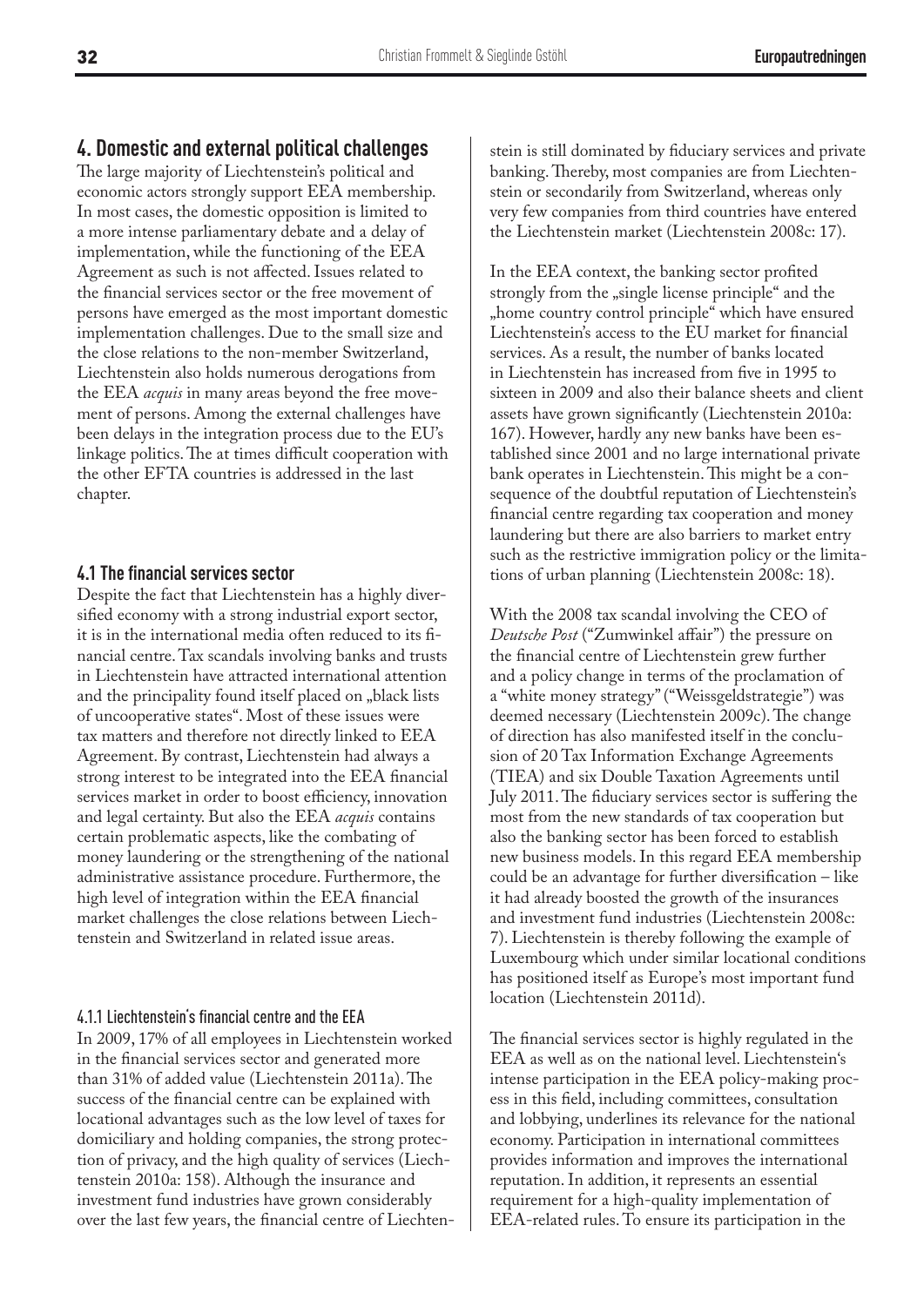## 4. Domestic and external political challenges

The large majority of Liechtenstein's political and economic actors strongly support EEA membership. In most cases, the domestic opposition is limited to a more intense parliamentary debate and a delay of implementation, while the functioning of the EEA Agreement as such is not affected. Issues related to the financial services sector or the free movement of persons have emerged as the most important domestic implementation challenges. Due to the small size and the close relations to the non-member Switzerland, Liechtenstein also holds numerous derogations from the EEA *acquis* in many areas beyond the free movement of persons. Among the external challenges have been delays in the integration process due to the EU's linkage politics. The at times difficult cooperation with the other EFTA countries is addressed in the last chapter.

### 4.1 The financial services sector

Despite the fact that Liechtenstein has a highly diversified economy with a strong industrial export sector, it is in the international media often reduced to its financial centre. Tax scandals involving banks and trusts in Liechtenstein have attracted international attention and the principality found itself placed on „black lists of uncooperative states". Most of these issues were tax matters and therefore not directly linked to EEA Agreement. By contrast, Liechtenstein had always a strong interest to be integrated into the EEA financial services market in order to boost efficiency, innovation and legal certainty. But also the EEA *acquis* contains certain problematic aspects, like the combating of money laundering or the strengthening of the national administrative assistance procedure. Furthermore, the high level of integration within the EEA financial market challenges the close relations between Liechtenstein and Switzerland in related issue areas.

#### 4.1.1 Liechtenstein's financial centre and the EEA

In 2009, 17% of all employees in Liechtenstein worked in the financial services sector and generated more than 31% of added value (Liechtenstein 2011a). The success of the financial centre can be explained with locational advantages such as the low level of taxes for domiciliary and holding companies, the strong protection of privacy, and the high quality of services (Liechtenstein 2010a: 158). Although the insurance and investment fund industries have grown considerably over the last few years, the financial centre of Liechtenstein is still dominated by fiduciary services and private banking. Thereby, most companies are from Liechtenstein or secondarily from Switzerland, whereas only very few companies from third countries have entered the Liechtenstein market (Liechtenstein 2008c: 17).

In the EEA context, the banking sector profited strongly from the „single license principle" and the „home country control principle" which have ensured Liechtenstein's access to the EU market for financial services. As a result, the number of banks located in Liechtenstein has increased from five in 1995 to sixteen in 2009 and also their balance sheets and client assets have grown significantly (Liechtenstein 2010a: 167). However, hardly any new banks have been established since 2001 and no large international private bank operates in Liechtenstein. This might be a consequence of the doubtful reputation of Liechtenstein's financial centre regarding tax cooperation and money laundering but there are also barriers to market entry such as the restrictive immigration policy or the limitations of urban planning (Liechtenstein 2008c: 18).

With the 2008 tax scandal involving the CEO of *Deutsche Post* ("Zumwinkel affair") the pressure on the financial centre of Liechtenstein grew further and a policy change in terms of the proclamation of a "white money strategy" ("Weissgeldstrategie") was deemed necessary (Liechtenstein 2009c). The change of direction has also manifested itself in the conclusion of 20 Tax Information Exchange Agreements (TIEA) and six Double Taxation Agreements until July 2011. The fiduciary services sector is suffering the most from the new standards of tax cooperation but also the banking sector has been forced to establish new business models. In this regard EEA membership could be an advantage for further diversification – like it had already boosted the growth of the insurances and investment fund industries (Liechtenstein 2008c: 7). Liechtenstein is thereby following the example of Luxembourg which under similar locational conditions has positioned itself as Europe's most important fund location (Liechtenstein 2011d).

The financial services sector is highly regulated in the EEA as well as on the national level. Liechtenstein's intense participation in the EEA policy-making process in this field, including committees, consultation and lobbying, underlines its relevance for the national economy. Participation in international committees provides information and improves the international reputation. In addition, it represents an essential requirement for a high-quality implementation of EEA-related rules. To ensure its participation in the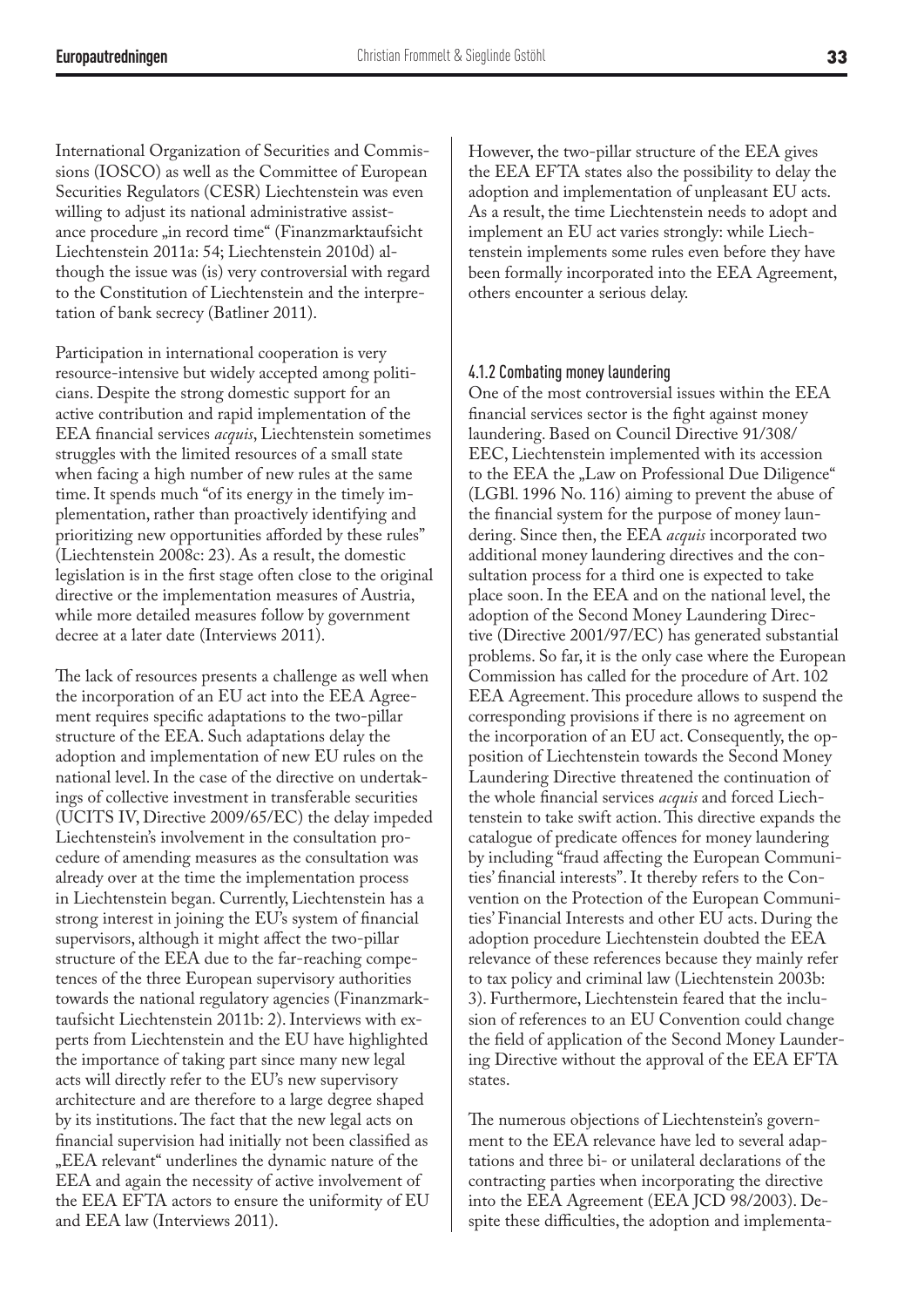International Organization of Securities and Commissions (IOSCO) as well as the Committee of European Securities Regulators (CESR) Liechtenstein was even willing to adjust its national administrative assistance procedure „in record time" (Finanzmarktaufsicht Liechtenstein 2011a: 54; Liechtenstein 2010d) although the issue was (is) very controversial with regard to the Constitution of Liechtenstein and the interpretation of bank secrecy (Batliner 2011).

Participation in international cooperation is very resource-intensive but widely accepted among politicians. Despite the strong domestic support for an active contribution and rapid implementation of the EEA financial services *acquis*, Liechtenstein sometimes struggles with the limited resources of a small state when facing a high number of new rules at the same time. It spends much "of its energy in the timely implementation, rather than proactively identifying and prioritizing new opportunities afforded by these rules" (Liechtenstein 2008c: 23). As a result, the domestic legislation is in the first stage often close to the original directive or the implementation measures of Austria, while more detailed measures follow by government decree at a later date (Interviews 2011).

The lack of resources presents a challenge as well when the incorporation of an EU act into the EEA Agreement requires specific adaptations to the two-pillar structure of the EEA. Such adaptations delay the adoption and implementation of new EU rules on the national level. In the case of the directive on undertakings of collective investment in transferable securities (UCITS IV, Directive 2009/65/EC) the delay impeded Liechtenstein's involvement in the consultation procedure of amending measures as the consultation was already over at the time the implementation process in Liechtenstein began. Currently, Liechtenstein has a strong interest in joining the EU's system of financial supervisors, although it might affect the two-pillar structure of the EEA due to the far-reaching competences of the three European supervisory authorities towards the national regulatory agencies (Finanzmarktaufsicht Liechtenstein 2011b: 2). Interviews with experts from Liechtenstein and the EU have highlighted the importance of taking part since many new legal acts will directly refer to the EU's new supervisory architecture and are therefore to a large degree shaped by its institutions. The fact that the new legal acts on financial supervision had initially not been classified as „EEA relevant" underlines the dynamic nature of the EEA and again the necessity of active involvement of the EEA EFTA actors to ensure the uniformity of EU and EEA law (Interviews 2011).

However, the two-pillar structure of the EEA gives the EEA EFTA states also the possibility to delay the adoption and implementation of unpleasant EU acts. As a result, the time Liechtenstein needs to adopt and implement an EU act varies strongly: while Liechtenstein implements some rules even before they have been formally incorporated into the EEA Agreement, others encounter a serious delay.

#### 4.1.2 Combating money laundering

One of the most controversial issues within the EEA financial services sector is the fight against money laundering. Based on Council Directive 91/308/EEC, Liechtenstein implemented with its accession to the EEA the „Law on Professional Due Diligence" (LGBl. 1996 No. 116) aiming to prevent the abuse of the financial system for the purpose of money laundering. Since then, the EEA *acquis* incorporated two additional money laundering directives and the consultation process for a third one is expected to take place soon. In the EEA and on the national level, the adoption of the Second Money Laundering Directive (Directive 2001/97/EC) has generated substantial problems. So far, it is the only case where the European Commission has called for the procedure of Art. 102 EEA Agreement. This procedure allows to suspend the corresponding provisions if there is no agreement on the incorporation of an EU act. Consequently, the opposition of Liechtenstein towards the Second Money Laundering Directive threatened the continuation of the whole financial services *acquis* and forced Liechtenstein to take swift action. This directive expands the catalogue of predicate offences for money laundering by including "fraud affecting the European Communities' financial interests". It thereby refers to the Convention on the Protection of the European Communities' Financial Interests and other EU acts. During the adoption procedure Liechtenstein doubted the EEA relevance of these references because they mainly refer to tax policy and criminal law (Liechtenstein 2003b: 3). Furthermore, Liechtenstein feared that the inclusion of references to an EU Convention could change the field of application of the Second Money Laundering Directive without the approval of the EEA EFTA states.

The numerous objections of Liechtenstein's government to the EEA relevance have led to several adaptations and three bi- or unilateral declarations of the contracting parties when incorporating the directive into the EEA Agreement (EEA JCD 98/2003). Despite these difficulties, the adoption and implementa-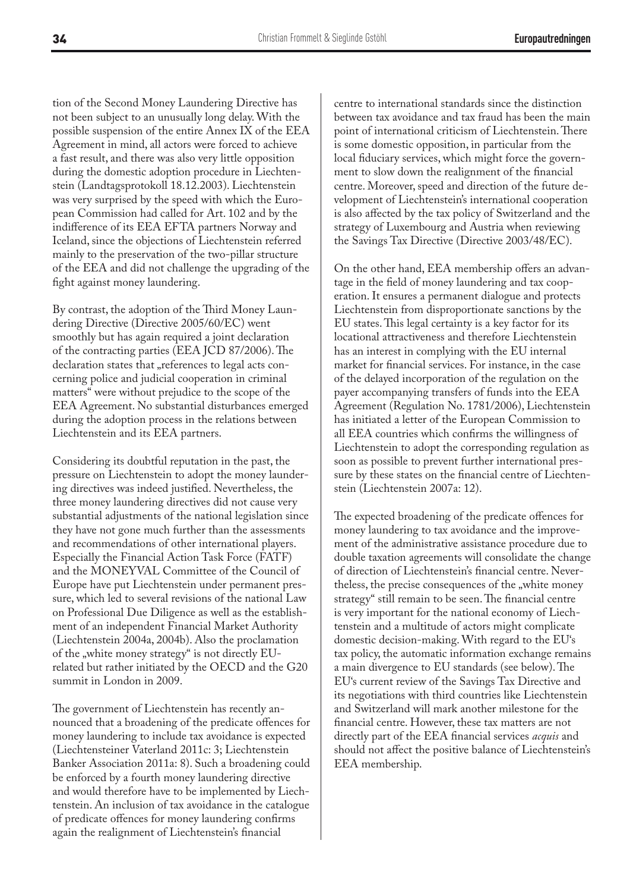tion of the Second Money Laundering Directive has not been subject to an unusually long delay. With the possible suspension of the entire Annex IX of the EEA Agreement in mind, all actors were forced to achieve a fast result, and there was also very little opposition during the domestic adoption procedure in Liechtenstein (Landtagsprotokoll 18.12.2003). Liechtenstein was very surprised by the speed with which the European Commission had called for Art. 102 and by the indifference of its EEA EFTA partners Norway and Iceland, since the objections of Liechtenstein referred mainly to the preservation of the two-pillar structure of the EEA and did not challenge the upgrading of the fight against money laundering.

By contrast, the adoption of the Third Money Laundering Directive (Directive 2005/60/EC) went smoothly but has again required a joint declaration of the contracting parties (EEA JCD 87/2006). The declaration states that „references to legal acts concerning police and judicial cooperation in criminal matters" were without prejudice to the scope of the EEA Agreement. No substantial disturbances emerged during the adoption process in the relations between Liechtenstein and its EEA partners.

Considering its doubtful reputation in the past, the pressure on Liechtenstein to adopt the money laundering directives was indeed justified. Nevertheless, the three money laundering directives did not cause very substantial adjustments of the national legislation since they have not gone much further than the assessments and recommendations of other international players. Especially the Financial Action Task Force (FATF) and the MONEYVAL Committee of the Council of Europe have put Liechtenstein under permanent pressure, which led to several revisions of the national Law on Professional Due Diligence as well as the establishment of an independent Financial Market Authority (Liechtenstein 2004a, 2004b). Also the proclamation of the „white money strategy" is not directly EU-related but rather initiated by the OECD and the G20 summit in London in 2009.

The government of Liechtenstein has recently announced that a broadening of the predicate offences for money laundering to include tax avoidance is expected (Liechtensteiner Vaterland 2011c: 3; Liechtenstein Banker Association 2011a: 8). Such a broadening could be enforced by a fourth money laundering directive and would therefore have to be implemented by Liechtenstein. An inclusion of tax avoidance in the catalogue of predicate offences for money laundering confirms again the realignment of Liechtenstein's financial centre to international standards since the distinction between tax avoidance and tax fraud has been the main point of international criticism of Liechtenstein. There is some domestic opposition, in particular from the local fiduciary services, which might force the government to slow down the realignment of the financial centre. Moreover, speed and direction of the future development of Liechtenstein's international cooperation is also affected by the tax policy of Switzerland and the strategy of Luxembourg and Austria when reviewing the Savings Tax Directive (Directive 2003/48/EC).

On the other hand, EEA membership offers an advantage in the field of money laundering and tax cooperation. It ensures a permanent dialogue and protects Liechtenstein from disproportionate sanctions by the EU states. This legal certainty is a key factor for its locational attractiveness and therefore Liechtenstein has an interest in complying with the EU internal market for financial services. For instance, in the case of the delayed incorporation of the regulation on the payer accompanying transfers of funds into the EEA Agreement (Regulation No. 1781/2006), Liechtenstein has initiated a letter of the European Commission to all EEA countries which confirms the willingness of Liechtenstein to adopt the corresponding regulation as soon as possible to prevent further international pressure by these states on the financial centre of Liechtenstein (Liechtenstein 2007a: 12).

The expected broadening of the predicate offences for money laundering to tax avoidance and the improvement of the administrative assistance procedure due to double taxation agreements will consolidate the change of direction of Liechtenstein's financial centre. Nevertheless, the precise consequences of the „white money strategy" still remain to be seen. The financial centre is very important for the national economy of Liechtenstein and a multitude of actors might complicate domestic decision-making. With regard to the EU's tax policy, the automatic information exchange remains a main divergence to EU standards (see below). The EU's current review of the Savings Tax Directive and its negotiations with third countries like Liechtenstein and Switzerland will mark another milestone for the financial centre. However, these tax matters are not directly part of the EEA financial services *acquis* and should not affect the positive balance of Liechtenstein's EEA membership.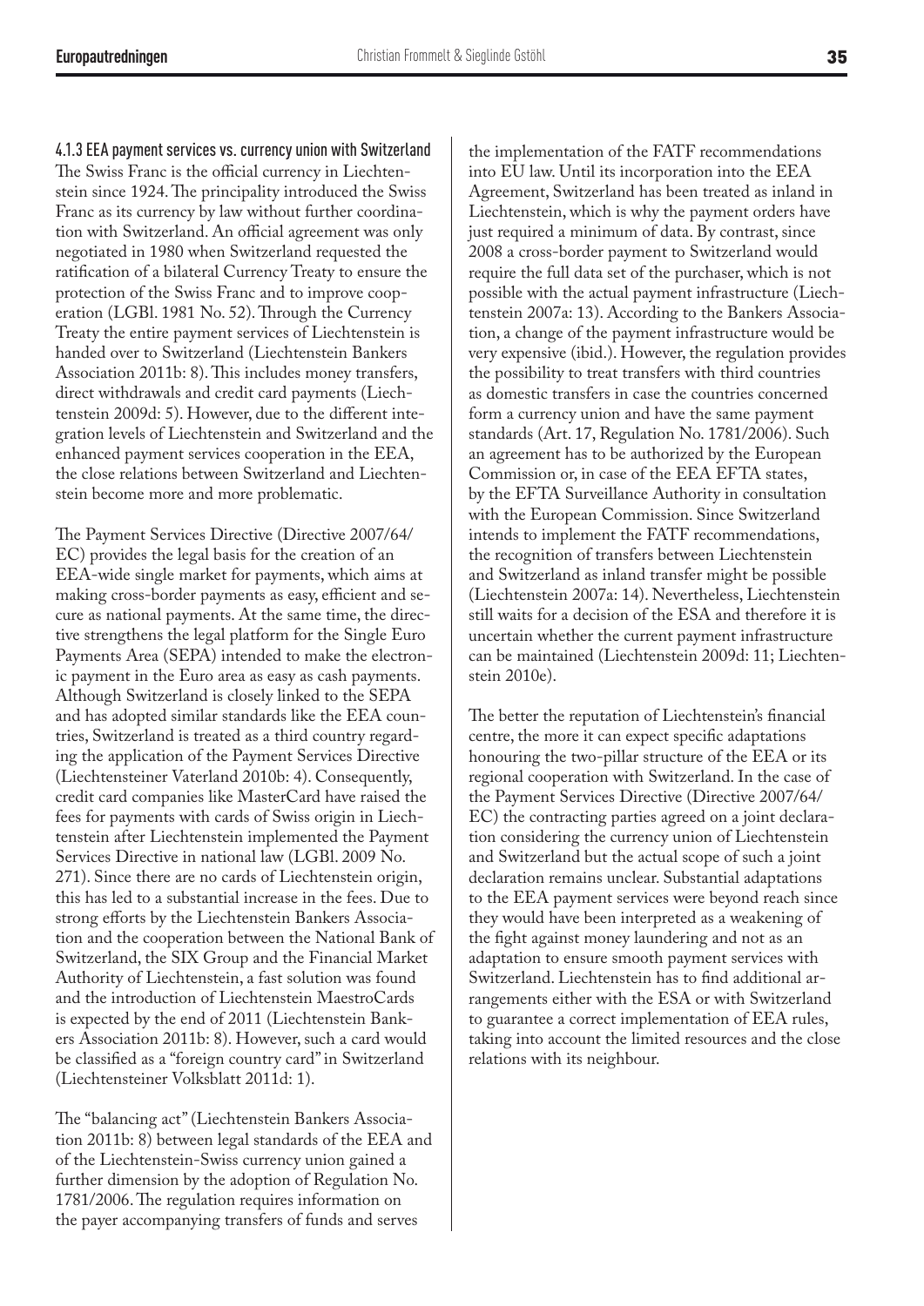#### 4.1.3 EEA payment services vs. currency union with Switzerland

The Swiss Franc is the official currency in Liechtenstein since 1924. The principality introduced the Swiss Franc as its currency by law without further coordination with Switzerland. An official agreement was only negotiated in 1980 when Switzerland requested the ratification of a bilateral Currency Treaty to ensure the protection of the Swiss Franc and to improve cooperation (LGBl. 1981 No. 52). Through the Currency Treaty the entire payment services of Liechtenstein is handed over to Switzerland (Liechtenstein Bankers Association 2011b: 8). This includes money transfers, direct withdrawals and credit card payments (Liechtenstein 2009d: 5). However, due to the different integration levels of Liechtenstein and Switzerland and the enhanced payment services cooperation in the EEA, the close relations between Switzerland and Liechtenstein become more and more problematic.

The Payment Services Directive (Directive 2007/64/EC) provides the legal basis for the creation of an EEA-wide single market for payments, which aims at making cross-border payments as easy, efficient and secure as national payments. At the same time, the directive strengthens the legal platform for the Single Euro Payments Area (SEPA) intended to make the electronic payment in the Euro area as easy as cash payments. Although Switzerland is closely linked to the SEPA and has adopted similar standards like the EEA countries, Switzerland is treated as a third country regarding the application of the Payment Services Directive (Liechtensteiner Vaterland 2010b: 4). Consequently, credit card companies like MasterCard have raised the fees for payments with cards of Swiss origin in Liechtenstein after Liechtenstein implemented the Payment Services Directive in national law (LGBl. 2009 No. 271). Since there are no cards of Liechtenstein origin, this has led to a substantial increase in the fees. Due to strong efforts by the Liechtenstein Bankers Association and the cooperation between the National Bank of Switzerland, the SIX Group and the Financial Market Authority of Liechtenstein, a fast solution was found and the introduction of Liechtenstein MaestroCards is expected by the end of 2011 (Liechtenstein Bankers Association 2011b: 8). However, such a card would be classified as a "foreign country card" in Switzerland (Liechtensteiner Volksblatt 2011d: 1).

The "balancing act" (Liechtenstein Bankers Association 2011b: 8) between legal standards of the EEA and of the Liechtenstein-Swiss currency union gained a further dimension by the adoption of Regulation No. 1781/2006. The regulation requires information on the payer accompanying transfers of funds and serves the implementation of the FATF recommendations into EU law. Until its incorporation into the EEA Agreement, Switzerland has been treated as inland in Liechtenstein, which is why the payment orders have just required a minimum of data. By contrast, since 2008 a cross-border payment to Switzerland would require the full data set of the purchaser, which is not possible with the actual payment infrastructure (Liechtenstein 2007a: 13). According to the Bankers Association, a change of the payment infrastructure would be very expensive (ibid.). However, the regulation provides the possibility to treat transfers with third countries as domestic transfers in case the countries concerned form a currency union and have the same payment standards (Art. 17, Regulation No. 1781/2006). Such an agreement has to be authorized by the European Commission or, in case of the EEA EFTA states, by the EFTA Surveillance Authority in consultation with the European Commission. Since Switzerland intends to implement the FATF recommendations, the recognition of transfers between Liechtenstein and Switzerland as inland transfer might be possible (Liechtenstein 2007a: 14). Nevertheless, Liechtenstein still waits for a decision of the ESA and therefore it is uncertain whether the current payment infrastructure can be maintained (Liechtenstein 2009d: 11; Liechtenstein 2010e).

The better the reputation of Liechtenstein's financial centre, the more it can expect specific adaptations honouring the two-pillar structure of the EEA or its regional cooperation with Switzerland. In the case of the Payment Services Directive (Directive 2007/64/EC) the contracting parties agreed on a joint declaration considering the currency union of Liechtenstein and Switzerland but the actual scope of such a joint declaration remains unclear. Substantial adaptations to the EEA payment services were beyond reach since they would have been interpreted as a weakening of the fight against money laundering and not as an adaptation to ensure smooth payment services with Switzerland. Liechtenstein has to find additional arrangements either with the ESA or with Switzerland to guarantee a correct implementation of EEA rules, taking into account the limited resources and the close relations with its neighbour.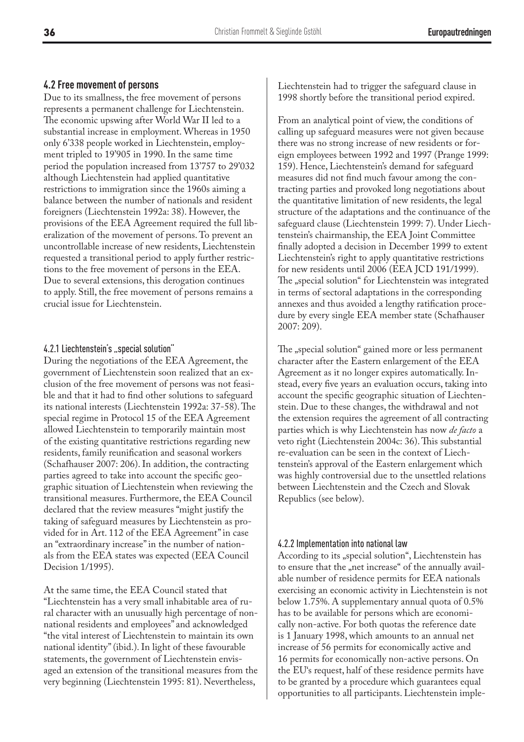### 4.2 Free movement of persons

Due to its smallness, the free movement of persons represents a permanent challenge for Liechtenstein. The economic upswing after World War II led to a substantial increase in employment. Whereas in 1950 only 6'338 people worked in Liechtenstein, employment tripled to 19'905 in 1990. In the same time period the population increased from 13'757 to 29'032 although Liechtenstein had applied quantitative restrictions to immigration since the 1960s aiming a balance between the number of nationals and resident foreigners (Liechtenstein 1992a: 38). However, the provisions of the EEA Agreement required the full liberalization of the movement of persons. To prevent an uncontrollable increase of new residents, Liechtenstein requested a transitional period to apply further restrictions to the free movement of persons in the EEA. Due to several extensions, this derogation continues to apply. Still, the free movement of persons remains a crucial issue for Liechtenstein.

#### 4.2.1 Liechtenstein's „special solution"

During the negotiations of the EEA Agreement, the government of Liechtenstein soon realized that an exclusion of the free movement of persons was not feasible and that it had to find other solutions to safeguard its national interests (Liechtenstein 1992a: 37-58). The special regime in Protocol 15 of the EEA Agreement allowed Liechtenstein to temporarily maintain most of the existing quantitative restrictions regarding new residents, family reunification and seasonal workers (Schafhauser 2007: 206). In addition, the contracting parties agreed to take into account the specific geographic situation of Liechtenstein when reviewing the transitional measures. Furthermore, the EEA Council declared that the review measures "might justify the taking of safeguard measures by Liechtenstein as provided for in Art. 112 of the EEA Agreement" in case an "extraordinary increase" in the number of nationals from the EEA states was expected (EEA Council Decision 1/1995).

At the same time, the EEA Council stated that "Liechtenstein has a very small inhabitable area of rural character with an unusually high percentage of non-national residents and employees" and acknowledged "the vital interest of Liechtenstein to maintain its own national identity" (ibid.). In light of these favourable statements, the government of Liechtenstein envisaged an extension of the transitional measures from the very beginning (Liechtenstein 1995: 81). Nevertheless, Liechtenstein had to trigger the safeguard clause in 1998 shortly before the transitional period expired.

From an analytical point of view, the conditions of calling up safeguard measures were not given because there was no strong increase of new residents or foreign employees between 1992 and 1997 (Prange 1999: 159). Hence, Liechtenstein's demand for safeguard measures did not find much favour among the contracting parties and provoked long negotiations about the quantitative limitation of new residents, the legal structure of the adaptations and the continuance of the safeguard clause (Liechtenstein 1999: 7). Under Liechtenstein's chairmanship, the EEA Joint Committee finally adopted a decision in December 1999 to extent Liechtenstein's right to apply quantitative restrictions for new residents until 2006 (EEA JCD 191/1999). The „special solution" for Liechtenstein was integrated in terms of sectoral adaptations in the corresponding annexes and thus avoided a lengthy ratification procedure by every single EEA member state (Schafhauser 2007: 209).

The „special solution" gained more or less permanent character after the Eastern enlargement of the EEA Agreement as it no longer expires automatically. Instead, every five years an evaluation occurs, taking into account the specific geographic situation of Liechtenstein. Due to these changes, the withdrawal and not the extension requires the agreement of all contracting parties which is why Liechtenstein has now *de facto* a veto right (Liechtenstein 2004c: 36). This substantial re-evaluation can be seen in the context of Liechtenstein's approval of the Eastern enlargement which was highly controversial due to the unsettled relations between Liechtenstein and the Czech and Slovak Republics (see below).

#### 4.2.2 Implementation into national law

According to its „special solution", Liechtenstein has to ensure that the „net increase" of the annually available number of residence permits for EEA nationals exercising an economic activity in Liechtenstein is not below 1.75%. A supplementary annual quota of 0.5% has to be available for persons which are economically non-active. For both quotas the reference date is 1 January 1998, which amounts to an annual net increase of 56 permits for economically active and 16 permits for economically non-active persons. On the EU's request, half of these residence permits have to be granted by a procedure which guarantees equal opportunities to all participants. Liechtenstein imple-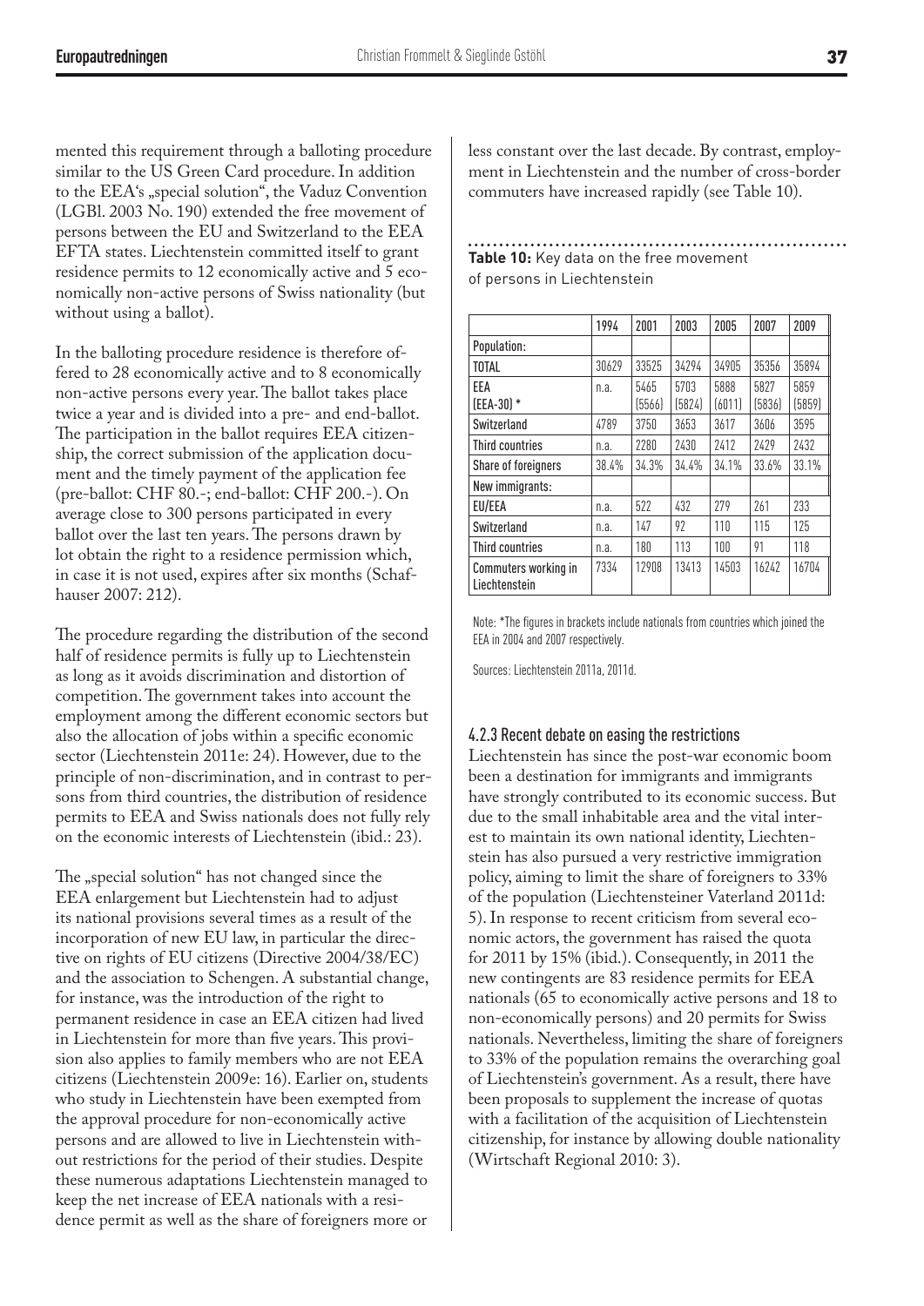mented this requirement through a balloting procedure similar to the US Green Card procedure. In addition to the EEA's „special solution", the Vaduz Convention (LGBl. 2003 No. 190) extended the free movement of persons between the EU and Switzerland to the EEA EFTA states. Liechtenstein committed itself to grant residence permits to 12 economically active and 5 economically non-active persons of Swiss nationality (but without using a ballot).

In the balloting procedure residence is therefore offered to 28 economically active and to 8 economically non-active persons every year. The ballot takes place twice a year and is divided into a pre- and end-ballot. The participation in the ballot requires EEA citizenship, the correct submission of the application document and the timely payment of the application fee (pre-ballot: CHF 80.-; end-ballot: CHF 200.-). On average close to 300 persons participated in every ballot over the last ten years. The persons drawn by lot obtain the right to a residence permission which, in case it is not used, expires after six months (Schafhauser 2007: 212).

The procedure regarding the distribution of the second half of residence permits is fully up to Liechtenstein as long as it avoids discrimination and distortion of competition. The government takes into account the employment among the different economic sectors but also the allocation of jobs within a specific economic sector (Liechtenstein 2011e: 24). However, due to the principle of non-discrimination, and in contrast to persons from third countries, the distribution of residence permits to EEA and Swiss nationals does not fully rely on the economic interests of Liechtenstein (ibid.: 23).

The „special solution" has not changed since the EEA enlargement but Liechtenstein had to adjust its national provisions several times as a result of the incorporation of new EU law, in particular the directive on rights of EU citizens (Directive 2004/38/EC) and the association to Schengen. A substantial change, for instance, was the introduction of the right to permanent residence in case an EEA citizen had lived in Liechtenstein for more than five years. This provision also applies to family members who are not EEA citizens (Liechtenstein 2009e: 16). Earlier on, students who study in Liechtenstein have been exempted from the approval procedure for non-economically active persons and are allowed to live in Liechtenstein without restrictions for the period of their studies. Despite these numerous adaptations Liechtenstein managed to keep the net increase of EEA nationals with a residence permit as well as the share of foreigners more or less constant over the last decade. By contrast, employment in Liechtenstein and the number of cross-border commuters have increased rapidly (see Table 10).

**Table 10:** Key data on the free movement of persons in Liechtenstein

| | 1994 | 2001 | 2003 | 2005 | 2007 | 2009 |
|---|---|---|---|---|---|---|
| Population: | | | | | | |
| TOTAL | 30629 | 33525 | 34294 | 34905 | 35356 | 35894 |
| EEA (EEA-30) * | n.a. | 5465 (5566) | 5703 (5824) | 5888 (6011) | 5827 (5836) | 5859 (5859) |
| Switzerland | 4789 | 3750 | 3653 | 3617 | 3606 | 3595 |
| Third countries | n.a. | 2280 | 2430 | 2412 | 2429 | 2432 |
| Share of foreigners | 38.4% | 34.3% | 34.4% | 34.1% | 33.6% | 33.1% |
| New immigrants: | | | | | | |
| EU/EEA | n.a. | 522 | 432 | 279 | 261 | 233 |
| Switzerland | n.a. | 147 | 92 | 110 | 115 | 125 |
| Third countries | n.a. | 180 | 113 | 100 | 91 | 118 |
| Commuters working in Liechtenstein | 7334 | 12908 | 13413 | 14503 | 16242 | 16704 |

Note: *The figures in brackets include nationals from countries which joined the EEA in 2004 and 2007 respectively.

Sources: Liechtenstein 2011a, 2011d.

### 4.2.3 Recent debate on easing the restrictions

Liechtenstein has since the post-war economic boom been a destination for immigrants and immigrants have strongly contributed to its economic success. But due to the small inhabitable area and the vital interest to maintain its own national identity, Liechtenstein has also pursued a very restrictive immigration policy, aiming to limit the share of foreigners to 33% of the population (Liechtensteiner Vaterland 2011d: 5). In response to recent criticism from several economic actors, the government has raised the quota for 2011 by 15% (ibid.). Consequently, in 2011 the new contingents are 83 residence permits for EEA nationals (65 to economically active persons and 18 to non-economically persons) and 20 permits for Swiss nationals. Nevertheless, limiting the share of foreigners to 33% of the population remains the overarching goal of Liechtenstein's government. As a result, there have been proposals to supplement the increase of quotas with a facilitation of the acquisition of Liechtenstein citizenship, for instance by allowing double nationality (Wirtschaft Regional 2010: 3).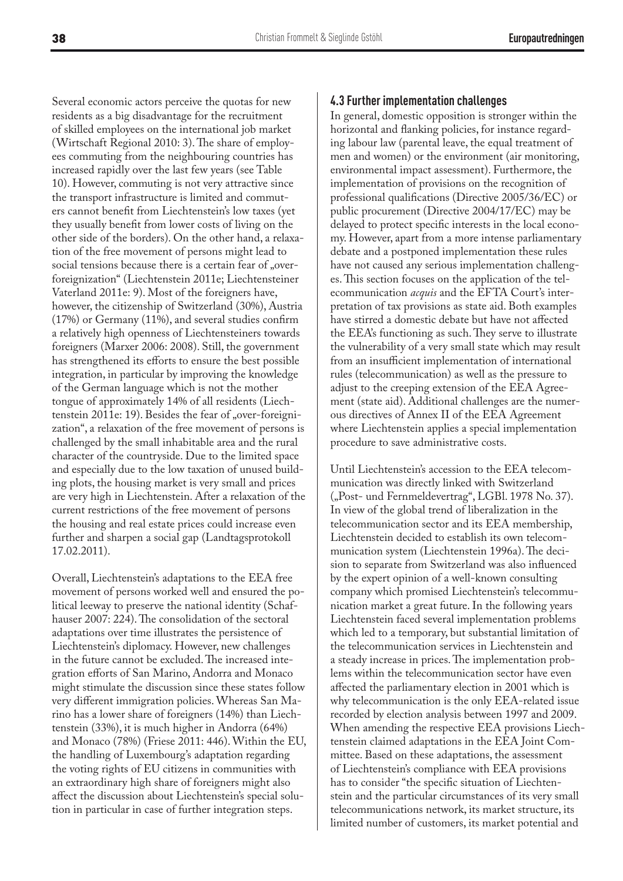Several economic actors perceive the quotas for new residents as a big disadvantage for the recruitment of skilled employees on the international job market (Wirtschaft Regional 2010: 3). The share of employees commuting from the neighbouring countries has increased rapidly over the last few years (see Table 10). However, commuting is not very attractive since the transport infrastructure is limited and commuters cannot benefit from Liechtenstein's low taxes (yet they usually benefit from lower costs of living on the other side of the borders). On the other hand, a relaxation of the free movement of persons might lead to social tensions because there is a certain fear of „over-foreignization" (Liechtenstein 2011e; Liechtensteiner Vaterland 2011e: 9). Most of the foreigners have, however, the citizenship of Switzerland (30%), Austria (17%) or Germany (11%), and several studies confirm a relatively high openness of Liechtensteiners towards foreigners (Marxer 2006: 2008). Still, the government has strengthened its efforts to ensure the best possible integration, in particular by improving the knowledge of the German language which is not the mother tongue of approximately 14% of all residents (Liechtenstein 2011e: 19). Besides the fear of „over-foreignization", a relaxation of the free movement of persons is challenged by the small inhabitable area and the rural character of the countryside. Due to the limited space and especially due to the low taxation of unused building plots, the housing market is very small and prices are very high in Liechtenstein. After a relaxation of the current restrictions of the free movement of persons the housing and real estate prices could increase even further and sharpen a social gap (Landtagsprotokoll 17.02.2011).

Overall, Liechtenstein's adaptations to the EEA free movement of persons worked well and ensured the political leeway to preserve the national identity (Schafhauser 2007: 224). The consolidation of the sectoral adaptations over time illustrates the persistence of Liechtenstein's diplomacy. However, new challenges in the future cannot be excluded. The increased integration efforts of San Marino, Andorra and Monaco might stimulate the discussion since these states follow very different immigration policies. Whereas San Marino has a lower share of foreigners (14%) than Liechtenstein (33%), it is much higher in Andorra (64%) and Monaco (78%) (Friese 2011: 446). Within the EU, the handling of Luxembourg's adaptation regarding the voting rights of EU citizens in communities with an extraordinary high share of foreigners might also affect the discussion about Liechtenstein's special solution in particular in case of further integration steps.

### 4.3 Further implementation challenges

In general, domestic opposition is stronger within the horizontal and flanking policies, for instance regarding labour law (parental leave, the equal treatment of men and women) or the environment (air monitoring, environmental impact assessment). Furthermore, the implementation of provisions on the recognition of professional qualifications (Directive 2005/36/EC) or public procurement (Directive 2004/17/EC) may be delayed to protect specific interests in the local economy. However, apart from a more intense parliamentary debate and a postponed implementation these rules have not caused any serious implementation challenges. This section focuses on the application of the telecommunication *acquis* and the EFTA Court's interpretation of tax provisions as state aid. Both examples have stirred a domestic debate but have not affected the EEA's functioning as such. They serve to illustrate the vulnerability of a very small state which may result from an insufficient implementation of international rules (telecommunication) as well as the pressure to adjust to the creeping extension of the EEA Agreement (state aid). Additional challenges are the numerous directives of Annex II of the EEA Agreement where Liechtenstein applies a special implementation procedure to save administrative costs.

Until Liechtenstein's accession to the EEA telecommunication was directly linked with Switzerland („Post- und Fernmeldevertrag", LGBl. 1978 No. 37). In view of the global trend of liberalization in the telecommunication sector and its EEA membership, Liechtenstein decided to establish its own telecommunication system (Liechtenstein 1996a). The decision to separate from Switzerland was also influenced by the expert opinion of a well-known consulting company which promised Liechtenstein's telecommunication market a great future. In the following years Liechtenstein faced several implementation problems which led to a temporary, but substantial limitation of the telecommunication services in Liechtenstein and a steady increase in prices. The implementation problems within the telecommunication sector have even affected the parliamentary election in 2001 which is why telecommunication is the only EEA-related issue recorded by election analysis between 1997 and 2009. When amending the respective EEA provisions Liechtenstein claimed adaptations in the EEA Joint Committee. Based on these adaptations, the assessment of Liechtenstein's compliance with EEA provisions has to consider "the specific situation of Liechtenstein and the particular circumstances of its very small telecommunications network, its market structure, its limited number of customers, its market potential and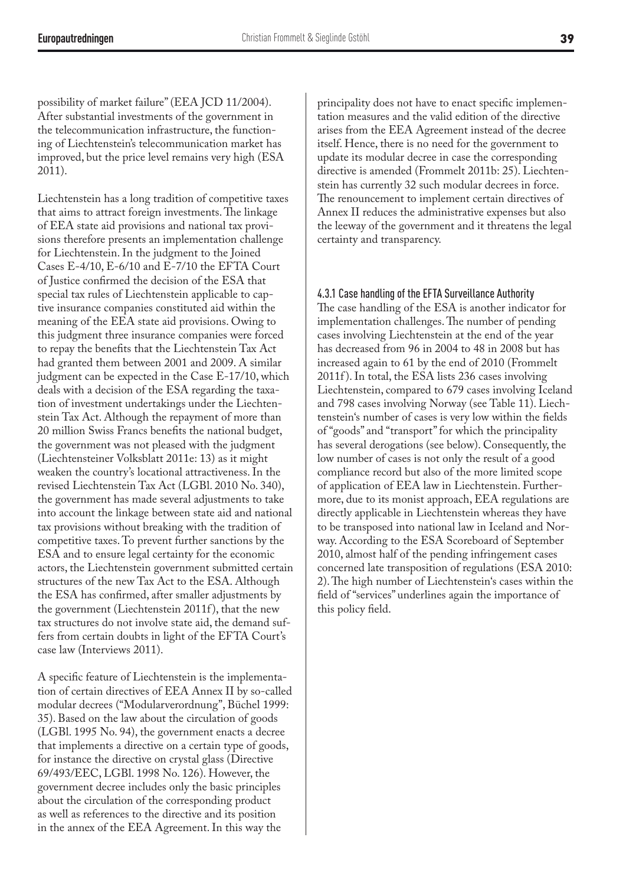possibility of market failure" (EEA JCD 11/2004). After substantial investments of the government in the telecommunication infrastructure, the functioning of Liechtenstein's telecommunication market has improved, but the price level remains very high (ESA 2011).

Liechtenstein has a long tradition of competitive taxes that aims to attract foreign investments. The linkage of EEA state aid provisions and national tax provisions therefore presents an implementation challenge for Liechtenstein. In the judgment to the Joined Cases E-4/10, E-6/10 and E-7/10 the EFTA Court of Justice confirmed the decision of the ESA that special tax rules of Liechtenstein applicable to captive insurance companies constituted aid within the meaning of the EEA state aid provisions. Owing to this judgment three insurance companies were forced to repay the benefits that the Liechtenstein Tax Act had granted them between 2001 and 2009. A similar judgment can be expected in the Case E-17/10, which deals with a decision of the ESA regarding the taxation of investment undertakings under the Liechtenstein Tax Act. Although the repayment of more than 20 million Swiss Francs benefits the national budget, the government was not pleased with the judgment (Liechtensteiner Volksblatt 2011e: 13) as it might weaken the country's locational attractiveness. In the revised Liechtenstein Tax Act (LGBl. 2010 No. 340), the government has made several adjustments to take into account the linkage between state aid and national tax provisions without breaking with the tradition of competitive taxes. To prevent further sanctions by the ESA and to ensure legal certainty for the economic actors, the Liechtenstein government submitted certain structures of the new Tax Act to the ESA. Although the ESA has confirmed, after smaller adjustments by the government (Liechtenstein 2011f), that the new tax structures do not involve state aid, the demand suffers from certain doubts in light of the EFTA Court's case law (Interviews 2011).

A specific feature of Liechtenstein is the implementation of certain directives of EEA Annex II by so-called modular decrees ("Modularverordnung", Büchel 1999: 35). Based on the law about the circulation of goods (LGBl. 1995 No. 94), the government enacts a decree that implements a directive on a certain type of goods, for instance the directive on crystal glass (Directive 69/493/EEC, LGBl. 1998 No. 126). However, the government decree includes only the basic principles about the circulation of the corresponding product as well as references to the directive and its position in the annex of the EEA Agreement. In this way the principality does not have to enact specific implementation measures and the valid edition of the directive arises from the EEA Agreement instead of the decree itself. Hence, there is no need for the government to update its modular decree in case the corresponding directive is amended (Frommelt 2011b: 25). Liechtenstein has currently 32 such modular decrees in force. The renouncement to implement certain directives of Annex II reduces the administrative expenses but also the leeway of the government and it threatens the legal certainty and transparency.

#### 4.3.1 Case handling of the EFTA Surveillance Authority

The case handling of the ESA is another indicator for implementation challenges. The number of pending cases involving Liechtenstein at the end of the year has decreased from 96 in 2004 to 48 in 2008 but has increased again to 61 by the end of 2010 (Frommelt 2011f). In total, the ESA lists 236 cases involving Liechtenstein, compared to 679 cases involving Iceland and 798 cases involving Norway (see Table 11). Liechtenstein's number of cases is very low within the fields of "goods" and "transport" for which the principality has several derogations (see below). Consequently, the low number of cases is not only the result of a good compliance record but also of the more limited scope of application of EEA law in Liechtenstein. Furthermore, due to its monist approach, EEA regulations are directly applicable in Liechtenstein whereas they have to be transposed into national law in Iceland and Norway. According to the ESA Scoreboard of September 2010, almost half of the pending infringement cases concerned late transposition of regulations (ESA 2010: 2). The high number of Liechtenstein's cases within the field of "services" underlines again the importance of this policy field.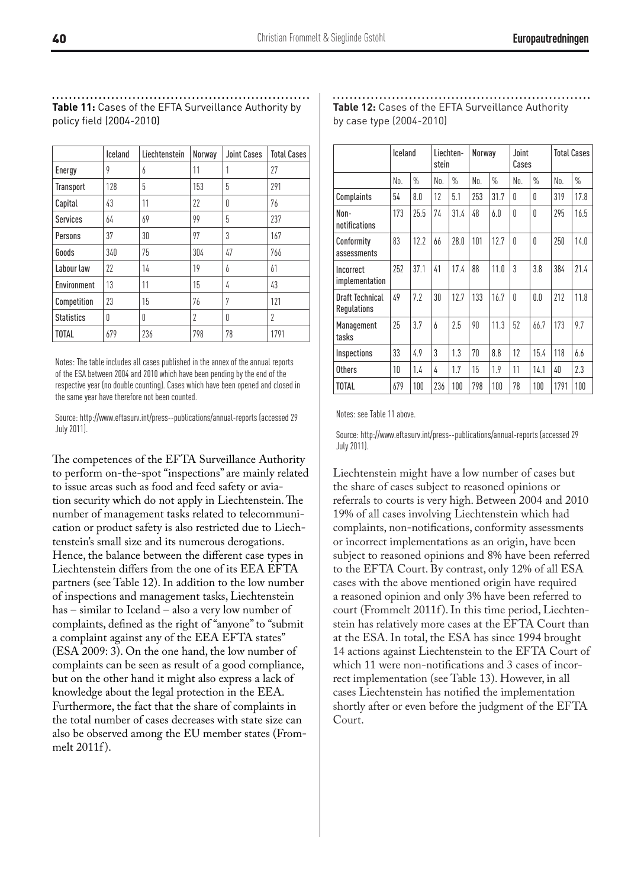**Table 11:** Cases of the EFTA Surveillance Authority by policy field (2004-2010)

| | Iceland | Liechtenstein | Norway | Joint Cases | Total Cases |
|---|---|---|---|---|---|
| Energy | 9 | 6 | 11 | 1 | 27 |
| Transport | 128 | 5 | 153 | 5 | 291 |
| Capital | 43 | 11 | 22 | 0 | 76 |
| Services | 64 | 69 | 99 | 5 | 237 |
| Persons | 37 | 30 | 97 | 3 | 167 |
| Goods | 340 | 75 | 304 | 47 | 766 |
| Labour law | 22 | 14 | 19 | 6 | 61 |
| Environment | 13 | 11 | 15 | 4 | 43 |
| Competition | 23 | 15 | 76 | 7 | 121 |
| Statistics | 0 | 0 | 2 | 0 | 2 |
| TOTAL | 679 | 236 | 798 | 78 | 1791 |

Notes: The table includes all cases published in the annex of the annual reports of the ESA between 2004 and 2010 which have been pending by the end of the respective year (no double counting). Cases which have been opened and closed in the same year have therefore not been counted.

Source: http://www.eftasurv.int/press--publications/annual-reports (accessed 29 July 2011).

The competences of the EFTA Surveillance Authority to perform on-the-spot "inspections" are mainly related to issue areas such as food and feed safety or aviation security which do not apply in Liechtenstein. The number of management tasks related to telecommunication or product safety is also restricted due to Liechtenstein's small size and its numerous derogations. Hence, the balance between the different case types in Liechtenstein differs from the one of its EEA EFTA partners (see Table 12). In addition to the low number of inspections and management tasks, Liechtenstein has – similar to Iceland – also a very low number of complaints, defined as the right of "anyone" to "submit a complaint against any of the EEA EFTA states" (ESA 2009: 3). On the one hand, the low number of complaints can be seen as result of a good compliance, but on the other hand it might also express a lack of knowledge about the legal protection in the EEA. Furthermore, the fact that the share of complaints in the total number of cases decreases with state size can also be observed among the EU member states (Frommelt 2011f).

**Table 12:** Cases of the EFTA Surveillance Authority by case type (2004-2010)

| | Iceland | | Liechten-stein | | Norway | | Joint Cases | | Total Cases | |
|---|---|---|---|---|---|---|---|---|---|---|
| | No. | % | No. | % | No. | % | No. | % | No. | % |
| Complaints | 54 | 8.0 | 12 | 5.1 | 253 | 31.7 | 0 | 0 | 319 | 17.8 |
| Non-notifications | 173 | 25.5 | 74 | 31.4 | 48 | 6.0 | 0 | 0 | 295 | 16.5 |
| Conformity assessments | 83 | 12.2 | 66 | 28.0 | 101 | 12.7 | 0 | 0 | 250 | 14.0 |
| Incorrect implementation | 252 | 37.1 | 41 | 17.4 | 88 | 11.0 | 3 | 3.8 | 384 | 21.4 |
| Draft Technical Regulations | 49 | 7.2 | 30 | 12.7 | 133 | 16.7 | 0 | 0.0 | 212 | 11.8 |
| Management tasks | 25 | 3.7 | 6 | 2.5 | 90 | 11.3 | 52 | 66.7 | 173 | 9.7 |
| Inspections | 33 | 4.9 | 3 | 1.3 | 70 | 8.8 | 12 | 15.4 | 118 | 6.6 |
| Others | 10 | 1.4 | 4 | 1.7 | 15 | 1.9 | 11 | 14.1 | 40 | 2.3 |
| TOTAL | 679 | 100 | 236 | 100 | 798 | 100 | 78 | 100 | 1791 | 100 |

Notes: see Table 11 above.

Source: http://www.eftasurv.int/press--publications/annual-reports (accessed 29 July 2011).

Liechtenstein might have a low number of cases but the share of cases subject to reasoned opinions or referrals to courts is very high. Between 2004 and 2010 19% of all cases involving Liechtenstein which had complaints, non-notifications, conformity assessments or incorrect implementations as an origin, have been subject to reasoned opinions and 8% have been referred to the EFTA Court. By contrast, only 12% of all ESA cases with the above mentioned origin have required a reasoned opinion and only 3% have been referred to court (Frommelt 2011f). In this time period, Liechtenstein has relatively more cases at the EFTA Court than at the ESA. In total, the ESA has since 1994 brought 14 actions against Liechtenstein to the EFTA Court of which 11 were non-notifications and 3 cases of incorrect implementation (see Table 13). However, in all cases Liechtenstein has notified the implementation shortly after or even before the judgment of the EFTA Court.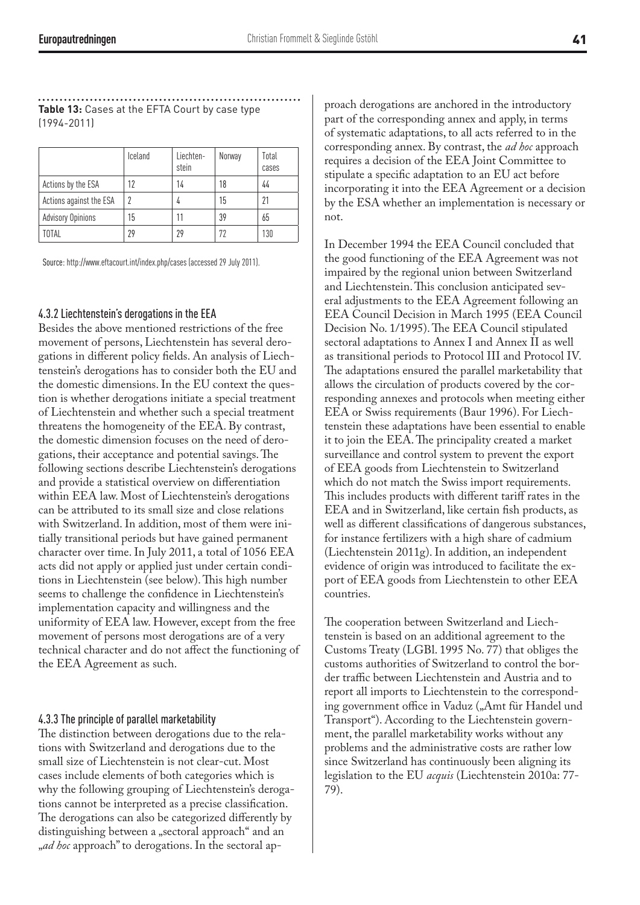**Table 13:** Cases at the EFTA Court by case type (1994-2011)

| | Iceland | Liechtenstein | Norway | Total cases |
|---|---|---|---|---|
| Actions by the ESA | 12 | 14 | 18 | 44 |
| Actions against the ESA | 2 | 4 | 15 | 21 |
| Advisory Opinions | 15 | 11 | 39 | 65 |
| TOTAL | 29 | 29 | 72 | 130 |

Source: http://www.eftacourt.int/index.php/cases (accessed 29 July 2011).

### 4.3.2 Liechtenstein's derogations in the EEA

Besides the above mentioned restrictions of the free movement of persons, Liechtenstein has several derogations in different policy fields. An analysis of Liechtenstein's derogations has to consider both the EU and the domestic dimensions. In the EU context the question is whether derogations initiate a special treatment of Liechtenstein and whether such a special treatment threatens the homogeneity of the EEA. By contrast, the domestic dimension focuses on the need of derogations, their acceptance and potential savings. The following sections describe Liechtenstein's derogations and provide a statistical overview on differentiation within EEA law. Most of Liechtenstein's derogations can be attributed to its small size and close relations with Switzerland. In addition, most of them were initially transitional periods but have gained permanent character over time. In July 2011, a total of 1056 EEA acts did not apply or applied just under certain conditions in Liechtenstein (see below). This high number seems to challenge the confidence in Liechtenstein's implementation capacity and willingness and the uniformity of EEA law. However, except from the free movement of persons most derogations are of a very technical character and do not affect the functioning of the EEA Agreement as such.

### 4.3.3 The principle of parallel marketability

The distinction between derogations due to the relations with Switzerland and derogations due to the small size of Liechtenstein is not clear-cut. Most cases include elements of both categories which is why the following grouping of Liechtenstein's derogations cannot be interpreted as a precise classification. The derogations can also be categorized differently by distinguishing between a „sectoral approach" and an „*ad hoc* approach" to derogations. In the sectoral approach derogations are anchored in the introductory part of the corresponding annex and apply, in terms of systematic adaptations, to all acts referred to in the corresponding annex. By contrast, the *ad hoc* approach requires a decision of the EEA Joint Committee to stipulate a specific adaptation to an EU act before incorporating it into the EEA Agreement or a decision by the ESA whether an implementation is necessary or not.

In December 1994 the EEA Council concluded that the good functioning of the EEA Agreement was not impaired by the regional union between Switzerland and Liechtenstein. This conclusion anticipated several adjustments to the EEA Agreement following an EEA Council Decision in March 1995 (EEA Council Decision No. 1/1995). The EEA Council stipulated sectoral adaptations to Annex I and Annex II as well as transitional periods to Protocol III and Protocol IV. The adaptations ensured the parallel marketability that allows the circulation of products covered by the corresponding annexes and protocols when meeting either EEA or Swiss requirements (Baur 1996). For Liechtenstein these adaptations have been essential to enable it to join the EEA. The principality created a market surveillance and control system to prevent the export of EEA goods from Liechtenstein to Switzerland which do not match the Swiss import requirements. This includes products with different tariff rates in the EEA and in Switzerland, like certain fish products, as well as different classifications of dangerous substances, for instance fertilizers with a high share of cadmium (Liechtenstein 2011g). In addition, an independent evidence of origin was introduced to facilitate the export of EEA goods from Liechtenstein to other EEA countries.

The cooperation between Switzerland and Liechtenstein is based on an additional agreement to the Customs Treaty (LGBl. 1995 No. 77) that obliges the customs authorities of Switzerland to control the border traffic between Liechtenstein and Austria and to report all imports to Liechtenstein to the corresponding government office in Vaduz („Amt für Handel und Transport"). According to the Liechtenstein government, the parallel marketability works without any problems and the administrative costs are rather low since Switzerland has continuously been aligning its legislation to the EU *acquis* (Liechtenstein 2010a: 77-79).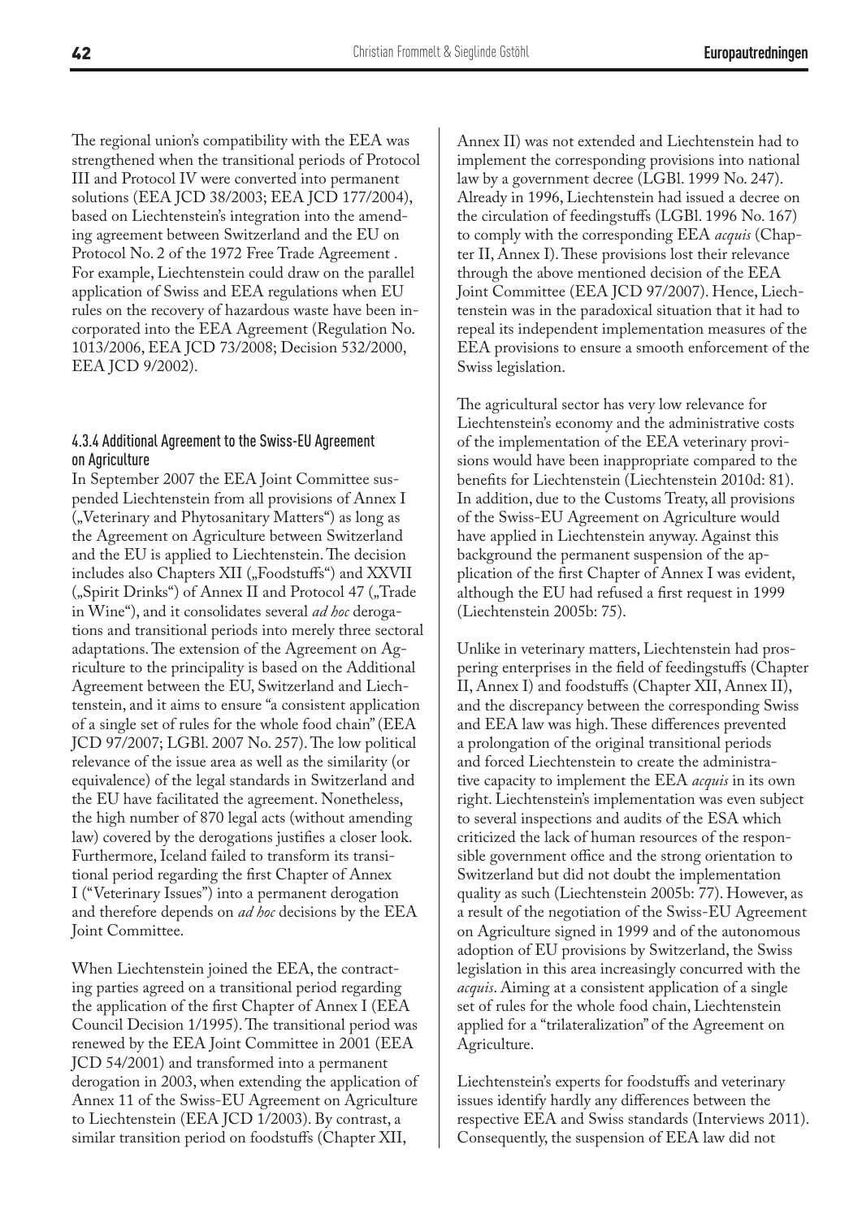The regional union's compatibility with the EEA was strengthened when the transitional periods of Protocol III and Protocol IV were converted into permanent solutions (EEA JCD 38/2003; EEA JCD 177/2004), based on Liechtenstein's integration into the amending agreement between Switzerland and the EU on Protocol No. 2 of the 1972 Free Trade Agreement . For example, Liechtenstein could draw on the parallel application of Swiss and EEA regulations when EU rules on the recovery of hazardous waste have been incorporated into the EEA Agreement (Regulation No. 1013/2006, EEA JCD 73/2008; Decision 532/2000, EEA JCD 9/2002).

#### 4.3.4 Additional Agreement to the Swiss-EU Agreement on Agriculture

In September 2007 the EEA Joint Committee suspended Liechtenstein from all provisions of Annex I („Veterinary and Phytosanitary Matters") as long as the Agreement on Agriculture between Switzerland and the EU is applied to Liechtenstein. The decision includes also Chapters XII („Foodstuffs") and XXVII („Spirit Drinks") of Annex II and Protocol 47 („Trade in Wine"), and it consolidates several *ad hoc* derogations and transitional periods into merely three sectoral adaptations. The extension of the Agreement on Agriculture to the principality is based on the Additional Agreement between the EU, Switzerland and Liechtenstein, and it aims to ensure "a consistent application of a single set of rules for the whole food chain" (EEA JCD 97/2007; LGBl. 2007 No. 257). The low political relevance of the issue area as well as the similarity (or equivalence) of the legal standards in Switzerland and the EU have facilitated the agreement. Nonetheless, the high number of 870 legal acts (without amending law) covered by the derogations justifies a closer look. Furthermore, Iceland failed to transform its transitional period regarding the first Chapter of Annex I ("Veterinary Issues") into a permanent derogation and therefore depends on *ad hoc* decisions by the EEA Joint Committee.

When Liechtenstein joined the EEA, the contracting parties agreed on a transitional period regarding the application of the first Chapter of Annex I (EEA Council Decision 1/1995). The transitional period was renewed by the EEA Joint Committee in 2001 (EEA JCD 54/2001) and transformed into a permanent derogation in 2003, when extending the application of Annex 11 of the Swiss-EU Agreement on Agriculture to Liechtenstein (EEA JCD 1/2003). By contrast, a similar transition period on foodstuffs (Chapter XII, Annex II) was not extended and Liechtenstein had to implement the corresponding provisions into national law by a government decree (LGBl. 1999 No. 247). Already in 1996, Liechtenstein had issued a decree on the circulation of feedingstuffs (LGBl. 1996 No. 167) to comply with the corresponding EEA *acquis* (Chapter II, Annex I). These provisions lost their relevance through the above mentioned decision of the EEA Joint Committee (EEA JCD 97/2007). Hence, Liechtenstein was in the paradoxical situation that it had to repeal its independent implementation measures of the EEA provisions to ensure a smooth enforcement of the Swiss legislation.

The agricultural sector has very low relevance for Liechtenstein's economy and the administrative costs of the implementation of the EEA veterinary provisions would have been inappropriate compared to the benefits for Liechtenstein (Liechtenstein 2010d: 81). In addition, due to the Customs Treaty, all provisions of the Swiss-EU Agreement on Agriculture would have applied in Liechtenstein anyway. Against this background the permanent suspension of the application of the first Chapter of Annex I was evident, although the EU had refused a first request in 1999 (Liechtenstein 2005b: 75).

Unlike in veterinary matters, Liechtenstein had prospering enterprises in the field of feedingstuffs (Chapter II, Annex I) and foodstuffs (Chapter XII, Annex II), and the discrepancy between the corresponding Swiss and EEA law was high. These differences prevented a prolongation of the original transitional periods and forced Liechtenstein to create the administrative capacity to implement the EEA *acquis* in its own right. Liechtenstein's implementation was even subject to several inspections and audits of the ESA which criticized the lack of human resources of the responsible government office and the strong orientation to Switzerland but did not doubt the implementation quality as such (Liechtenstein 2005b: 77). However, as a result of the negotiation of the Swiss-EU Agreement on Agriculture signed in 1999 and of the autonomous adoption of EU provisions by Switzerland, the Swiss legislation in this area increasingly concurred with the *acquis*. Aiming at a consistent application of a single set of rules for the whole food chain, Liechtenstein applied for a "trilateralization" of the Agreement on Agriculture.

Liechtenstein's experts for foodstuffs and veterinary issues identify hardly any differences between the respective EEA and Swiss standards (Interviews 2011). Consequently, the suspension of EEA law did not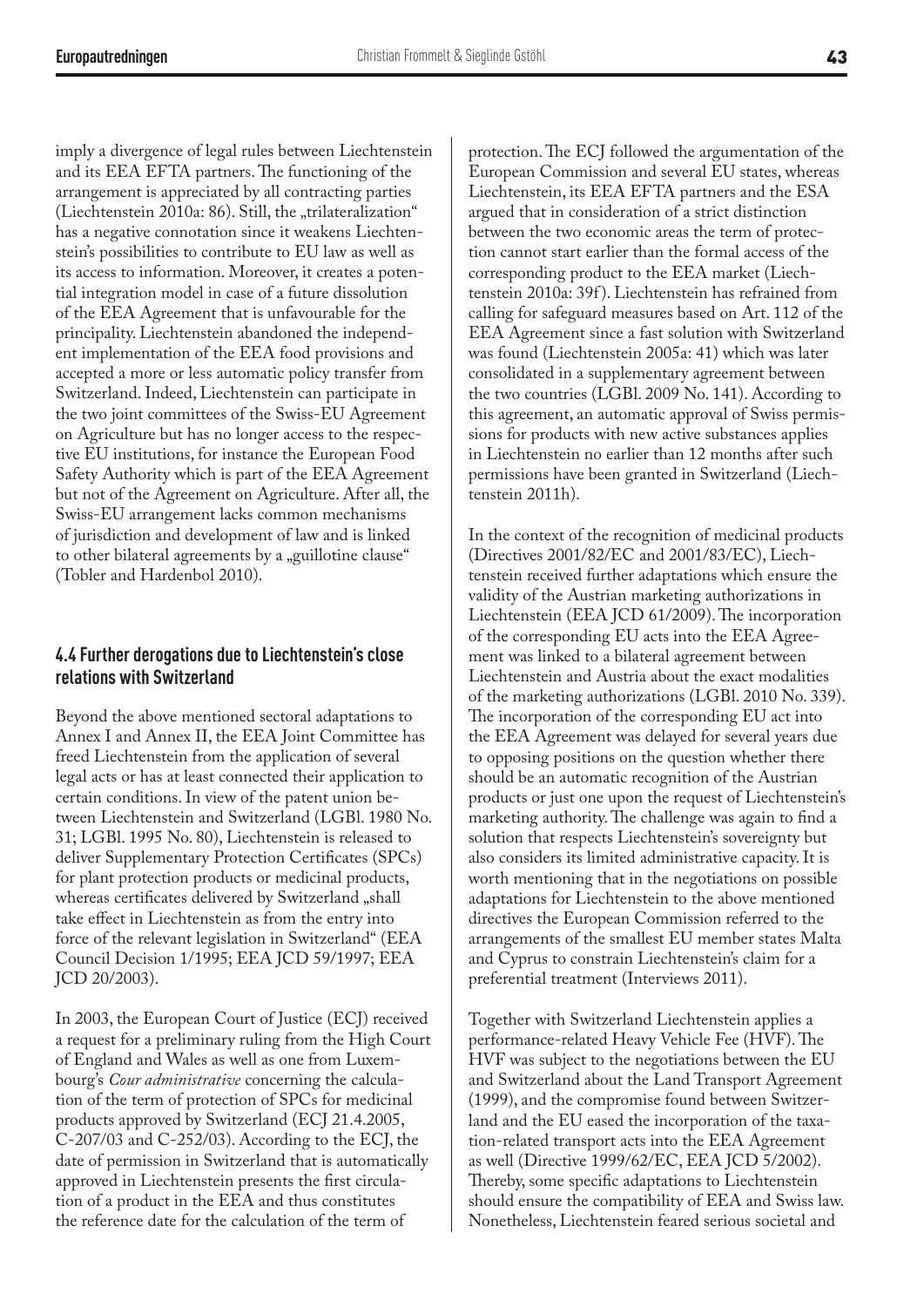imply a divergence of legal rules between Liechtenstein and its EEA EFTA partners. The functioning of the arrangement is appreciated by all contracting parties (Liechtenstein 2010a: 86). Still, the „trilateralization" has a negative connotation since it weakens Liechtenstein's possibilities to contribute to EU law as well as its access to information. Moreover, it creates a potential integration model in case of a future dissolution of the EEA Agreement that is unfavourable for the principality. Liechtenstein abandoned the independent implementation of the EEA food provisions and accepted a more or less automatic policy transfer from Switzerland. Indeed, Liechtenstein can participate in the two joint committees of the Swiss-EU Agreement on Agriculture but has no longer access to the respective EU institutions, for instance the European Food Safety Authority which is part of the EEA Agreement but not of the Agreement on Agriculture. After all, the Swiss-EU arrangement lacks common mechanisms of jurisdiction and development of law and is linked to other bilateral agreements by a „guillotine clause" (Tobler and Hardenbol 2010).

## 4.4 Further derogations due to Liechtenstein's close relations with Switzerland

Beyond the above mentioned sectoral adaptations to Annex I and Annex II, the EEA Joint Committee has freed Liechtenstein from the application of several legal acts or has at least connected their application to certain conditions. In view of the patent union between Liechtenstein and Switzerland (LGBl. 1980 No. 31; LGBl. 1995 No. 80), Liechtenstein is released to deliver Supplementary Protection Certificates (SPCs) for plant protection products or medicinal products, whereas certificates delivered by Switzerland „shall take effect in Liechtenstein as from the entry into force of the relevant legislation in Switzerland" (EEA Council Decision 1/1995; EEA JCD 59/1997; EEA JCD 20/2003).

In 2003, the European Court of Justice (ECJ) received a request for a preliminary ruling from the High Court of England and Wales as well as one from Luxembourg's *Cour administrative* concerning the calculation of the term of protection of SPCs for medicinal products approved by Switzerland (ECJ 21.4.2005, C-207/03 and C-252/03). According to the ECJ, the date of permission in Switzerland that is automatically approved in Liechtenstein presents the first circulation of a product in the EEA and thus constitutes the reference date for the calculation of the term of protection. The ECJ followed the argumentation of the European Commission and several EU states, whereas Liechtenstein, its EEA EFTA partners and the ESA argued that in consideration of a strict distinction between the two economic areas the term of protection cannot start earlier than the formal access of the corresponding product to the EEA market (Liechtenstein 2010a: 39f). Liechtenstein has refrained from calling for safeguard measures based on Art. 112 of the EEA Agreement since a fast solution with Switzerland was found (Liechtenstein 2005a: 41) which was later consolidated in a supplementary agreement between the two countries (LGBl. 2009 No. 141). According to this agreement, an automatic approval of Swiss permissions for products with new active substances applies in Liechtenstein no earlier than 12 months after such permissions have been granted in Switzerland (Liechtenstein 2011h).

In the context of the recognition of medicinal products (Directives 2001/82/EC and 2001/83/EC), Liechtenstein received further adaptations which ensure the validity of the Austrian marketing authorizations in Liechtenstein (EEA JCD 61/2009). The incorporation of the corresponding EU acts into the EEA Agreement was linked to a bilateral agreement between Liechtenstein and Austria about the exact modalities of the marketing authorizations (LGBl. 2010 No. 339). The incorporation of the corresponding EU act into the EEA Agreement was delayed for several years due to opposing positions on the question whether there should be an automatic recognition of the Austrian products or just one upon the request of Liechtenstein's marketing authority. The challenge was again to find a solution that respects Liechtenstein's sovereignty but also considers its limited administrative capacity. It is worth mentioning that in the negotiations on possible adaptations for Liechtenstein to the above mentioned directives the European Commission referred to the arrangements of the smallest EU member states Malta and Cyprus to constrain Liechtenstein's claim for a preferential treatment (Interviews 2011).

Together with Switzerland Liechtenstein applies a performance-related Heavy Vehicle Fee (HVF). The HVF was subject to the negotiations between the EU and Switzerland about the Land Transport Agreement (1999), and the compromise found between Switzerland and the EU eased the incorporation of the taxation-related transport acts into the EEA Agreement as well (Directive 1999/62/EC, EEA JCD 5/2002). Thereby, some specific adaptations to Liechtenstein should ensure the compatibility of EEA and Swiss law. Nonetheless, Liechtenstein feared serious societal and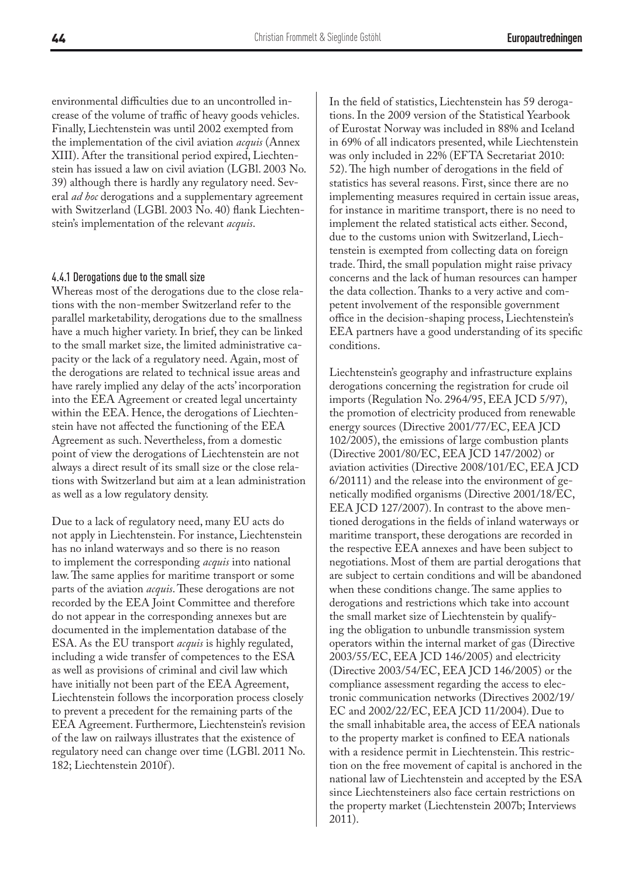environmental difficulties due to an uncontrolled increase of the volume of traffic of heavy goods vehicles. Finally, Liechtenstein was until 2002 exempted from the implementation of the civil aviation *acquis* (Annex XIII). After the transitional period expired, Liechtenstein has issued a law on civil aviation (LGBl. 2003 No. 39) although there is hardly any regulatory need. Several *ad hoc* derogations and a supplementary agreement with Switzerland (LGBl. 2003 No. 40) flank Liechtenstein's implementation of the relevant *acquis*.

#### 4.4.1 Derogations due to the small size

Whereas most of the derogations due to the close relations with the non-member Switzerland refer to the parallel marketability, derogations due to the smallness have a much higher variety. In brief, they can be linked to the small market size, the limited administrative capacity or the lack of a regulatory need. Again, most of the derogations are related to technical issue areas and have rarely implied any delay of the acts' incorporation into the EEA Agreement or created legal uncertainty within the EEA. Hence, the derogations of Liechtenstein have not affected the functioning of the EEA Agreement as such. Nevertheless, from a domestic point of view the derogations of Liechtenstein are not always a direct result of its small size or the close relations with Switzerland but aim at a lean administration as well as a low regulatory density.

Due to a lack of regulatory need, many EU acts do not apply in Liechtenstein. For instance, Liechtenstein has no inland waterways and so there is no reason to implement the corresponding *acquis* into national law. The same applies for maritime transport or some parts of the aviation *acquis*. These derogations are not recorded by the EEA Joint Committee and therefore do not appear in the corresponding annexes but are documented in the implementation database of the ESA. As the EU transport *acquis* is highly regulated, including a wide transfer of competences to the ESA as well as provisions of criminal and civil law which have initially not been part of the EEA Agreement, Liechtenstein follows the incorporation process closely to prevent a precedent for the remaining parts of the EEA Agreement. Furthermore, Liechtenstein's revision of the law on railways illustrates that the existence of regulatory need can change over time (LGBl. 2011 No. 182; Liechtenstein 2010f).

In the field of statistics, Liechtenstein has 59 derogations. In the 2009 version of the Statistical Yearbook of Eurostat Norway was included in 88% and Iceland in 69% of all indicators presented, while Liechtenstein was only included in 22% (EFTA Secretariat 2010: 52). The high number of derogations in the field of statistics has several reasons. First, since there are no implementing measures required in certain issue areas, for instance in maritime transport, there is no need to implement the related statistical acts either. Second, due to the customs union with Switzerland, Liechtenstein is exempted from collecting data on foreign trade. Third, the small population might raise privacy concerns and the lack of human resources can hamper the data collection. Thanks to a very active and competent involvement of the responsible government office in the decision-shaping process, Liechtenstein's EEA partners have a good understanding of its specific conditions.

Liechtenstein's geography and infrastructure explains derogations concerning the registration for crude oil imports (Regulation No. 2964/95, EEA JCD 5/97), the promotion of electricity produced from renewable energy sources (Directive 2001/77/EC, EEA JCD 102/2005), the emissions of large combustion plants (Directive 2001/80/EC, EEA JCD 147/2002) or aviation activities (Directive 2008/101/EC, EEA JCD 6/20111) and the release into the environment of genetically modified organisms (Directive 2001/18/EC, EEA JCD 127/2007). In contrast to the above mentioned derogations in the fields of inland waterways or maritime transport, these derogations are recorded in the respective EEA annexes and have been subject to negotiations. Most of them are partial derogations that are subject to certain conditions and will be abandoned when these conditions change. The same applies to derogations and restrictions which take into account the small market size of Liechtenstein by qualifying the obligation to unbundle transmission system operators within the internal market of gas (Directive 2003/55/EC, EEA JCD 146/2005) and electricity (Directive 2003/54/EC, EEA JCD 146/2005) or the compliance assessment regarding the access to electronic communication networks (Directives 2002/19/EC and 2002/22/EC, EEA JCD 11/2004). Due to the small inhabitable area, the access of EEA nationals to the property market is confined to EEA nationals with a residence permit in Liechtenstein. This restriction on the free movement of capital is anchored in the national law of Liechtenstein and accepted by the ESA since Liechtensteiners also face certain restrictions on the property market (Liechtenstein 2007b; Interviews 2011).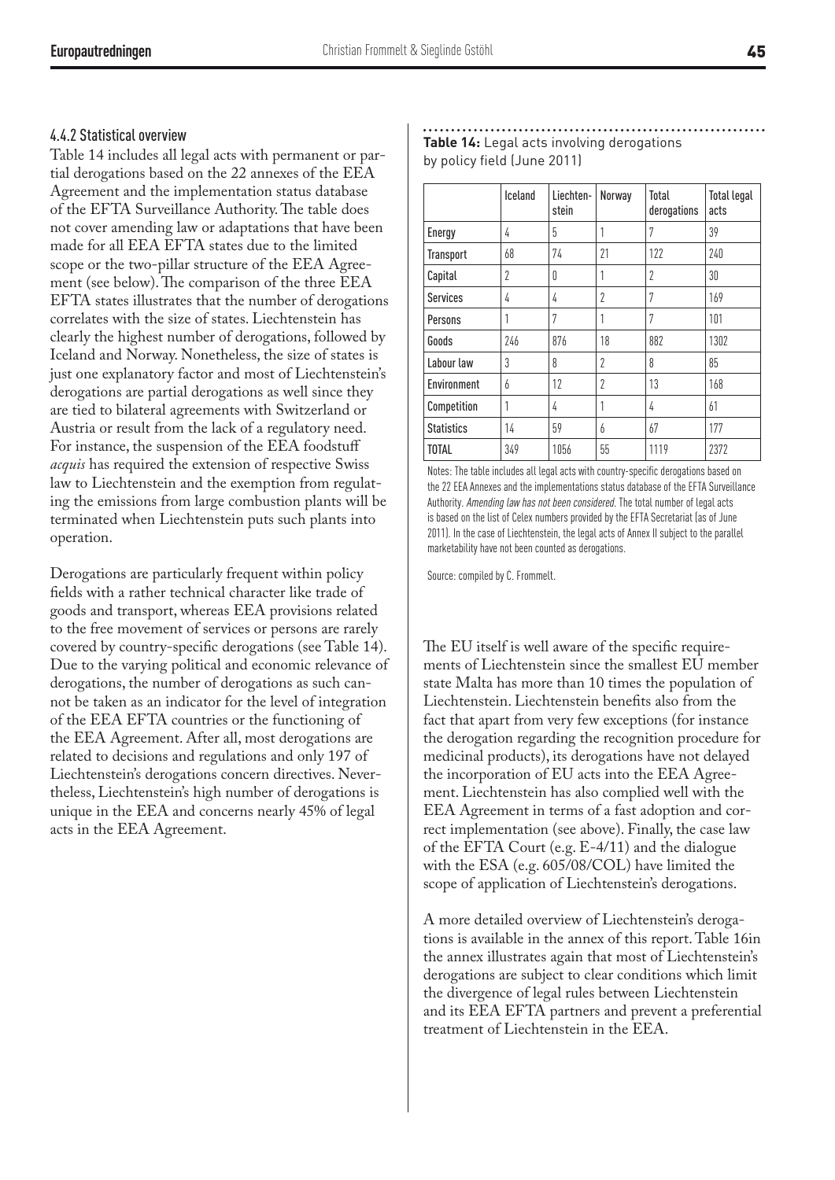#### 4.4.2 Statistical overview

Table 14 includes all legal acts with permanent or partial derogations based on the 22 annexes of the EEA Agreement and the implementation status database of the EFTA Surveillance Authority. The table does not cover amending law or adaptations that have been made for all EEA EFTA states due to the limited scope or the two-pillar structure of the EEA Agreement (see below). The comparison of the three EEA EFTA states illustrates that the number of derogations correlates with the size of states. Liechtenstein has clearly the highest number of derogations, followed by Iceland and Norway. Nonetheless, the size of states is just one explanatory factor and most of Liechtenstein's derogations are partial derogations as well since they are tied to bilateral agreements with Switzerland or Austria or result from the lack of a regulatory need. For instance, the suspension of the EEA foodstuff *acquis* has required the extension of respective Swiss law to Liechtenstein and the exemption from regulating the emissions from large combustion plants will be terminated when Liechtenstein puts such plants into operation.

Derogations are particularly frequent within policy fields with a rather technical character like trade of goods and transport, whereas EEA provisions related to the free movement of services or persons are rarely covered by country-specific derogations (see Table 14). Due to the varying political and economic relevance of derogations, the number of derogations as such cannot be taken as an indicator for the level of integration of the EEA EFTA countries or the functioning of the EEA Agreement. After all, most derogations are related to decisions and regulations and only 197 of Liechtenstein's derogations concern directives. Nevertheless, Liechtenstein's high number of derogations is unique in the EEA and concerns nearly 45% of legal acts in the EEA Agreement.

**Table 14:** Legal acts involving derogations by policy field (June 2011)

| | Iceland | Liechten-stein | Norway | Total derogations | Total legal acts |
|---|---|---|---|---|---|
| Energy | 4 | 5 | 1 | 7 | 39 |
| Transport | 68 | 74 | 21 | 122 | 240 |
| Capital | 2 | 0 | 1 | 2 | 30 |
| Services | 4 | 4 | 2 | 7 | 169 |
| Persons | 1 | 7 | 1 | 7 | 101 |
| Goods | 246 | 876 | 18 | 882 | 1302 |
| Labour law | 3 | 8 | 2 | 8 | 85 |
| Environment | 6 | 12 | 2 | 13 | 168 |
| Competition | 1 | 4 | 1 | 4 | 61 |
| Statistics | 14 | 59 | 6 | 67 | 177 |
| TOTAL | 349 | 1056 | 55 | 1119 | 2372 |

Notes: The table includes all legal acts with country-specific derogations based on the 22 EEA Annexes and the implementations status database of the EFTA Surveillance Authority. *Amending law has not been considered.* The total number of legal acts is based on the list of Celex numbers provided by the EFTA Secretariat (as of June 2011). In the case of Liechtenstein, the legal acts of Annex II subject to the parallel marketability have not been counted as derogations.

Source: compiled by C. Frommelt.

The EU itself is well aware of the specific requirements of Liechtenstein since the smallest EU member state Malta has more than 10 times the population of Liechtenstein. Liechtenstein benefits also from the fact that apart from very few exceptions (for instance the derogation regarding the recognition procedure for medicinal products), its derogations have not delayed the incorporation of EU acts into the EEA Agreement. Liechtenstein has also complied well with the EEA Agreement in terms of a fast adoption and correct implementation (see above). Finally, the case law of the EFTA Court (e.g. E-4/11) and the dialogue with the ESA (e.g. 605/08/COL) have limited the scope of application of Liechtenstein's derogations.

A more detailed overview of Liechtenstein's derogations is available in the annex of this report. Table 16in the annex illustrates again that most of Liechtenstein's derogations are subject to clear conditions which limit the divergence of legal rules between Liechtenstein and its EEA EFTA partners and prevent a preferential treatment of Liechtenstein in the EEA.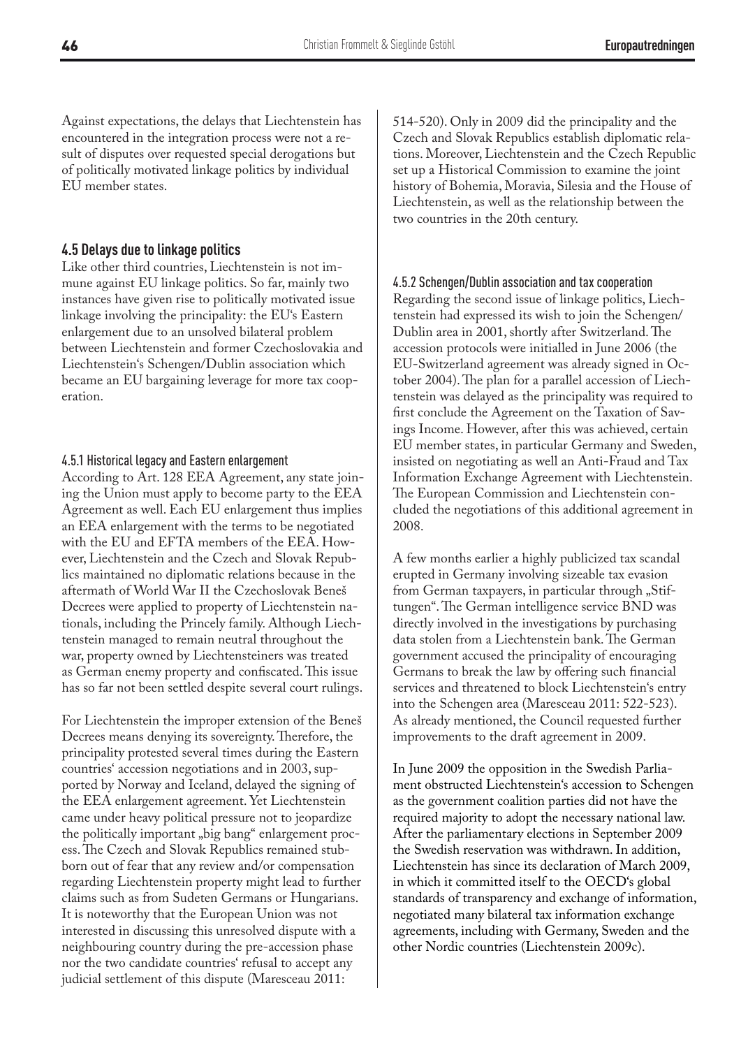Against expectations, the delays that Liechtenstein has encountered in the integration process were not a result of disputes over requested special derogations but of politically motivated linkage politics by individual EU member states.

## 4.5 Delays due to linkage politics

Like other third countries, Liechtenstein is not immune against EU linkage politics. So far, mainly two instances have given rise to politically motivated issue linkage involving the principality: the EU's Eastern enlargement due to an unsolved bilateral problem between Liechtenstein and former Czechoslovakia and Liechtenstein's Schengen/Dublin association which became an EU bargaining leverage for more tax cooperation.

### 4.5.1 Historical legacy and Eastern enlargement

According to Art. 128 EEA Agreement, any state joining the Union must apply to become party to the EEA Agreement as well. Each EU enlargement thus implies an EEA enlargement with the terms to be negotiated with the EU and EFTA members of the EEA. However, Liechtenstein and the Czech and Slovak Republics maintained no diplomatic relations because in the aftermath of World War II the Czechoslovak Beneš Decrees were applied to property of Liechtenstein nationals, including the Princely family. Although Liechtenstein managed to remain neutral throughout the war, property owned by Liechtensteiners was treated as German enemy property and confiscated. This issue has so far not been settled despite several court rulings.

For Liechtenstein the improper extension of the Beneš Decrees means denying its sovereignty. Therefore, the principality protested several times during the Eastern countries' accession negotiations and in 2003, supported by Norway and Iceland, delayed the signing of the EEA enlargement agreement. Yet Liechtenstein came under heavy political pressure not to jeopardize the politically important „big bang" enlargement process. The Czech and Slovak Republics remained stubborn out of fear that any review and/or compensation regarding Liechtenstein property might lead to further claims such as from Sudeten Germans or Hungarians. It is noteworthy that the European Union was not interested in discussing this unresolved dispute with a neighbouring country during the pre-accession phase nor the two candidate countries' refusal to accept any judicial settlement of this dispute (Maresceau 2011: 514-520). Only in 2009 did the principality and the Czech and Slovak Republics establish diplomatic relations. Moreover, Liechtenstein and the Czech Republic set up a Historical Commission to examine the joint history of Bohemia, Moravia, Silesia and the House of Liechtenstein, as well as the relationship between the two countries in the 20th century.

### 4.5.2 Schengen/Dublin association and tax cooperation

Regarding the second issue of linkage politics, Liechtenstein had expressed its wish to join the Schengen/Dublin area in 2001, shortly after Switzerland. The accession protocols were initialled in June 2006 (the EU-Switzerland agreement was already signed in October 2004). The plan for a parallel accession of Liechtenstein was delayed as the principality was required to first conclude the Agreement on the Taxation of Savings Income. However, after this was achieved, certain EU member states, in particular Germany and Sweden, insisted on negotiating as well an Anti-Fraud and Tax Information Exchange Agreement with Liechtenstein. The European Commission and Liechtenstein concluded the negotiations of this additional agreement in 2008.

A few months earlier a highly publicized tax scandal erupted in Germany involving sizeable tax evasion from German taxpayers, in particular through „Stiftungen". The German intelligence service BND was directly involved in the investigations by purchasing data stolen from a Liechtenstein bank. The German government accused the principality of encouraging Germans to break the law by offering such financial services and threatened to block Liechtenstein's entry into the Schengen area (Maresceau 2011: 522-523). As already mentioned, the Council requested further improvements to the draft agreement in 2009.

In June 2009 the opposition in the Swedish Parliament obstructed Liechtenstein's accession to Schengen as the government coalition parties did not have the required majority to adopt the necessary national law. After the parliamentary elections in September 2009 the Swedish reservation was withdrawn. In addition, Liechtenstein has since its declaration of March 2009, in which it committed itself to the OECD's global standards of transparency and exchange of information, negotiated many bilateral tax information exchange agreements, including with Germany, Sweden and the other Nordic countries (Liechtenstein 2009c).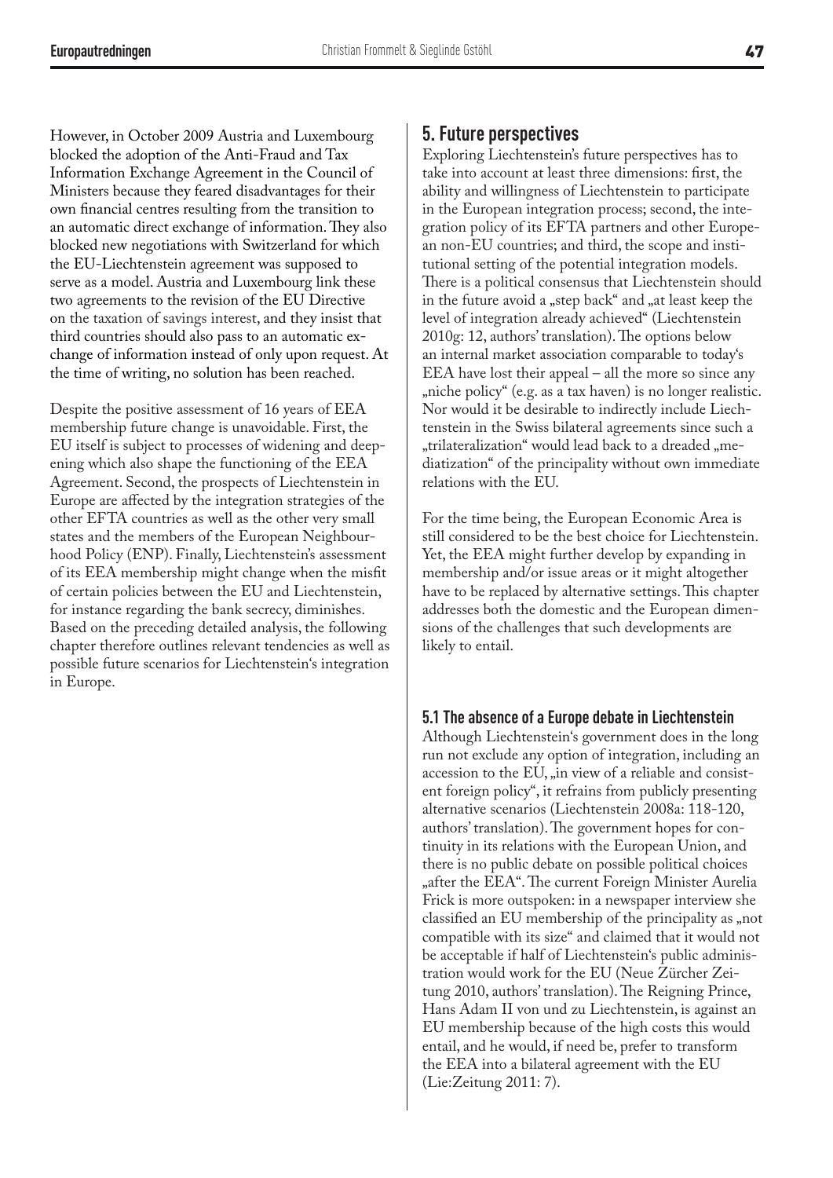However, in October 2009 Austria and Luxembourg blocked the adoption of the Anti-Fraud and Tax Information Exchange Agreement in the Council of Ministers because they feared disadvantages for their own financial centres resulting from the transition to an automatic direct exchange of information. They also blocked new negotiations with Switzerland for which the EU-Liechtenstein agreement was supposed to serve as a model. Austria and Luxembourg link these two agreements to the revision of the EU Directive on the taxation of savings interest, and they insist that third countries should also pass to an automatic exchange of information instead of only upon request. At the time of writing, no solution has been reached.

Despite the positive assessment of 16 years of EEA membership future change is unavoidable. First, the EU itself is subject to processes of widening and deepening which also shape the functioning of the EEA Agreement. Second, the prospects of Liechtenstein in Europe are affected by the integration strategies of the other EFTA countries as well as the other very small states and the members of the European Neighbourhood Policy (ENP). Finally, Liechtenstein's assessment of its EEA membership might change when the misfit of certain policies between the EU and Liechtenstein, for instance regarding the bank secrecy, diminishes. Based on the preceding detailed analysis, the following chapter therefore outlines relevant tendencies as well as possible future scenarios for Liechtenstein's integration in Europe.

## 5. Future perspectives

Exploring Liechtenstein's future perspectives has to take into account at least three dimensions: first, the ability and willingness of Liechtenstein to participate in the European integration process; second, the integration policy of its EFTA partners and other European non-EU countries; and third, the scope and institutional setting of the potential integration models. There is a political consensus that Liechtenstein should in the future avoid a „step back" and „at least keep the level of integration already achieved" (Liechtenstein 2010g: 12, authors' translation). The options below an internal market association comparable to today's EEA have lost their appeal – all the more so since any „niche policy" (e.g. as a tax haven) is no longer realistic. Nor would it be desirable to indirectly include Liechtenstein in the Swiss bilateral agreements since such a „trilateralization" would lead back to a dreaded „mediatization" of the principality without own immediate relations with the EU.

For the time being, the European Economic Area is still considered to be the best choice for Liechtenstein. Yet, the EEA might further develop by expanding in membership and/or issue areas or it might altogether have to be replaced by alternative settings. This chapter addresses both the domestic and the European dimensions of the challenges that such developments are likely to entail.

### 5.1 The absence of a Europe debate in Liechtenstein

Although Liechtenstein's government does in the long run not exclude any option of integration, including an accession to the EU, „in view of a reliable and consistent foreign policy", it refrains from publicly presenting alternative scenarios (Liechtenstein 2008a: 118-120, authors' translation). The government hopes for continuity in its relations with the European Union, and there is no public debate on possible political choices „after the EEA". The current Foreign Minister Aurelia Frick is more outspoken: in a newspaper interview she classified an EU membership of the principality as „not compatible with its size" and claimed that it would not be acceptable if half of Liechtenstein's public administration would work for the EU (Neue Zürcher Zeitung 2010, authors' translation). The Reigning Prince, Hans Adam II von und zu Liechtenstein, is against an EU membership because of the high costs this would entail, and he would, if need be, prefer to transform the EEA into a bilateral agreement with the EU (Lie:Zeitung 2011: 7).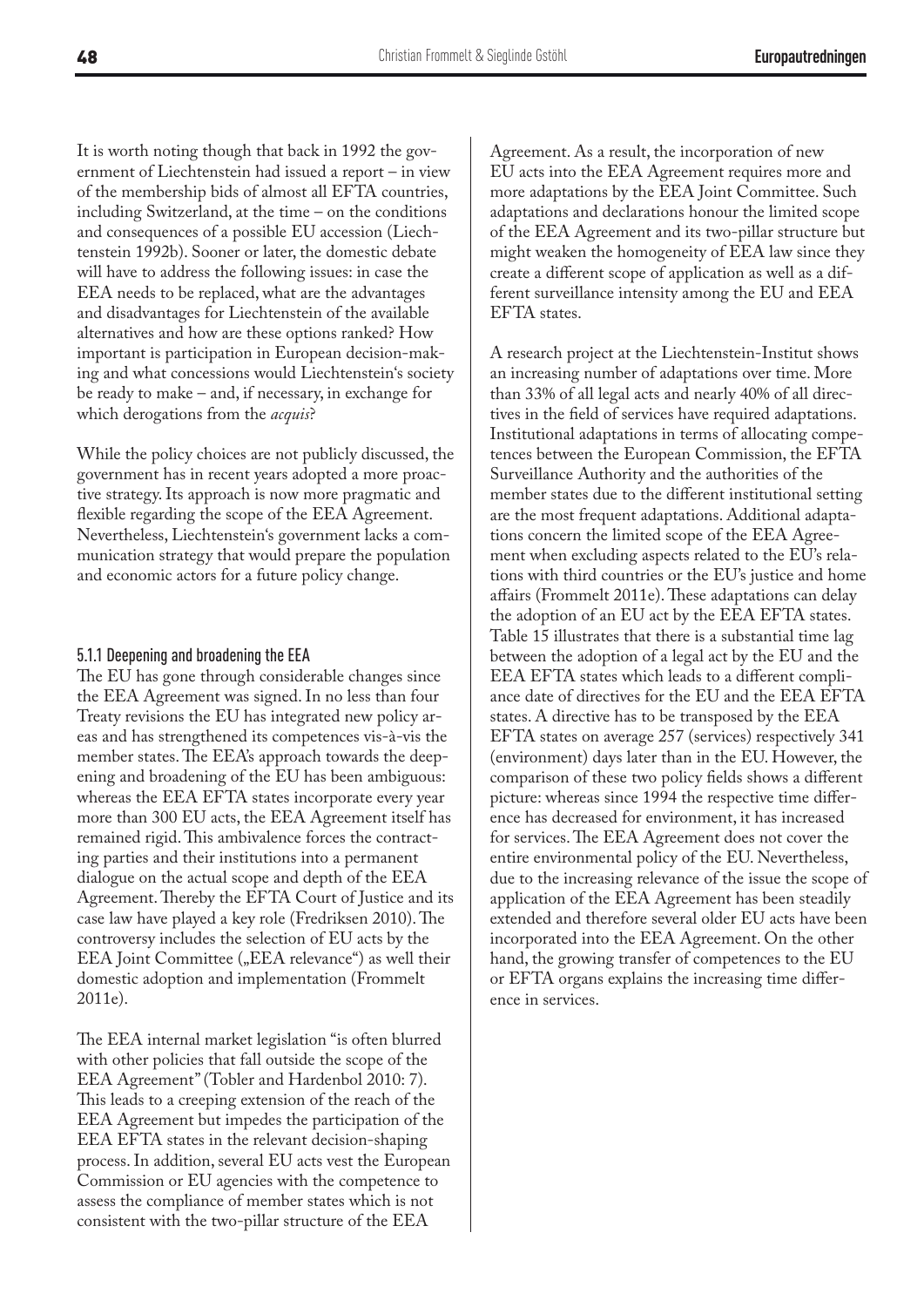It is worth noting though that back in 1992 the government of Liechtenstein had issued a report – in view of the membership bids of almost all EFTA countries, including Switzerland, at the time – on the conditions and consequences of a possible EU accession (Liechtenstein 1992b). Sooner or later, the domestic debate will have to address the following issues: in case the EEA needs to be replaced, what are the advantages and disadvantages for Liechtenstein of the available alternatives and how are these options ranked? How important is participation in European decision-making and what concessions would Liechtenstein's society be ready to make – and, if necessary, in exchange for which derogations from the *acquis*?

While the policy choices are not publicly discussed, the government has in recent years adopted a more proactive strategy. Its approach is now more pragmatic and flexible regarding the scope of the EEA Agreement. Nevertheless, Liechtenstein's government lacks a communication strategy that would prepare the population and economic actors for a future policy change.

#### 5.1.1 Deepening and broadening the EEA

The EU has gone through considerable changes since the EEA Agreement was signed. In no less than four Treaty revisions the EU has integrated new policy areas and has strengthened its competences vis-à-vis the member states. The EEA's approach towards the deepening and broadening of the EU has been ambiguous: whereas the EEA EFTA states incorporate every year more than 300 EU acts, the EEA Agreement itself has remained rigid. This ambivalence forces the contracting parties and their institutions into a permanent dialogue on the actual scope and depth of the EEA Agreement. Thereby the EFTA Court of Justice and its case law have played a key role (Fredriksen 2010). The controversy includes the selection of EU acts by the EEA Joint Committee („EEA relevance") as well their domestic adoption and implementation (Frommelt 2011e).

The EEA internal market legislation "is often blurred with other policies that fall outside the scope of the EEA Agreement" (Tobler and Hardenbol 2010: 7). This leads to a creeping extension of the reach of the EEA Agreement but impedes the participation of the EEA EFTA states in the relevant decision-shaping process. In addition, several EU acts vest the European Commission or EU agencies with the competence to assess the compliance of member states which is not consistent with the two-pillar structure of the EEA Agreement. As a result, the incorporation of new EU acts into the EEA Agreement requires more and more adaptations by the EEA Joint Committee. Such adaptations and declarations honour the limited scope of the EEA Agreement and its two-pillar structure but might weaken the homogeneity of EEA law since they create a different scope of application as well as a different surveillance intensity among the EU and EEA EFTA states.

A research project at the Liechtenstein-Institut shows an increasing number of adaptations over time. More than 33% of all legal acts and nearly 40% of all directives in the field of services have required adaptations. Institutional adaptations in terms of allocating competences between the European Commission, the EFTA Surveillance Authority and the authorities of the member states due to the different institutional setting are the most frequent adaptations. Additional adaptations concern the limited scope of the EEA Agreement when excluding aspects related to the EU's relations with third countries or the EU's justice and home affairs (Frommelt 2011e). These adaptations can delay the adoption of an EU act by the EEA EFTA states. Table 15 illustrates that there is a substantial time lag between the adoption of a legal act by the EU and the EEA EFTA states which leads to a different compliance date of directives for the EU and the EEA EFTA states. A directive has to be transposed by the EEA EFTA states on average 257 (services) respectively 341 (environment) days later than in the EU. However, the comparison of these two policy fields shows a different picture: whereas since 1994 the respective time difference has decreased for environment, it has increased for services. The EEA Agreement does not cover the entire environmental policy of the EU. Nevertheless, due to the increasing relevance of the issue the scope of application of the EEA Agreement has been steadily extended and therefore several older EU acts have been incorporated into the EEA Agreement. On the other hand, the growing transfer of competences to the EU or EFTA organs explains the increasing time difference in services.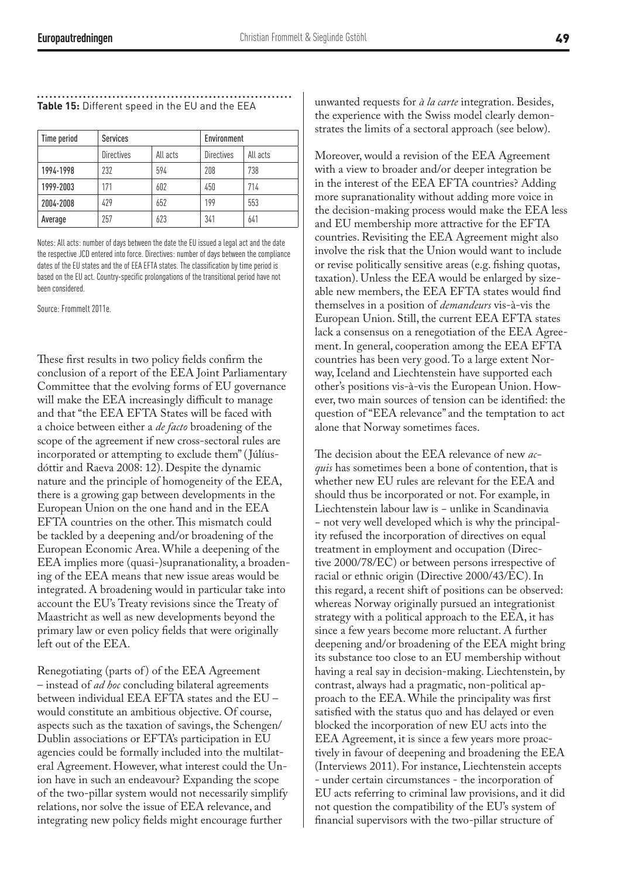**Table 15:** Different speed in the EU and the EEA

| Time period | Services | | Environment | |
|---|---|---|---|---|
| | Directives | All acts | Directives | All acts |
| 1994-1998 | 232 | 594 | 208 | 738 |
| 1999-2003 | 171 | 602 | 450 | 714 |
| 2004-2008 | 429 | 652 | 199 | 553 |
| Average | 257 | 623 | 341 | 641 |

Notes: All acts: number of days between the date the EU issued a legal act and the date the respective JCD entered into force. Directives: number of days between the compliance dates of the EU states and the of EEA EFTA states. The classification by time period is based on the EU act. Country-specific prolongations of the transitional period have not been considered.

Source: Frommelt 2011e.

These first results in two policy fields confirm the conclusion of a report of the EEA Joint Parliamentary Committee that the evolving forms of EU governance will make the EEA increasingly difficult to manage and that "the EEA EFTA States will be faced with a choice between either a *de facto* broadening of the scope of the agreement if new cross-sectoral rules are incorporated or attempting to exclude them" (Júlíusdóttir and Raeva 2008: 12). Despite the dynamic nature and the principle of homogeneity of the EEA, there is a growing gap between developments in the European Union on the one hand and in the EEA EFTA countries on the other. This mismatch could be tackled by a deepening and/or broadening of the European Economic Area. While a deepening of the EEA implies more (quasi-)supranationality, a broadening of the EEA means that new issue areas would be integrated. A broadening would in particular take into account the EU's Treaty revisions since the Treaty of Maastricht as well as new developments beyond the primary law or even policy fields that were originally left out of the EEA.

Renegotiating (parts of) of the EEA Agreement – instead of *ad hoc* concluding bilateral agreements between individual EEA EFTA states and the EU – would constitute an ambitious objective. Of course, aspects such as the taxation of savings, the Schengen/Dublin associations or EFTA's participation in EU agencies could be formally included into the multilateral Agreement. However, what interest could the Union have in such an endeavour? Expanding the scope of the two-pillar system would not necessarily simplify relations, nor solve the issue of EEA relevance, and integrating new policy fields might encourage further unwanted requests for *à la carte* integration. Besides, the experience with the Swiss model clearly demonstrates the limits of a sectoral approach (see below).

Moreover, would a revision of the EEA Agreement with a view to broader and/or deeper integration be in the interest of the EEA EFTA countries? Adding more supranationality without adding more voice in the decision-making process would make the EEA less and EU membership more attractive for the EFTA countries. Revisiting the EEA Agreement might also involve the risk that the Union would want to include or revise politically sensitive areas (e.g. fishing quotas, taxation). Unless the EEA would be enlarged by sizeable new members, the EEA EFTA states would find themselves in a position of *demandeurs* vis-à-vis the European Union. Still, the current EEA EFTA states lack a consensus on a renegotiation of the EEA Agreement. In general, cooperation among the EEA EFTA countries has been very good. To a large extent Norway, Iceland and Liechtenstein have supported each other's positions vis-à-vis the European Union. However, two main sources of tension can be identified: the question of "EEA relevance" and the temptation to act alone that Norway sometimes faces.

The decision about the EEA relevance of new *acquis* has sometimes been a bone of contention, that is whether new EU rules are relevant for the EEA and should thus be incorporated or not. For example, in Liechtenstein labour law is – unlike in Scandinavia – not very well developed which is why the principality refused the incorporation of directives on equal treatment in employment and occupation (Directive 2000/78/EC) or between persons irrespective of racial or ethnic origin (Directive 2000/43/EC). In this regard, a recent shift of positions can be observed: whereas Norway originally pursued an integrationist strategy with a political approach to the EEA, it has since a few years become more reluctant. A further deepening and/or broadening of the EEA might bring its substance too close to an EU membership without having a real say in decision-making. Liechtenstein, by contrast, always had a pragmatic, non-political approach to the EEA. While the principality was first satisfied with the status quo and has delayed or even blocked the incorporation of new EU acts into the EEA Agreement, it is since a few years more proactively in favour of deepening and broadening the EEA (Interviews 2011). For instance, Liechtenstein accepts - under certain circumstances - the incorporation of EU acts referring to criminal law provisions, and it did not question the compatibility of the EU's system of financial supervisors with the two-pillar structure of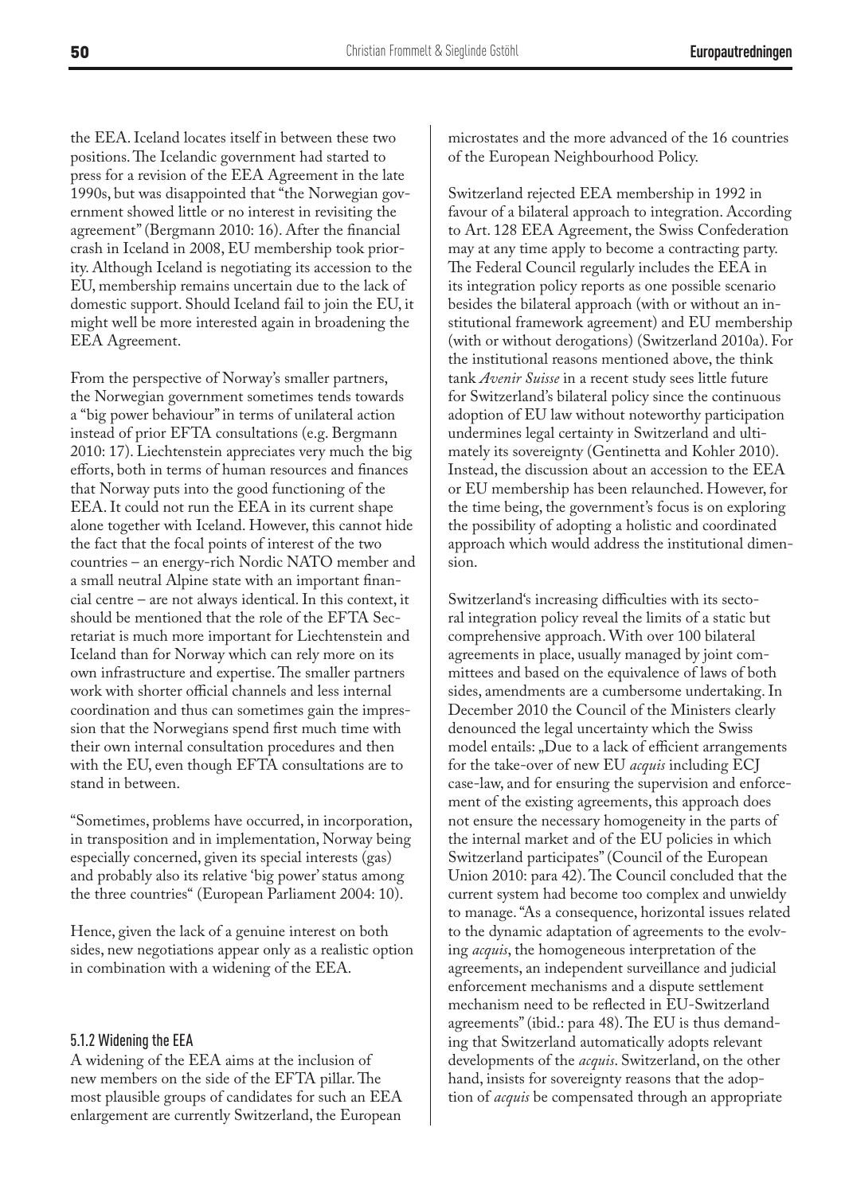the EEA. Iceland locates itself in between these two positions. The Icelandic government had started to press for a revision of the EEA Agreement in the late 1990s, but was disappointed that "the Norwegian government showed little or no interest in revisiting the agreement" (Bergmann 2010: 16). After the financial crash in Iceland in 2008, EU membership took priority. Although Iceland is negotiating its accession to the EU, membership remains uncertain due to the lack of domestic support. Should Iceland fail to join the EU, it might well be more interested again in broadening the EEA Agreement.

From the perspective of Norway's smaller partners, the Norwegian government sometimes tends towards a "big power behaviour" in terms of unilateral action instead of prior EFTA consultations (e.g. Bergmann 2010: 17). Liechtenstein appreciates very much the big efforts, both in terms of human resources and finances that Norway puts into the good functioning of the EEA. It could not run the EEA in its current shape alone together with Iceland. However, this cannot hide the fact that the focal points of interest of the two countries – an energy-rich Nordic NATO member and a small neutral Alpine state with an important financial centre – are not always identical. In this context, it should be mentioned that the role of the EFTA Secretariat is much more important for Liechtenstein and Iceland than for Norway which can rely more on its own infrastructure and expertise. The smaller partners work with shorter official channels and less internal coordination and thus can sometimes gain the impression that the Norwegians spend first much time with their own internal consultation procedures and then with the EU, even though EFTA consultations are to stand in between.

"Sometimes, problems have occurred, in incorporation, in transposition and in implementation, Norway being especially concerned, given its special interests (gas) and probably also its relative 'big power' status among the three countries" (European Parliament 2004: 10).

Hence, given the lack of a genuine interest on both sides, new negotiations appear only as a realistic option in combination with a widening of the EEA.

### 5.1.2 Widening the EEA

A widening of the EEA aims at the inclusion of new members on the side of the EFTA pillar. The most plausible groups of candidates for such an EEA enlargement are currently Switzerland, the European microstates and the more advanced of the 16 countries of the European Neighbourhood Policy.

Switzerland rejected EEA membership in 1992 in favour of a bilateral approach to integration. According to Art. 128 EEA Agreement, the Swiss Confederation may at any time apply to become a contracting party. The Federal Council regularly includes the EEA in its integration policy reports as one possible scenario besides the bilateral approach (with or without an institutional framework agreement) and EU membership (with or without derogations) (Switzerland 2010a). For the institutional reasons mentioned above, the think tank *Avenir Suisse* in a recent study sees little future for Switzerland's bilateral policy since the continuous adoption of EU law without noteworthy participation undermines legal certainty in Switzerland and ultimately its sovereignty (Gentinetta and Kohler 2010). Instead, the discussion about an accession to the EEA or EU membership has been relaunched. However, for the time being, the government's focus is on exploring the possibility of adopting a holistic and coordinated approach which would address the institutional dimension.

Switzerland's increasing difficulties with its sectoral integration policy reveal the limits of a static but comprehensive approach. With over 100 bilateral agreements in place, usually managed by joint committees and based on the equivalence of laws of both sides, amendments are a cumbersome undertaking. In December 2010 the Council of the Ministers clearly denounced the legal uncertainty which the Swiss model entails: „Due to a lack of efficient arrangements for the take-over of new EU *acquis* including ECJ case-law, and for ensuring the supervision and enforcement of the existing agreements, this approach does not ensure the necessary homogeneity in the parts of the internal market and of the EU policies in which Switzerland participates" (Council of the European Union 2010: para 42). The Council concluded that the current system had become too complex and unwieldy to manage. "As a consequence, horizontal issues related to the dynamic adaptation of agreements to the evolving *acquis*, the homogeneous interpretation of the agreements, an independent surveillance and judicial enforcement mechanisms and a dispute settlement mechanism need to be reflected in EU-Switzerland agreements" (ibid.: para 48). The EU is thus demanding that Switzerland automatically adopts relevant developments of the *acquis*. Switzerland, on the other hand, insists for sovereignty reasons that the adoption of *acquis* be compensated through an appropriate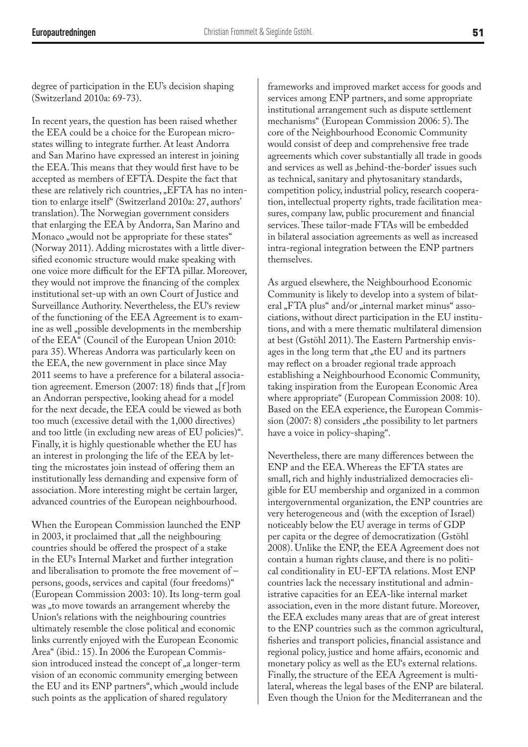degree of participation in the EU's decision shaping (Switzerland 2010a: 69-73).

In recent years, the question has been raised whether the EEA could be a choice for the European microstates willing to integrate further. At least Andorra and San Marino have expressed an interest in joining the EEA. This means that they would first have to be accepted as members of EFTA. Despite the fact that these are relatively rich countries, „EFTA has no intention to enlarge itself" (Switzerland 2010a: 27, authors' translation). The Norwegian government considers that enlarging the EEA by Andorra, San Marino and Monaco „would not be appropriate for these states" (Norway 2011). Adding microstates with a little diversified economic structure would make speaking with one voice more difficult for the EFTA pillar. Moreover, they would not improve the financing of the complex institutional set-up with an own Court of Justice and Surveillance Authority. Nevertheless, the EU's review of the functioning of the EEA Agreement is to examine as well „possible developments in the membership of the EEA" (Council of the European Union 2010: para 35). Whereas Andorra was particularly keen on the EEA, the new government in place since May 2011 seems to have a preference for a bilateral association agreement. Emerson (2007: 18) finds that „[f]rom an Andorran perspective, looking ahead for a model for the next decade, the EEA could be viewed as both too much (excessive detail with the 1,000 directives) and too little (in excluding new areas of EU policies)". Finally, it is highly questionable whether the EU has an interest in prolonging the life of the EEA by letting the microstates join instead of offering them an institutionally less demanding and expensive form of association. More interesting might be certain larger, advanced countries of the European neighbourhood.

When the European Commission launched the ENP in 2003, it proclaimed that „all the neighbouring countries should be offered the prospect of a stake in the EU's Internal Market and further integration and liberalisation to promote the free movement of – persons, goods, services and capital (four freedoms)" (European Commission 2003: 10). Its long-term goal was „to move towards an arrangement whereby the Union's relations with the neighbouring countries ultimately resemble the close political and economic links currently enjoyed with the European Economic Area" (ibid.: 15). In 2006 the European Commission introduced instead the concept of „a longer-term vision of an economic community emerging between the EU and its ENP partners", which „would include such points as the application of shared regulatory frameworks and improved market access for goods and services among ENP partners, and some appropriate institutional arrangement such as dispute settlement mechanisms" (European Commission 2006: 5). The core of the Neighbourhood Economic Community would consist of deep and comprehensive free trade agreements which cover substantially all trade in goods and services as well as ‚behind-the-border' issues such as technical, sanitary and phytosanitary standards, competition policy, industrial policy, research cooperation, intellectual property rights, trade facilitation measures, company law, public procurement and financial services. These tailor-made FTAs will be embedded in bilateral association agreements as well as increased intra-regional integration between the ENP partners themselves.

As argued elsewhere, the Neighbourhood Economic Community is likely to develop into a system of bilateral „FTA plus" and/or „internal market minus" associations, without direct participation in the EU institutions, and with a mere thematic multilateral dimension at best (Gstöhl 2011). The Eastern Partnership envisages in the long term that „the EU and its partners may reflect on a broader regional trade approach establishing a Neighbourhood Economic Community, taking inspiration from the European Economic Area where appropriate" (European Commission 2008: 10). Based on the EEA experience, the European Commission (2007: 8) considers „the possibility to let partners have a voice in policy-shaping".

Nevertheless, there are many differences between the ENP and the EEA. Whereas the EFTA states are small, rich and highly industrialized democracies eligible for EU membership and organized in a common intergovernmental organization, the ENP countries are very heterogeneous and (with the exception of Israel) noticeably below the EU average in terms of GDP per capita or the degree of democratization (Gstöhl 2008). Unlike the ENP, the EEA Agreement does not contain a human rights clause, and there is no political conditionality in EU-EFTA relations. Most ENP countries lack the necessary institutional and administrative capacities for an EEA-like internal market association, even in the more distant future. Moreover, the EEA excludes many areas that are of great interest to the ENP countries such as the common agricultural, fisheries and transport policies, financial assistance and regional policy, justice and home affairs, economic and monetary policy as well as the EU's external relations. Finally, the structure of the EEA Agreement is multilateral, whereas the legal bases of the ENP are bilateral. Even though the Union for the Mediterranean and the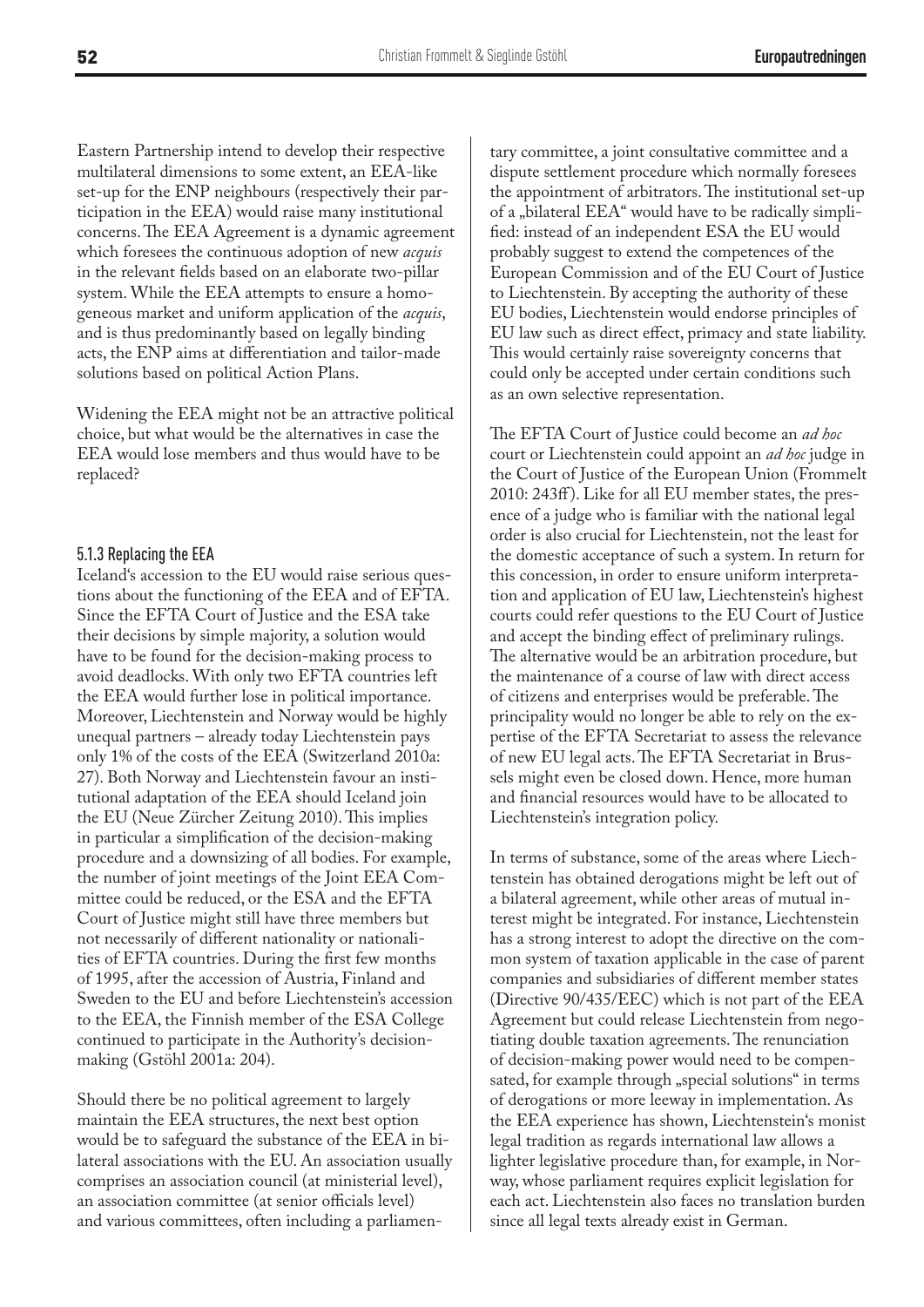Eastern Partnership intend to develop their respective multilateral dimensions to some extent, an EEA-like set-up for the ENP neighbours (respectively their participation in the EEA) would raise many institutional concerns. The EEA Agreement is a dynamic agreement which foresees the continuous adoption of new *acquis* in the relevant fields based on an elaborate two-pillar system. While the EEA attempts to ensure a homogeneous market and uniform application of the *acquis*, and is thus predominantly based on legally binding acts, the ENP aims at differentiation and tailor-made solutions based on political Action Plans.

Widening the EEA might not be an attractive political choice, but what would be the alternatives in case the EEA would lose members and thus would have to be replaced?

### 5.1.3 Replacing the EEA

Iceland's accession to the EU would raise serious questions about the functioning of the EEA and of EFTA. Since the EFTA Court of Justice and the ESA take their decisions by simple majority, a solution would have to be found for the decision-making process to avoid deadlocks. With only two EFTA countries left the EEA would further lose in political importance. Moreover, Liechtenstein and Norway would be highly unequal partners – already today Liechtenstein pays only 1% of the costs of the EEA (Switzerland 2010a: 27). Both Norway and Liechtenstein favour an institutional adaptation of the EEA should Iceland join the EU (Neue Zürcher Zeitung 2010). This implies in particular a simplification of the decision-making procedure and a downsizing of all bodies. For example, the number of joint meetings of the Joint EEA Committee could be reduced, or the ESA and the EFTA Court of Justice might still have three members but not necessarily of different nationality or nationalities of EFTA countries. During the first few months of 1995, after the accession of Austria, Finland and Sweden to the EU and before Liechtenstein's accession to the EEA, the Finnish member of the ESA College continued to participate in the Authority's decision-making (Gstöhl 2001a: 204).

Should there be no political agreement to largely maintain the EEA structures, the next best option would be to safeguard the substance of the EEA in bilateral associations with the EU. An association usually comprises an association council (at ministerial level), an association committee (at senior officials level) and various committees, often including a parliamentary committee, a joint consultative committee and a dispute settlement procedure which normally foresees the appointment of arbitrators. The institutional set-up of a „bilateral EEA" would have to be radically simplified: instead of an independent ESA the EU would probably suggest to extend the competences of the European Commission and of the EU Court of Justice to Liechtenstein. By accepting the authority of these EU bodies, Liechtenstein would endorse principles of EU law such as direct effect, primacy and state liability. This would certainly raise sovereignty concerns that could only be accepted under certain conditions such as an own selective representation.

The EFTA Court of Justice could become an *ad hoc* court or Liechtenstein could appoint an *ad hoc* judge in the Court of Justice of the European Union (Frommelt 2010: 243ff). Like for all EU member states, the presence of a judge who is familiar with the national legal order is also crucial for Liechtenstein, not the least for the domestic acceptance of such a system. In return for this concession, in order to ensure uniform interpretation and application of EU law, Liechtenstein's highest courts could refer questions to the EU Court of Justice and accept the binding effect of preliminary rulings. The alternative would be an arbitration procedure, but the maintenance of a course of law with direct access of citizens and enterprises would be preferable. The principality would no longer be able to rely on the expertise of the EFTA Secretariat to assess the relevance of new EU legal acts. The EFTA Secretariat in Brussels might even be closed down. Hence, more human and financial resources would have to be allocated to Liechtenstein's integration policy.

In terms of substance, some of the areas where Liechtenstein has obtained derogations might be left out of a bilateral agreement, while other areas of mutual interest might be integrated. For instance, Liechtenstein has a strong interest to adopt the directive on the common system of taxation applicable in the case of parent companies and subsidiaries of different member states (Directive 90/435/EEC) which is not part of the EEA Agreement but could release Liechtenstein from negotiating double taxation agreements. The renunciation of decision-making power would need to be compensated, for example through „special solutions" in terms of derogations or more leeway in implementation. As the EEA experience has shown, Liechtenstein's monist legal tradition as regards international law allows a lighter legislative procedure than, for example, in Norway, whose parliament requires explicit legislation for each act. Liechtenstein also faces no translation burden since all legal texts already exist in German.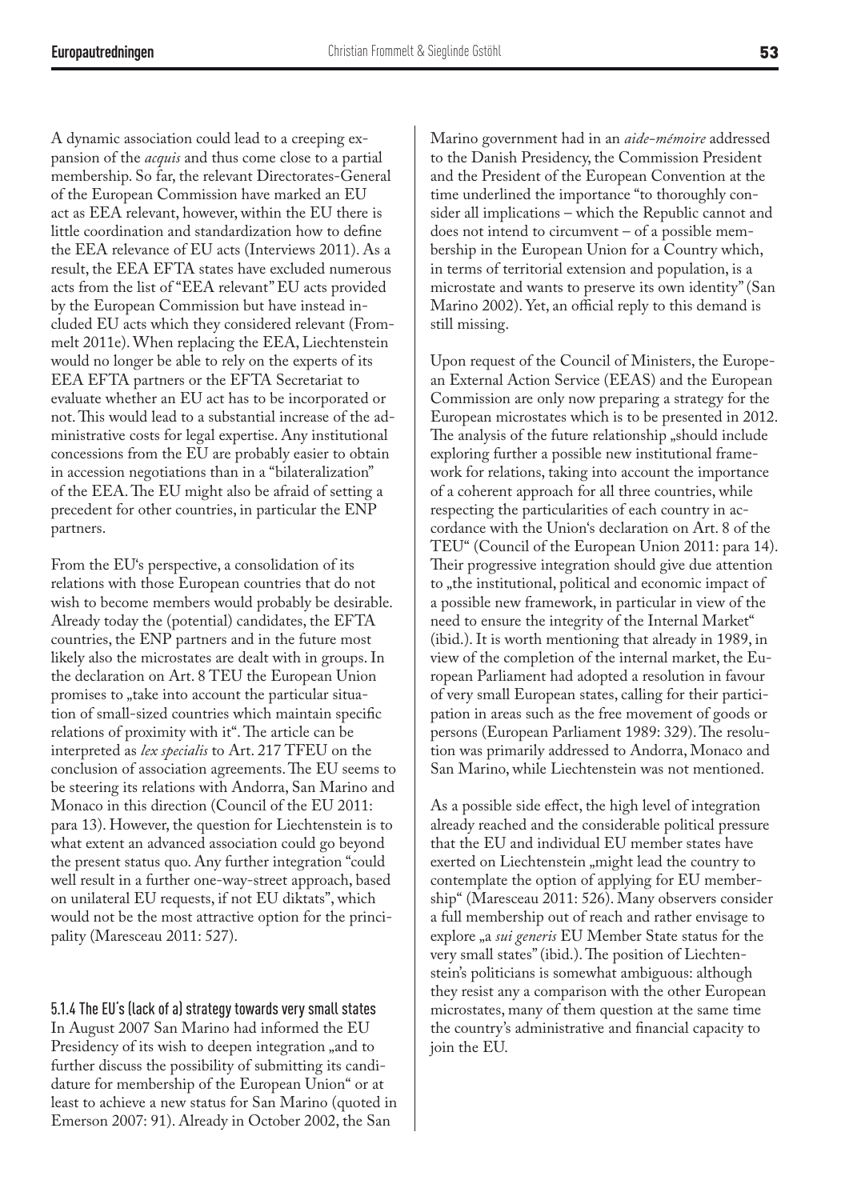A dynamic association could lead to a creeping expansion of the *acquis* and thus come close to a partial membership. So far, the relevant Directorates-General of the European Commission have marked an EU act as EEA relevant, however, within the EU there is little coordination and standardization how to define the EEA relevance of EU acts (Interviews 2011). As a result, the EEA EFTA states have excluded numerous acts from the list of "EEA relevant" EU acts provided by the European Commission but have instead included EU acts which they considered relevant (Frommelt 2011e). When replacing the EEA, Liechtenstein would no longer be able to rely on the experts of its EEA EFTA partners or the EFTA Secretariat to evaluate whether an EU act has to be incorporated or not. This would lead to a substantial increase of the administrative costs for legal expertise. Any institutional concessions from the EU are probably easier to obtain in accession negotiations than in a "bilateralization" of the EEA. The EU might also be afraid of setting a precedent for other countries, in particular the ENP partners.

From the EU's perspective, a consolidation of its relations with those European countries that do not wish to become members would probably be desirable. Already today the (potential) candidates, the EFTA countries, the ENP partners and in the future most likely also the microstates are dealt with in groups. In the declaration on Art. 8 TEU the European Union promises to „take into account the particular situation of small-sized countries which maintain specific relations of proximity with it". The article can be interpreted as *lex specialis* to Art. 217 TFEU on the conclusion of association agreements. The EU seems to be steering its relations with Andorra, San Marino and Monaco in this direction (Council of the EU 2011: para 13). However, the question for Liechtenstein is to what extent an advanced association could go beyond the present status quo. Any further integration "could well result in a further one-way-street approach, based on unilateral EU requests, if not EU diktats", which would not be the most attractive option for the principality (Maresceau 2011: 527).

#### 5.1.4 The EU's (lack of a) strategy towards very small states

In August 2007 San Marino had informed the EU Presidency of its wish to deepen integration „and to further discuss the possibility of submitting its candidature for membership of the European Union" or at least to achieve a new status for San Marino (quoted in Emerson 2007: 91). Already in October 2002, the San Marino government had in an *aide-mémoire* addressed to the Danish Presidency, the Commission President and the President of the European Convention at the time underlined the importance "to thoroughly consider all implications – which the Republic cannot and does not intend to circumvent – of a possible membership in the European Union for a Country which, in terms of territorial extension and population, is a microstate and wants to preserve its own identity" (San Marino 2002). Yet, an official reply to this demand is still missing.

Upon request of the Council of Ministers, the European External Action Service (EEAS) and the European Commission are only now preparing a strategy for the European microstates which is to be presented in 2012. The analysis of the future relationship „should include exploring further a possible new institutional framework for relations, taking into account the importance of a coherent approach for all three countries, while respecting the particularities of each country in accordance with the Union's declaration on Art. 8 of the TEU" (Council of the European Union 2011: para 14). Their progressive integration should give due attention to „the institutional, political and economic impact of a possible new framework, in particular in view of the need to ensure the integrity of the Internal Market" (ibid.). It is worth mentioning that already in 1989, in view of the completion of the internal market, the European Parliament had adopted a resolution in favour of very small European states, calling for their participation in areas such as the free movement of goods or persons (European Parliament 1989: 329). The resolution was primarily addressed to Andorra, Monaco and San Marino, while Liechtenstein was not mentioned.

As a possible side effect, the high level of integration already reached and the considerable political pressure that the EU and individual EU member states have exerted on Liechtenstein „might lead the country to contemplate the option of applying for EU membership" (Maresceau 2011: 526). Many observers consider a full membership out of reach and rather envisage to explore „a *sui generis* EU Member State status for the very small states" (ibid.). The position of Liechtenstein's politicians is somewhat ambiguous: although they resist any a comparison with the other European microstates, many of them question at the same time the country's administrative and financial capacity to join the EU.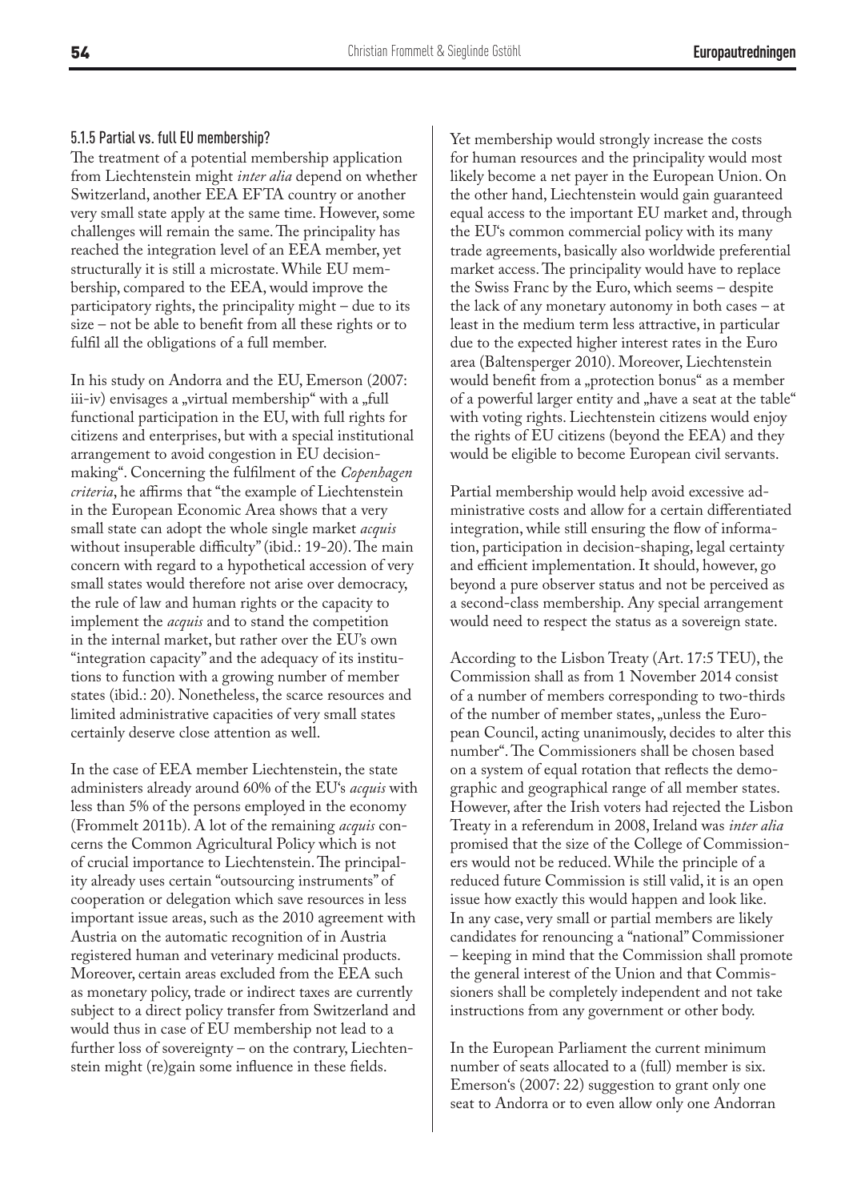#### 5.1.5 Partial vs. full EU membership?

The treatment of a potential membership application from Liechtenstein might *inter alia* depend on whether Switzerland, another EEA EFTA country or another very small state apply at the same time. However, some challenges will remain the same. The principality has reached the integration level of an EEA member, yet structurally it is still a microstate. While EU membership, compared to the EEA, would improve the participatory rights, the principality might – due to its size – not be able to benefit from all these rights or to fulfil all the obligations of a full member.

In his study on Andorra and the EU, Emerson (2007: iii-iv) envisages a „virtual membership" with a „full functional participation in the EU, with full rights for citizens and enterprises, but with a special institutional arrangement to avoid congestion in EU decision-making". Concerning the fulfilment of the *Copenhagen criteria*, he affirms that "the example of Liechtenstein in the European Economic Area shows that a very small state can adopt the whole single market *acquis* without insuperable difficulty" (ibid.: 19-20). The main concern with regard to a hypothetical accession of very small states would therefore not arise over democracy, the rule of law and human rights or the capacity to implement the *acquis* and to stand the competition in the internal market, but rather over the EU's own "integration capacity" and the adequacy of its institutions to function with a growing number of member states (ibid.: 20). Nonetheless, the scarce resources and limited administrative capacities of very small states certainly deserve close attention as well.

In the case of EEA member Liechtenstein, the state administers already around 60% of the EU's *acquis* with less than 5% of the persons employed in the economy (Frommelt 2011b). A lot of the remaining *acquis* concerns the Common Agricultural Policy which is not of crucial importance to Liechtenstein. The principality already uses certain "outsourcing instruments" of cooperation or delegation which save resources in less important issue areas, such as the 2010 agreement with Austria on the automatic recognition of in Austria registered human and veterinary medicinal products. Moreover, certain areas excluded from the EEA such as monetary policy, trade or indirect taxes are currently subject to a direct policy transfer from Switzerland and would thus in case of EU membership not lead to a further loss of sovereignty – on the contrary, Liechtenstein might (re)gain some influence in these fields.

Yet membership would strongly increase the costs for human resources and the principality would most likely become a net payer in the European Union. On the other hand, Liechtenstein would gain guaranteed equal access to the important EU market and, through the EU's common commercial policy with its many trade agreements, basically also worldwide preferential market access. The principality would have to replace the Swiss Franc by the Euro, which seems – despite the lack of any monetary autonomy in both cases – at least in the medium term less attractive, in particular due to the expected higher interest rates in the Euro area (Baltensperger 2010). Moreover, Liechtenstein would benefit from a „protection bonus" as a member of a powerful larger entity and „have a seat at the table" with voting rights. Liechtenstein citizens would enjoy the rights of EU citizens (beyond the EEA) and they would be eligible to become European civil servants.

Partial membership would help avoid excessive administrative costs and allow for a certain differentiated integration, while still ensuring the flow of information, participation in decision-shaping, legal certainty and efficient implementation. It should, however, go beyond a pure observer status and not be perceived as a second-class membership. Any special arrangement would need to respect the status as a sovereign state.

According to the Lisbon Treaty (Art. 17:5 TEU), the Commission shall as from 1 November 2014 consist of a number of members corresponding to two-thirds of the number of member states, „unless the European Council, acting unanimously, decides to alter this number". The Commissioners shall be chosen based on a system of equal rotation that reflects the demographic and geographical range of all member states. However, after the Irish voters had rejected the Lisbon Treaty in a referendum in 2008, Ireland was *inter alia* promised that the size of the College of Commissioners would not be reduced. While the principle of a reduced future Commission is still valid, it is an open issue how exactly this would happen and look like. In any case, very small or partial members are likely candidates for renouncing a "national" Commissioner – keeping in mind that the Commission shall promote the general interest of the Union and that Commissioners shall be completely independent and not take instructions from any government or other body.

In the European Parliament the current minimum number of seats allocated to a (full) member is six. Emerson's (2007: 22) suggestion to grant only one seat to Andorra or to even allow only one Andorran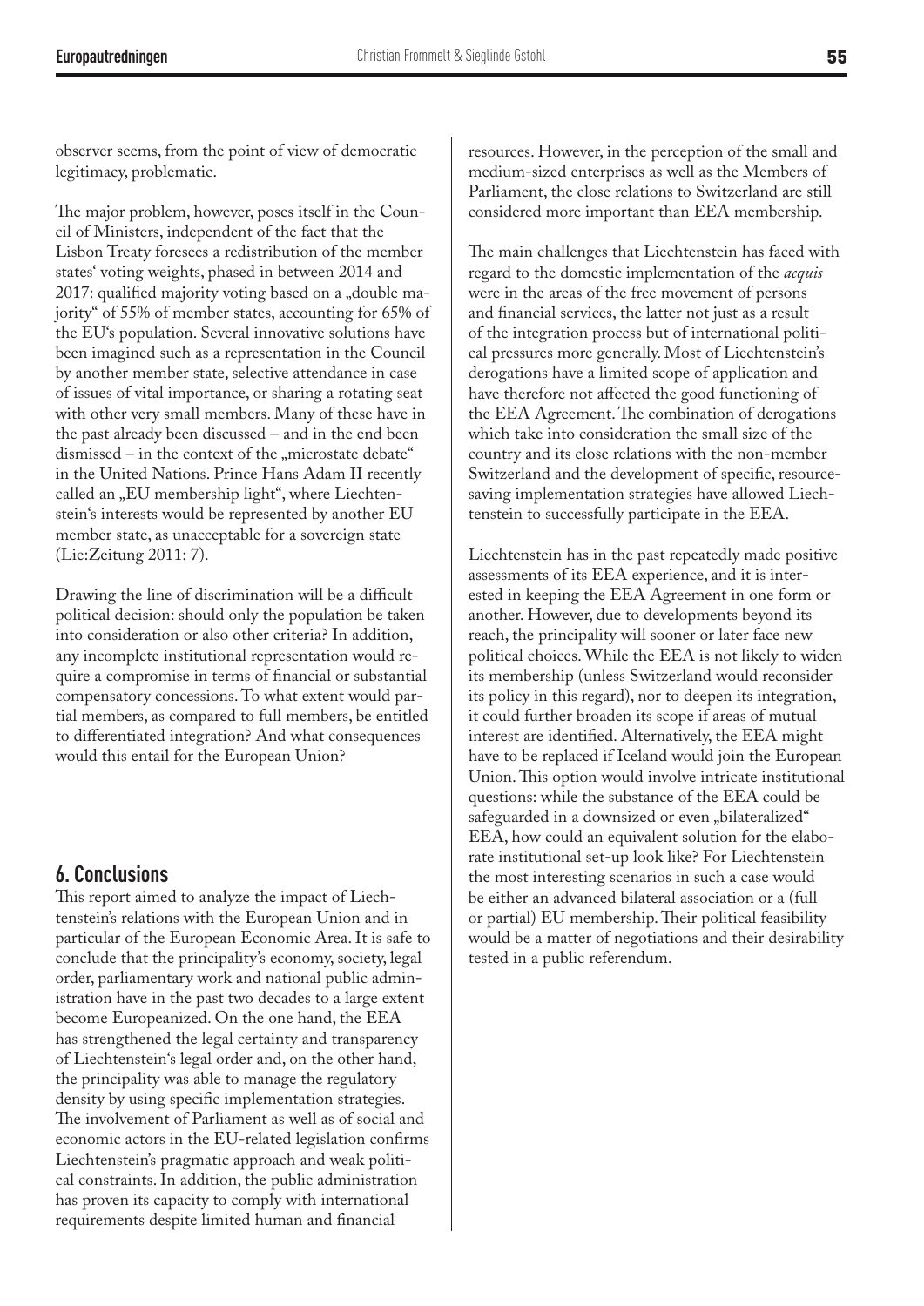observer seems, from the point of view of democratic legitimacy, problematic.

The major problem, however, poses itself in the Council of Ministers, independent of the fact that the Lisbon Treaty foresees a redistribution of the member states' voting weights, phased in between 2014 and 2017: qualified majority voting based on a „double majority" of 55% of member states, accounting for 65% of the EU's population. Several innovative solutions have been imagined such as a representation in the Council by another member state, selective attendance in case of issues of vital importance, or sharing a rotating seat with other very small members. Many of these have in the past already been discussed – and in the end been dismissed – in the context of the „microstate debate" in the United Nations. Prince Hans Adam II recently called an „EU membership light", where Liechtenstein's interests would be represented by another EU member state, as unacceptable for a sovereign state (Lie:Zeitung 2011: 7).

Drawing the line of discrimination will be a difficult political decision: should only the population be taken into consideration or also other criteria? In addition, any incomplete institutional representation would require a compromise in terms of financial or substantial compensatory concessions. To what extent would partial members, as compared to full members, be entitled to differentiated integration? And what consequences would this entail for the European Union?

## 6. Conclusions

This report aimed to analyze the impact of Liechtenstein's relations with the European Union and in particular of the European Economic Area. It is safe to conclude that the principality's economy, society, legal order, parliamentary work and national public administration have in the past two decades to a large extent become Europeanized. On the one hand, the EEA has strengthened the legal certainty and transparency of Liechtenstein's legal order and, on the other hand, the principality was able to manage the regulatory density by using specific implementation strategies. The involvement of Parliament as well as of social and economic actors in the EU-related legislation confirms Liechtenstein's pragmatic approach and weak political constraints. In addition, the public administration has proven its capacity to comply with international requirements despite limited human and financial resources. However, in the perception of the small and medium-sized enterprises as well as the Members of Parliament, the close relations to Switzerland are still considered more important than EEA membership.

The main challenges that Liechtenstein has faced with regard to the domestic implementation of the *acquis* were in the areas of the free movement of persons and financial services, the latter not just as a result of the integration process but of international political pressures more generally. Most of Liechtenstein's derogations have a limited scope of application and have therefore not affected the good functioning of the EEA Agreement. The combination of derogations which take into consideration the small size of the country and its close relations with the non-member Switzerland and the development of specific, resource-saving implementation strategies have allowed Liechtenstein to successfully participate in the EEA.

Liechtenstein has in the past repeatedly made positive assessments of its EEA experience, and it is interested in keeping the EEA Agreement in one form or another. However, due to developments beyond its reach, the principality will sooner or later face new political choices. While the EEA is not likely to widen its membership (unless Switzerland would reconsider its policy in this regard), nor to deepen its integration, it could further broaden its scope if areas of mutual interest are identified. Alternatively, the EEA might have to be replaced if Iceland would join the European Union. This option would involve intricate institutional questions: while the substance of the EEA could be safeguarded in a downsized or even „bilateralized" EEA, how could an equivalent solution for the elaborate institutional set-up look like? For Liechtenstein the most interesting scenarios in such a case would be either an advanced bilateral association or a (full or partial) EU membership. Their political feasibility would be a matter of negotiations and their desirability tested in a public referendum.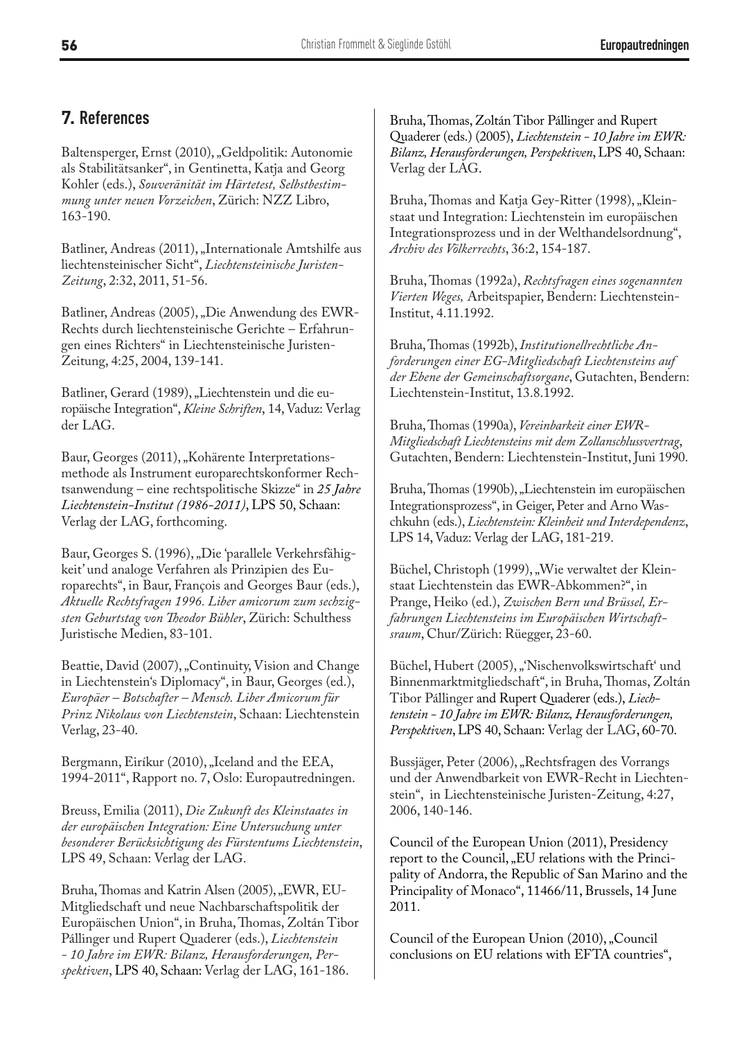## 7. References

Baltensperger, Ernst (2010), „Geldpolitik: Autonomie als Stabilitätsanker", in Gentinetta, Katja and Georg Kohler (eds.), *Souveränität im Härtetest, Selbstbestimmung unter neuen Vorzeichen*, Zürich: NZZ Libro, 163-190.

Batliner, Andreas (2011), „Internationale Amtshilfe aus liechtensteinischer Sicht", *Liechtensteinische Juristen-Zeitung*, 2:32, 2011, 51-56.

Batliner, Andreas (2005), „Die Anwendung des EWR-Rechts durch liechtensteinische Gerichte – Erfahrungen eines Richters" in Liechtensteinische Juristen-Zeitung, 4:25, 2004, 139-141.

Batliner, Gerard (1989), „Liechtenstein und die europäische Integration", *Kleine Schriften*, 14, Vaduz: Verlag der LAG.

Baur, Georges (2011), „Kohärente Interpretationsmethode als Instrument europarechtskonformer Rechtsanwendung – eine rechtspolitische Skizze" in *25 Jahre Liechtenstein-Institut (1986-2011)*, LPS 50, Schaan: Verlag der LAG, forthcoming.

Baur, Georges S. (1996), „Die 'parallele Verkehrsfähigkeit' und analoge Verfahren als Prinzipien des Europarechts", in Baur, François and Georges Baur (eds.), *Aktuelle Rechtsfragen 1996. Liber amicorum zum sechzigsten Geburtstag von Theodor Bühler*, Zürich: Schulthess Juristische Medien, 83-101.

Beattie, David (2007), „Continuity, Vision and Change in Liechtenstein's Diplomacy", in Baur, Georges (ed.), *Europäer – Botschafter – Mensch. Liber Amicorum für Prinz Nikolaus von Liechtenstein*, Schaan: Liechtenstein Verlag, 23-40.

Bergmann, Eiríkur (2010), „Iceland and the EEA, 1994-2011", Rapport no. 7, Oslo: Europautredningen.

Breuss, Emilia (2011), *Die Zukunft des Kleinstaates in der europäischen Integration: Eine Untersuchung unter besonderer Berücksichtigung des Fürstentums Liechtenstein*, LPS 49, Schaan: Verlag der LAG.

Bruha, Thomas and Katrin Alsen (2005), „EWR, EU-Mitgliedschaft und neue Nachbarschaftspolitik der Europäischen Union", in Bruha, Thomas, Zoltán Tibor Pállinger und Rupert Quaderer (eds.), *Liechtenstein - 10 Jahre im EWR: Bilanz, Herausforderungen, Perspektiven*, LPS 40, Schaan: Verlag der LAG, 161-186.

Bruha, Thomas, Zoltán Tibor Pállinger and Rupert Quaderer (eds.) (2005), *Liechtenstein - 10 Jahre im EWR: Bilanz, Herausforderungen, Perspektiven*, LPS 40, Schaan: Verlag der LAG.

Bruha, Thomas and Katja Gey-Ritter (1998), „Kleinstaat und Integration: Liechtenstein im europäischen Integrationsprozess und in der Welthandelsordnung", *Archiv des Völkerrechts*, 36:2, 154-187.

Bruha, Thomas (1992a), *Rechtsfragen eines sogenannten Vierten Weges,* Arbeitspapier, Bendern: Liechtenstein-Institut, 4.11.1992.

Bruha, Thomas (1992b), *Institutionellrechtliche Anforderungen einer EG-Mitgliedschaft Liechtensteins auf der Ebene der Gemeinschaftsorgane*, Gutachten, Bendern: Liechtenstein-Institut, 13.8.1992.

Bruha, Thomas (1990a), *Vereinbarkeit einer EWR-Mitgliedschaft Liechtensteins mit dem Zollanschlussvertrag*, Gutachten, Bendern: Liechtenstein-Institut, Juni 1990.

Bruha, Thomas (1990b), „Liechtenstein im europäischen Integrationsprozess", in Geiger, Peter and Arno Waschkuhn (eds.), *Liechtenstein: Kleinheit und Interdependenz*, LPS 14, Vaduz: Verlag der LAG, 181-219.

Büchel, Christoph (1999), „Wie verwaltet der Kleinstaat Liechtenstein das EWR-Abkommen?", in Prange, Heiko (ed.), *Zwischen Bern und Brüssel, Erfahrungen Liechtensteins im Europäischen Wirtschaftsraum*, Chur/Zürich: Rüegger, 23-60.

Büchel, Hubert (2005), „'Nischenvolkswirtschaft' und Binnenmarktmitgliedschaft", in Bruha, Thomas, Zoltán Tibor Pállinger and Rupert Quaderer (eds.), *Liechtenstein - 10 Jahre im EWR: Bilanz, Herausforderungen, Perspektiven*, LPS 40, Schaan: Verlag der LAG, 60-70.

Bussjäger, Peter (2006), „Rechtsfragen des Vorrangs und der Anwendbarkeit von EWR-Recht in Liechtenstein", in Liechtensteinische Juristen-Zeitung, 4:27, 2006, 140-146.

Council of the European Union (2011), Presidency report to the Council, „EU relations with the Principality of Andorra, the Republic of San Marino and the Principality of Monaco", 11466/11, Brussels, 14 June 2011.

Council of the European Union (2010), „Council conclusions on EU relations with EFTA countries",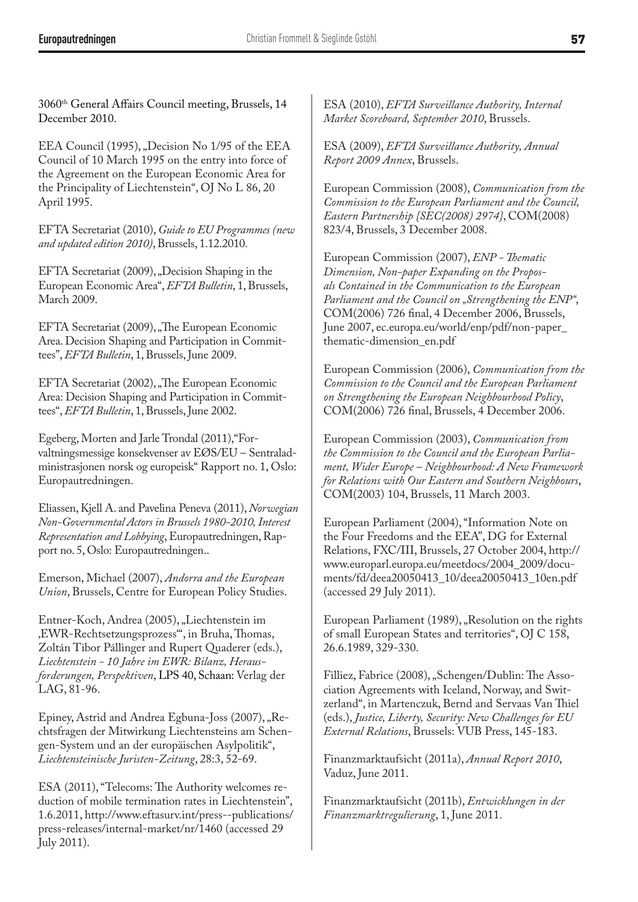3060th General Affairs Council meeting, Brussels, 14 December 2010.

EEA Council (1995), „Decision No 1/95 of the EEA Council of 10 March 1995 on the entry into force of the Agreement on the European Economic Area for the Principality of Liechtenstein", OJ No L 86, 20 April 1995.

EFTA Secretariat (2010), *Guide to EU Programmes (new and updated edition 2010)*, Brussels, 1.12.2010.

EFTA Secretariat (2009), „Decision Shaping in the European Economic Area", *EFTA Bulletin*, 1, Brussels, March 2009.

EFTA Secretariat (2009), „The European Economic Area. Decision Shaping and Participation in Committees", *EFTA Bulletin*, 1, Brussels, June 2009.

EFTA Secretariat (2002), „The European Economic Area: Decision Shaping and Participation in Committees", *EFTA Bulletin*, 1, Brussels, June 2002.

Egeberg, Morten and Jarle Trondal (2011),"Forvaltningsmessige konsekvenser av EØS/EU – Sentraladministrasjonen norsk og europeisk" Rapport no. 1, Oslo: Europautredningen.

Eliassen, Kjell A. and Pavelina Peneva (2011), *Norwegian Non-Governmental Actors in Brussels 1980-2010, Interest Representation and Lobbying*, Europautredningen, Rapport no. 5, Oslo: Europautredningen..

Emerson, Michael (2007), *Andorra and the European Union*, Brussels, Centre for European Policy Studies.

Entner-Koch, Andrea (2005), „Liechtenstein im ‚EWR-Rechtsetzungsprozess'", in Bruha, Thomas, Zoltán Tibor Pállinger and Rupert Quaderer (eds.), *Liechtenstein - 10 Jahre im EWR: Bilanz, Herausforderungen, Perspektiven*, LPS 40, Schaan: Verlag der LAG, 81-96.

Epiney, Astrid and Andrea Egbuna-Joss (2007), „Rechtsfragen der Mitwirkung Liechtensteins am Schengen-System und an der europäischen Asylpolitik", *Liechtensteinische Juristen-Zeitung*, 28:3, 52-69.

ESA (2011), "Telecoms: The Authority welcomes reduction of mobile termination rates in Liechtenstein", 1.6.2011, http://www.eftasurv.int/press--publications/press-releases/internal-market/nr/1460 (accessed 29 July 2011).

ESA (2010), *EFTA Surveillance Authority, Internal Market Scoreboard, September 2010*, Brussels.

ESA (2009), *EFTA Surveillance Authority, Annual Report 2009 Annex*, Brussels.

European Commission (2008), *Communication from the Commission to the European Parliament and the Council, Eastern Partnership {SEC(2008) 2974}*, COM(2008) 823/4, Brussels, 3 December 2008.

European Commission (2007), *ENP - Thematic Dimension, Non-paper Expanding on the Proposals Contained in the Communication to the European Parliament and the Council on „Strengthening the ENP"*, COM(2006) 726 final, 4 December 2006, Brussels, June 2007, ec.europa.eu/world/enp/pdf/non-paper_thematic-dimension_en.pdf

European Commission (2006), *Communication from the Commission to the Council and the European Parliament on Strengthening the European Neighbourhood Policy*, COM(2006) 726 final, Brussels, 4 December 2006.

European Commission (2003), *Communication from the Commission to the Council and the European Parliament, Wider Europe – Neighbourhood: A New Framework for Relations with Our Eastern and Southern Neighbours*, COM(2003) 104, Brussels, 11 March 2003.

European Parliament (2004), "Information Note on the Four Freedoms and the EEA", DG for External Relations, FXC/III, Brussels, 27 October 2004, http://www.europarl.europa.eu/meetdocs/2004_2009/documents/fd/deea20050413_10/deea20050413_10en.pdf (accessed 29 July 2011).

European Parliament (1989), „Resolution on the rights of small European States and territories", OJ C 158, 26.6.1989, 329-330.

Filliez, Fabrice (2008), „Schengen/Dublin: The Association Agreements with Iceland, Norway, and Switzerland", in Martenczuk, Bernd and Servaas Van Thiel (eds.), *Justice, Liberty, Security: New Challenges for EU External Relations*, Brussels: VUB Press, 145-183.

Finanzmarktaufsicht (2011a), *Annual Report 2010*, Vaduz, June 2011.

Finanzmarktaufsicht (2011b), *Entwicklungen in der Finanzmarktregulierung*, 1, June 2011.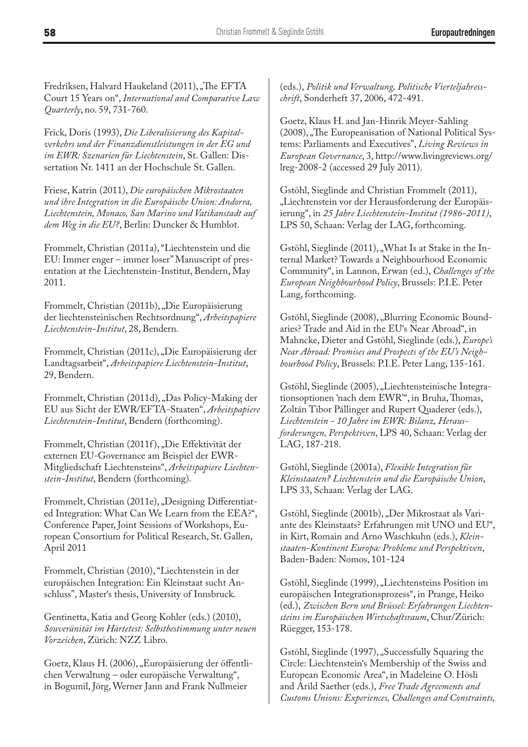Fredriksen, Halvard Haukeland (2011), „The EFTA Court 15 Years on", *International and Comparative Law Quarterly*, no. 59, 731-760.

Frick, Doris (1993), *Die Liberalisierung des Kapitalverkehrs und der Finanzdienstleistungen in der EG und im EWR: Szenarien für Liechtenstein*, St. Gallen: Dissertation Nr. 1411 an der Hochschule St. Gallen.

Friese, Katrin (2011), *Die europäischen Mikrostaaten und ihre Integration in die Europäische Union: Andorra, Liechtenstein, Monaco, San Marino und Vatikanstadt auf dem Weg in die EU?*, Berlin: Duncker & Humblot.

Frommelt, Christian (2011a), "Liechtenstein und die EU: Immer enger – immer loser" Manuscript of presentation at the Liechtenstein-Institut, Bendern, May 2011.

Frommelt, Christian (2011b), „Die Europäisierung der liechtensteinischen Rechtsordnung", *Arbeitspapiere Liechtenstein-Institut*, 28, Bendern.

Frommelt, Christian (2011c), „Die Europäisierung der Landtagsarbeit", *Arbeitspapiere Liechtenstein-Institut*, 29, Bendern.

Frommelt, Christian (2011d), „Das Policy-Making der EU aus Sicht der EWR/EFTA-Staaten", *Arbeitspapiere Liechtenstein-Institut*, Bendern (forthcoming).

Frommelt, Christian (2011f), „Die Effektivität der externen EU-Governance am Beispiel der EWR-Mitgliedschaft Liechtensteins", *Arbeitspapiere Liechtenstein-Institut*, Bendern (forthcoming).

Frommelt, Christian (2011e), „Designing Differentiated Integration: What Can We Learn from the EEA?", Conference Paper, Joint Sessions of Workshops, European Consortium for Political Research, St. Gallen, April 2011

Frommelt, Christian (2010), "Liechtenstein in der europäischen Integration: Ein Kleinstaat sucht Anschluss", Master's thesis, University of Innsbruck.

Gentinetta, Katia and Georg Kohler (eds.) (2010), *Souveränität im Härtetest: Selbstbestimmung unter neuen Vorzeichen*, Zürich: NZZ Libro.

Goetz, Klaus H. (2006), „Europäisierung der öffentlichen Verwaltung – oder europäische Verwaltung", in Bogumil, Jörg, Werner Jann and Frank Nullmeier (eds.), *Politik und Verwaltung, Politische Vierteljahresschrift*, Sonderheft 37, 2006, 472-491.

Goetz, Klaus H. and Jan-Hinrik Meyer-Sahling (2008), „The Europeanisation of National Political Systems: Parliaments and Executives", *Living Reviews in European Governance*, 3, http://www.livingreviews.org/lreg-2008-2 (accessed 29 July 2011).

Gstöhl, Sieglinde and Christian Frommelt (2011), „Liechtenstein vor der Herausforderung der Europäisierung", in *25 Jahre Liechtenstein-Institut (1986-2011)*, LPS 50, Schaan: Verlag der LAG, forthcoming.

Gstöhl, Sieglinde (2011), „What Is at Stake in the Internal Market? Towards a Neighbourhood Economic Community", in Lannon, Erwan (ed.), *Challenges of the European Neighbourhood Policy*, Brussels: P.I.E. Peter Lang, forthcoming.

Gstöhl, Sieglinde (2008), „Blurring Economic Boundaries? Trade and Aid in the EU's Near Abroad", in Mahncke, Dieter and Gstöhl, Sieglinde (eds.), *Europe's Near Abroad: Promises and Prospects of the EU's Neighbourhood Policy*, Brussels: P.I.E. Peter Lang, 135-161.

Gstöhl, Sieglinde (2005), „Liechtensteinische Integrationsoptionen 'nach dem EWR'", in Bruha, Thomas, Zoltán Tibor Pállinger and Rupert Quaderer (eds.), *Liechtenstein - 10 Jahre im EWR: Bilanz, Herausforderungen, Perspektiven*, LPS 40, Schaan: Verlag der LAG, 187-218.

Gstöhl, Sieglinde (2001a), *Flexible Integration für Kleinstaaten? Liechtenstein und die Europäische Union*, LPS 33, Schaan: Verlag der LAG.

Gstöhl, Sieglinde (2001b), „Der Mikrostaat als Variante des Kleinstaats? Erfahrungen mit UNO und EU", in Kirt, Romain and Arno Waschkuhn (eds.), *Kleinstaaten-Kontinent Europa: Probleme und Perspektiven*, Baden-Baden: Nomos, 101-124

Gstöhl, Sieglinde (1999), „Liechtensteins Position im europäischen Integrationsprozess", in Prange, Heiko (ed.), *Zwischen Bern und Brüssel: Erfahrungen Liechtensteins im Europäischen Wirtschaftsraum*, Chur/Zürich: Rüegger, 153-178.

Gstöhl, Sieglinde (1997), „Successfully Squaring the Circle: Liechtenstein's Membership of the Swiss and European Economic Area", in Madeleine O. Hösli and Arild Saether (eds.), *Free Trade Agreements and Customs Unions: Experiences, Challenges and Constraints,*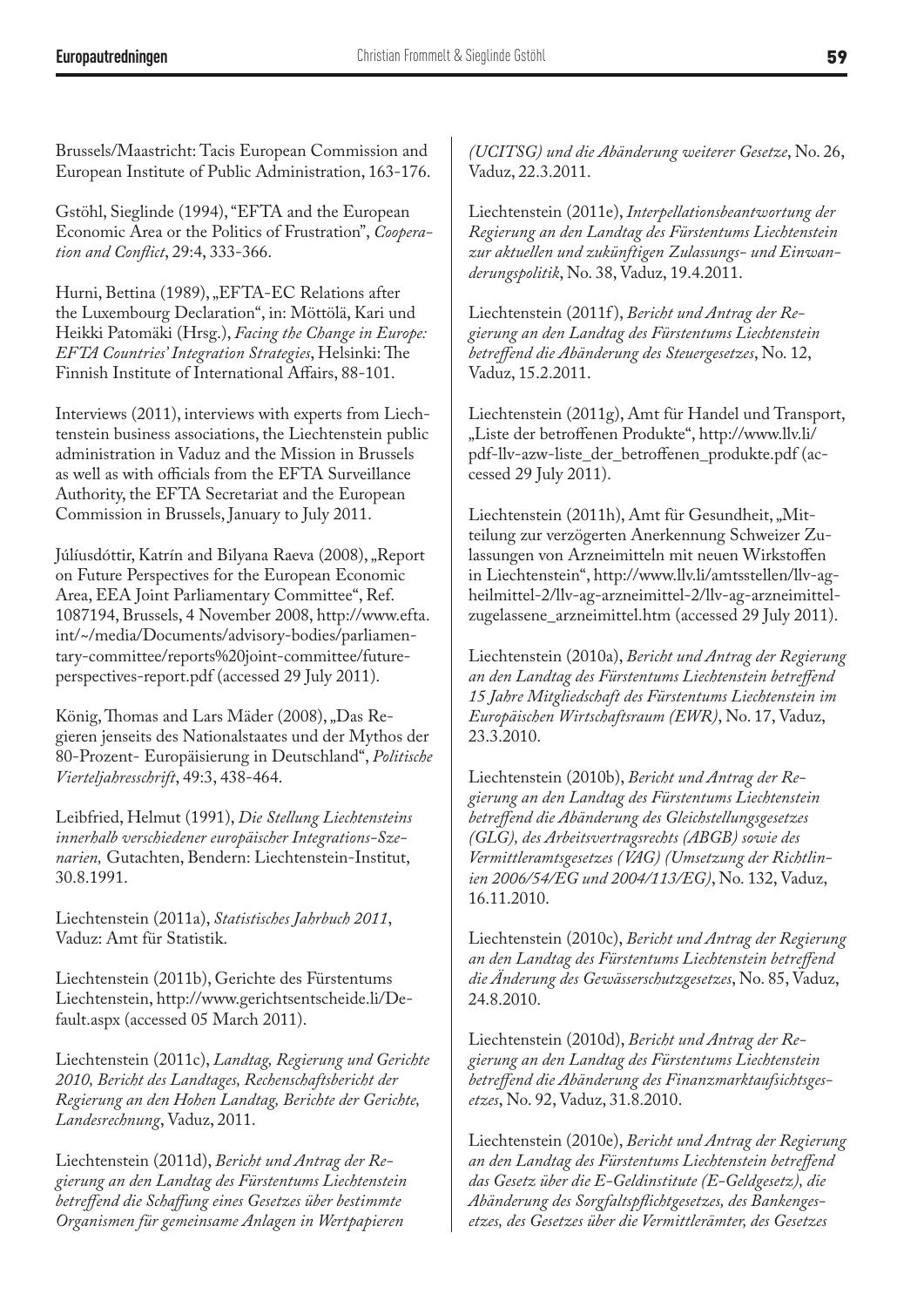Brussels/Maastricht: Tacis European Commission and European Institute of Public Administration, 163-176.

Gstöhl, Sieglinde (1994), "EFTA and the European Economic Area or the Politics of Frustration", *Cooperation and Conflict*, 29:4, 333-366.

Hurni, Bettina (1989), „EFTA-EC Relations after the Luxembourg Declaration", in: Möttölä, Kari und Heikki Patomäki (Hrsg.), *Facing the Change in Europe: EFTA Countries' Integration Strategies*, Helsinki: The Finnish Institute of International Affairs, 88-101.

Interviews (2011), interviews with experts from Liechtenstein business associations, the Liechtenstein public administration in Vaduz and the Mission in Brussels as well as with officials from the EFTA Surveillance Authority, the EFTA Secretariat and the European Commission in Brussels, January to July 2011.

Júlíusdóttir, Katrín and Bilyana Raeva (2008), „Report on Future Perspectives for the European Economic Area, EEA Joint Parliamentary Committee", Ref. 1087194, Brussels, 4 November 2008, http://www.efta.int/~/media/Documents/advisory-bodies/parliamentary-committee/reports%20joint-committee/future-perspectives-report.pdf (accessed 29 July 2011).

König, Thomas and Lars Mäder (2008), „Das Regieren jenseits des Nationalstaates und der Mythos der 80-Prozent- Europäisierung in Deutschland", *Politische Vierteljahresschrift*, 49:3, 438-464.

Leibfried, Helmut (1991), *Die Stellung Liechtensteins innerhalb verschiedener europäischer Integrations-Szenarien,* Gutachten, Bendern: Liechtenstein-Institut, 30.8.1991.

Liechtenstein (2011a), *Statistisches Jahrbuch 2011*, Vaduz: Amt für Statistik.

Liechtenstein (2011b), Gerichte des Fürstentums Liechtenstein, http://www.gerichtsentscheide.li/Default.aspx (accessed 05 March 2011).

Liechtenstein (2011c), *Landtag, Regierung und Gerichte 2010, Bericht des Landtages, Rechenschaftsbericht der Regierung an den Hohen Landtag, Berichte der Gerichte, Landesrechnung*, Vaduz, 2011.

Liechtenstein (2011d), *Bericht und Antrag der Regierung an den Landtag des Fürstentums Liechtenstein betreffend die Schaffung eines Gesetzes über bestimmte Organismen für gemeinsame Anlagen in Wertpapieren (UCITSG) und die Abänderung weiterer Gesetze*, No. 26, Vaduz, 22.3.2011.

Liechtenstein (2011e), *Interpellationsbeantwortung der Regierung an den Landtag des Fürstentums Liechtenstein zur aktuellen und zukünftigen Zulassungs- und Einwanderungspolitik*, No. 38, Vaduz, 19.4.2011.

Liechtenstein (2011f), *Bericht und Antrag der Regierung an den Landtag des Fürstentums Liechtenstein betreffend die Abänderung des Steuergesetzes*, No. 12, Vaduz, 15.2.2011.

Liechtenstein (2011g), Amt für Handel und Transport, „Liste der betroffenen Produkte", http://www.llv.li/pdf-llv-azw-liste_der_betroffenen_produkte.pdf (accessed 29 July 2011).

Liechtenstein (2011h), Amt für Gesundheit, „Mitteilung zur verzögerten Anerkennung Schweizer Zulassungen von Arzneimitteln mit neuen Wirkstoffen in Liechtenstein", http://www.llv.li/amtsstellen/llv-ag-heilmittel-2/llv-ag-arzneimittel-2/llv-ag-arzneimittel-zugelassene_arzneimittel.htm (accessed 29 July 2011).

Liechtenstein (2010a), *Bericht und Antrag der Regierung an den Landtag des Fürstentums Liechtenstein betreffend 15 Jahre Mitgliedschaft des Fürstentums Liechtenstein im Europäischen Wirtschaftsraum (EWR)*, No. 17, Vaduz, 23.3.2010.

Liechtenstein (2010b), *Bericht und Antrag der Regierung an den Landtag des Fürstentums Liechtenstein betreffend die Abänderung des Gleichstellungsgesetzes (GLG), des Arbeitsvertragsrechts (ABGB) sowie des Vermittleramtsgesetzes (VAG) (Umsetzung der Richtlinien 2006/54/EG und 2004/113/EG)*, No. 132, Vaduz, 16.11.2010.

Liechtenstein (2010c), *Bericht und Antrag der Regierung an den Landtag des Fürstentums Liechtenstein betreffend die Änderung des Gewässerschutzgesetzes*, No. 85, Vaduz, 24.8.2010.

Liechtenstein (2010d), *Bericht und Antrag der Regierung an den Landtag des Fürstentums Liechtenstein betreffend die Abänderung des Finanzmarktaufsichtsgesetzes*, No. 92, Vaduz, 31.8.2010.

Liechtenstein (2010e), *Bericht und Antrag der Regierung an den Landtag des Fürstentums Liechtenstein betreffend das Gesetz über die E-Geldinstitute (E-Geldgesetz), die Abänderung des Sorgfaltspflichtgesetzes, des Bankengesetzes, des Gesetzes über die Vermittlerämter, des Gesetzes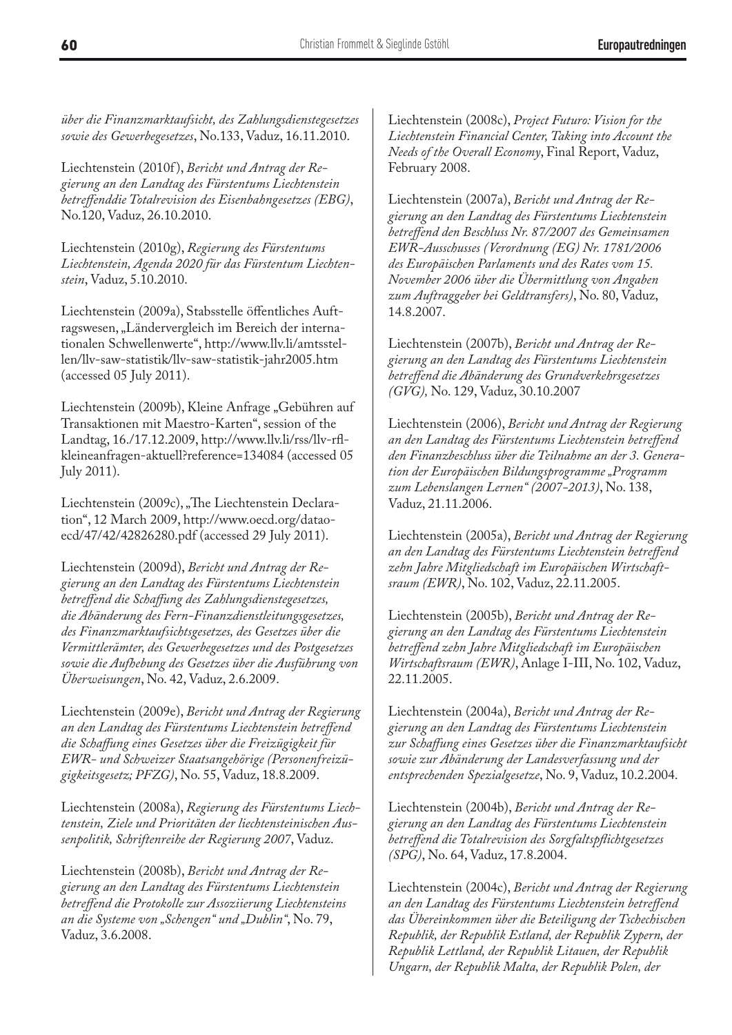*über die Finanzmarktaufsicht, des Zahlungsdienstegesetzes sowie des Gewerbegesetzes*, No.133, Vaduz, 16.11.2010.

Liechtenstein (2010f), *Bericht und Antrag der Regierung an den Landtag des Fürstentums Liechtenstein betreffenddie Totalrevision des Eisenbahngesetzes (EBG)*, No.120, Vaduz, 26.10.2010.

Liechtenstein (2010g), *Regierung des Fürstentums Liechtenstein, Agenda 2020 für das Fürstentum Liechtenstein*, Vaduz, 5.10.2010.

Liechtenstein (2009a), Stabsstelle öffentliches Auftragswesen, „Ländervergleich im Bereich der internationalen Schwellenwerte", http://www.llv.li/amtsstellen/llv-saw-statistik/llv-saw-statistik-jahr2005.htm (accessed 05 July 2011).

Liechtenstein (2009b), Kleine Anfrage „Gebühren auf Transaktionen mit Maestro-Karten", session of the Landtag, 16./17.12.2009, http://www.llv.li/rss/llv-rfl-kleineanfragen-aktuell?reference=134084 (accessed 05 July 2011).

Liechtenstein (2009c), „The Liechtenstein Declaration", 12 March 2009, http://www.oecd.org/dataoecd/47/42/42826280.pdf (accessed 29 July 2011).

Liechtenstein (2009d), *Bericht und Antrag der Regierung an den Landtag des Fürstentums Liechtenstein betreffend die Schaffung des Zahlungsdienstegesetzes, die Abänderung des Fern-Finanzdienstleitungsgesetzes, des Finanzmarktaufsichtsgesetzes, des Gesetzes über die Vermittlerämter, des Gewerbegesetzes und des Postgesetzes sowie die Aufhebung des Gesetzes über die Ausführung von Überweisungen*, No. 42, Vaduz, 2.6.2009.

Liechtenstein (2009e), *Bericht und Antrag der Regierung an den Landtag des Fürstentums Liechtenstein betreffend die Schaffung eines Gesetzes über die Freizügigkeit für EWR- und Schweizer Staatsangehörige (Personenfreizügigkeitsgesetz; PFZG)*, No. 55, Vaduz, 18.8.2009.

Liechtenstein (2008a), *Regierung des Fürstentums Liechtenstein, Ziele und Prioritäten der liechtensteinischen Aussenpolitik, Schriftenreihe der Regierung 2007*, Vaduz.

Liechtenstein (2008b), *Bericht und Antrag der Regierung an den Landtag des Fürstentums Liechtenstein betreffend die Protokolle zur Assoziierung Liechtensteins an die Systeme von „Schengen" und „Dublin"*, No. 79, Vaduz, 3.6.2008.

Liechtenstein (2008c), *Project Futuro: Vision for the Liechtenstein Financial Center, Taking into Account the Needs of the Overall Economy*, Final Report, Vaduz, February 2008.

Liechtenstein (2007a), *Bericht und Antrag der Regierung an den Landtag des Fürstentums Liechtenstein betreffend den Beschluss Nr. 87/2007 des Gemeinsamen EWR-Ausschusses (Verordnung (EG) Nr. 1781/2006 des Europäischen Parlaments und des Rates vom 15. November 2006 über die Übermittlung von Angaben zum Auftraggeber bei Geldtransfers)*, No. 80, Vaduz, 14.8.2007.

Liechtenstein (2007b), *Bericht und Antrag der Regierung an den Landtag des Fürstentums Liechtenstein betreffend die Abänderung des Grundverkehrsgesetzes (GVG),* No. 129, Vaduz, 30.10.2007

Liechtenstein (2006), *Bericht und Antrag der Regierung an den Landtag des Fürstentums Liechtenstein betreffend den Finanzbeschluss über die Teilnahme an der 3. Generation der Europäischen Bildungsprogramme „Programm zum Lebenslangen Lernen" (2007-2013)*, No. 138, Vaduz, 21.11.2006.

Liechtenstein (2005a), *Bericht und Antrag der Regierung an den Landtag des Fürstentums Liechtenstein betreffend zehn Jahre Mitgliedschaft im Europäischen Wirtschaftsraum (EWR)*, No. 102, Vaduz, 22.11.2005.

Liechtenstein (2005b), *Bericht und Antrag der Regierung an den Landtag des Fürstentums Liechtenstein betreffend zehn Jahre Mitgliedschaft im Europäischen Wirtschaftsraum (EWR)*, Anlage I-III, No. 102, Vaduz, 22.11.2005.

Liechtenstein (2004a), *Bericht und Antrag der Regierung an den Landtag des Fürstentums Liechtenstein zur Schaffung eines Gesetzes über die Finanzmarktaufsicht sowie zur Abänderung der Landesverfassung und der entsprechenden Spezialgesetze*, No. 9, Vaduz, 10.2.2004.

Liechtenstein (2004b), *Bericht und Antrag der Regierung an den Landtag des Fürstentums Liechtenstein betreffend die Totalrevision des Sorgfaltspflichtgesetzes (SPG)*, No. 64, Vaduz, 17.8.2004.

Liechtenstein (2004c), *Bericht und Antrag der Regierung an den Landtag des Fürstentums Liechtenstein betreffend das Übereinkommen über die Beteiligung der Tschechischen Republik, der Republik Estland, der Republik Zypern, der Republik Lettland, der Republik Litauen, der Republik Ungarn, der Republik Malta, der Republik Polen, der*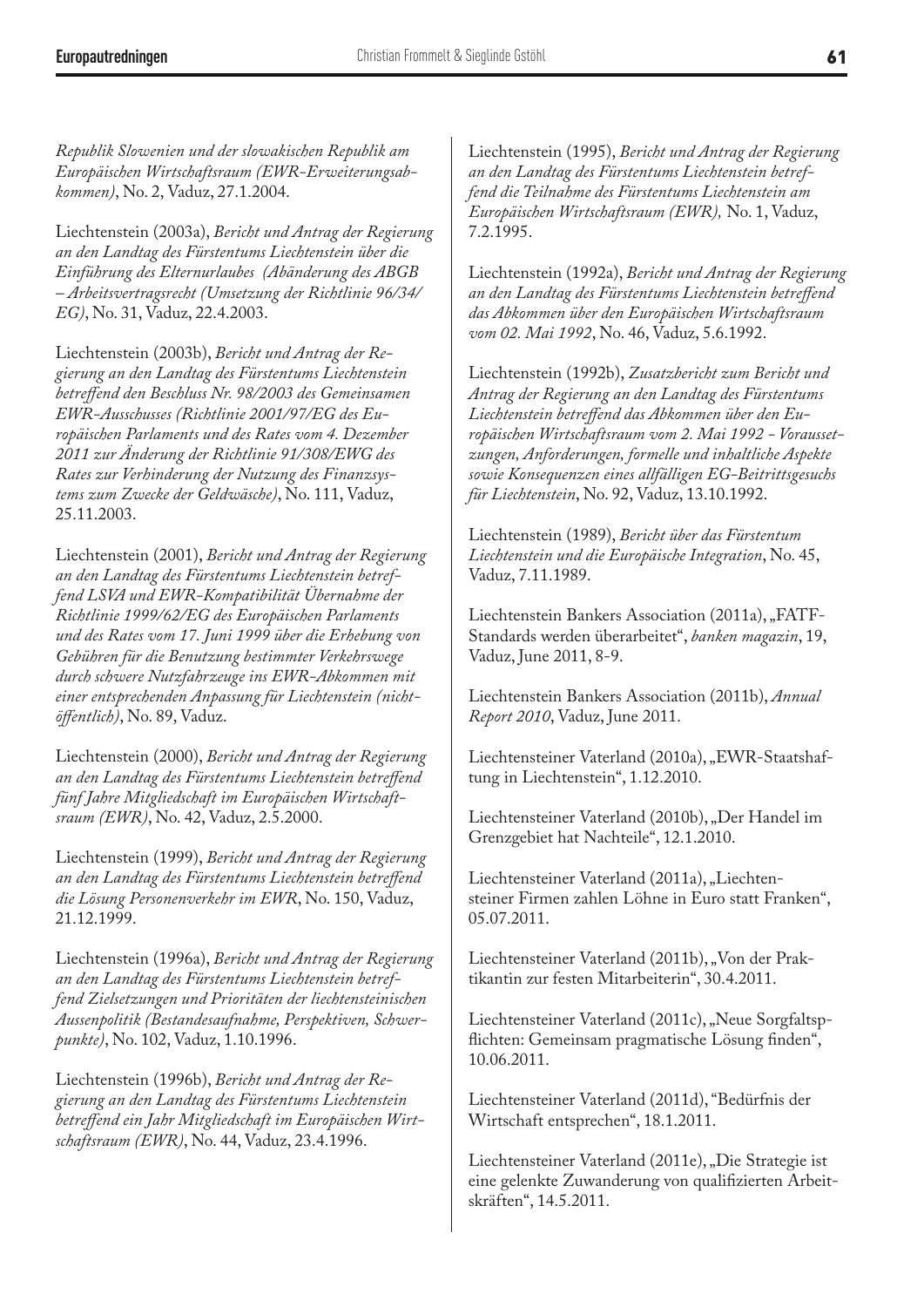*Republik Slowenien und der slowakischen Republik am Europäischen Wirtschaftsraum (EWR-Erweiterungsabkommen)*, No. 2, Vaduz, 27.1.2004.

Liechtenstein (2003a), *Bericht und Antrag der Regierung an den Landtag des Fürstentums Liechtenstein über die Einführung des Elternurlaubes (Abänderung des ABGB – Arbeitsvertragsrecht (Umsetzung der Richtlinie 96/34/EG)*, No. 31, Vaduz, 22.4.2003.

Liechtenstein (2003b), *Bericht und Antrag der Regierung an den Landtag des Fürstentums Liechtenstein betreffend den Beschluss Nr. 98/2003 des Gemeinsamen EWR-Ausschusses (Richtlinie 2001/97/EG des Europäischen Parlaments und des Rates vom 4. Dezember 2011 zur Änderung der Richtlinie 91/308/EWG des Rates zur Verhinderung der Nutzung des Finanzsystems zum Zwecke der Geldwäsche)*, No. 111, Vaduz, 25.11.2003.

Liechtenstein (2001), *Bericht und Antrag der Regierung an den Landtag des Fürstentums Liechtenstein betreffend LSVA und EWR-Kompatibilität Übernahme der Richtlinie 1999/62/EG des Europäischen Parlaments und des Rates vom 17. Juni 1999 über die Erhebung von Gebühren für die Benutzung bestimmter Verkehrswege durch schwere Nutzfahrzeuge ins EWR-Abkommen mit einer entsprechenden Anpassung für Liechtenstein (nicht-öffentlich)*, No. 89, Vaduz.

Liechtenstein (2000), *Bericht und Antrag der Regierung an den Landtag des Fürstentums Liechtenstein betreffend fünf Jahre Mitgliedschaft im Europäischen Wirtschaftsraum (EWR)*, No. 42, Vaduz, 2.5.2000.

Liechtenstein (1999), *Bericht und Antrag der Regierung an den Landtag des Fürstentums Liechtenstein betreffend die Lösung Personenverkehr im EWR*, No. 150, Vaduz, 21.12.1999.

Liechtenstein (1996a), *Bericht und Antrag der Regierung an den Landtag des Fürstentums Liechtenstein betreffend Zielsetzungen und Prioritäten der liechtensteinischen Aussenpolitik (Bestandesaufnahme, Perspektiven, Schwerpunkte)*, No. 102, Vaduz, 1.10.1996.

Liechtenstein (1996b), *Bericht und Antrag der Regierung an den Landtag des Fürstentums Liechtenstein betreffend ein Jahr Mitgliedschaft im Europäischen Wirtschaftsraum (EWR)*, No. 44, Vaduz, 23.4.1996.

Liechtenstein (1995), *Bericht und Antrag der Regierung an den Landtag des Fürstentums Liechtenstein betreffend die Teilnahme des Fürstentums Liechtenstein am Europäischen Wirtschaftsraum (EWR),* No. 1, Vaduz, 7.2.1995.

Liechtenstein (1992a), *Bericht und Antrag der Regierung an den Landtag des Fürstentums Liechtenstein betreffend das Abkommen über den Europäischen Wirtschaftsraum vom 02. Mai 1992*, No. 46, Vaduz, 5.6.1992.

Liechtenstein (1992b), *Zusatzbericht zum Bericht und Antrag der Regierung an den Landtag des Fürstentums Liechtenstein betreffend das Abkommen über den Europäischen Wirtschaftsraum vom 2. Mai 1992 - Voraussetzungen, Anforderungen, formelle und inhaltliche Aspekte sowie Konsequenzen eines allfälligen EG-Beitrittsgesuchs für Liechtenstein*, No. 92, Vaduz, 13.10.1992.

Liechtenstein (1989), *Bericht über das Fürstentum Liechtenstein und die Europäische Integration*, No. 45, Vaduz, 7.11.1989.

Liechtenstein Bankers Association (2011a), „FATF-Standards werden überarbeitet", *banken magazin*, 19, Vaduz, June 2011, 8-9.

Liechtenstein Bankers Association (2011b), *Annual Report 2010*, Vaduz, June 2011.

Liechtensteiner Vaterland (2010a), „EWR-Staatshaftung in Liechtenstein", 1.12.2010.

Liechtensteiner Vaterland (2010b), „Der Handel im Grenzgebiet hat Nachteile", 12.1.2010.

Liechtensteiner Vaterland (2011a), „Liechtensteiner Firmen zahlen Löhne in Euro statt Franken", 05.07.2011.

Liechtensteiner Vaterland (2011b), „Von der Praktikantin zur festen Mitarbeiterin", 30.4.2011.

Liechtensteiner Vaterland (2011c), „Neue Sorgfaltspflichten: Gemeinsam pragmatische Lösung finden", 10.06.2011.

Liechtensteiner Vaterland (2011d), "Bedürfnis der Wirtschaft entsprechen", 18.1.2011.

Liechtensteiner Vaterland (2011e), „Die Strategie ist eine gelenkte Zuwanderung von qualifizierten Arbeitskräften", 14.5.2011.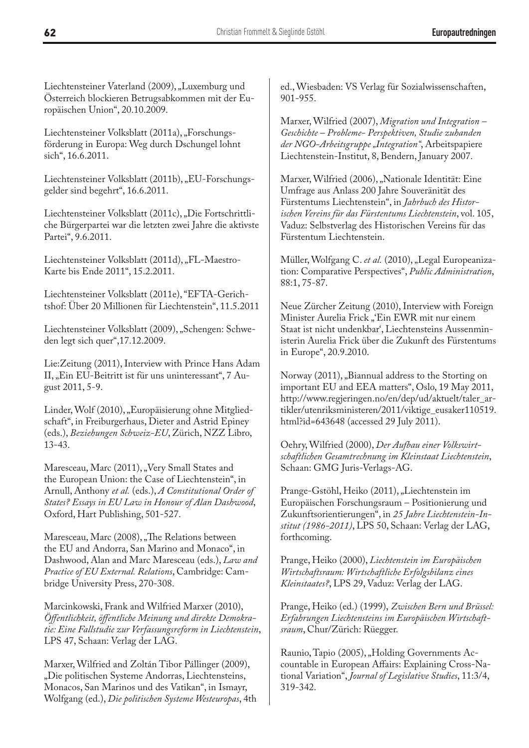Liechtensteiner Vaterland (2009), „Luxemburg und Österreich blockieren Betrugsabkommen mit der Europäischen Union", 20.10.2009.

Liechtensteiner Volksblatt (2011a), „Forschungsförderung in Europa: Weg durch Dschungel lohnt sich", 16.6.2011.

Liechtensteiner Volksblatt (2011b), „EU-Forschungsgelder sind begehrt", 16.6.2011.

Liechtensteiner Volksblatt (2011c), „Die Fortschrittliche Bürgerpartei war die letzten zwei Jahre die aktivste Partei", 9.6.2011.

Liechtensteiner Volksblatt (2011d), „FL-Maestro-Karte bis Ende 2011", 15.2.2011.

Liechtensteiner Volksblatt (2011e), "EFTA-Gerichtshof: Über 20 Millionen für Liechtenstein", 11.5.2011

Liechtensteiner Volksblatt (2009), „Schengen: Schweden legt sich quer",17.12.2009.

Lie:Zeitung (2011), Interview with Prince Hans Adam II, „Ein EU-Beitritt ist für uns uninteressant", 7 August 2011, 5-9.

Linder, Wolf (2010), „Europäisierung ohne Mitgliedschaft", in Freiburgerhaus, Dieter and Astrid Epiney (eds.), *Beziehungen Schweiz-EU*, Zürich, NZZ Libro, 13-43.

Maresceau, Marc (2011), „Very Small States and the European Union: the Case of Liechtenstein", in Arnull, Anthony *et al.* (eds.), *A Constitutional Order of States? Essays in EU Law in Honour of Alan Dashwood*, Oxford, Hart Publishing, 501-527.

Maresceau, Marc (2008), „The Relations between the EU and Andorra, San Marino and Monaco", in Dashwood, Alan and Marc Maresceau (eds.), *Law and Practice of EU External. Relations*, Cambridge: Cambridge University Press, 270-308.

Marcinkowski, Frank and Wilfried Marxer (2010), *Öffentlichkeit, öffentliche Meinung und direkte Demokratie: Eine Fallstudie zur Verfassungsreform in Liechtenstein*, LPS 47, Schaan: Verlag der LAG.

Marxer, Wilfried and Zoltán Tibor Pállinger (2009), „Die politischen Systeme Andorras, Liechtensteins, Monacos, San Marinos und des Vatikan", in Ismayr, Wolfgang (ed.), *Die politischen Systeme Westeuropas*, 4th ed., Wiesbaden: VS Verlag für Sozialwissenschaften, 901-955.

Marxer, Wilfried (2007), *Migration und Integration – Geschichte – Probleme- Perspektiven, Studie zuhanden der NGO-Arbeitsgruppe „Integration"*, Arbeitspapiere Liechtenstein-Institut, 8, Bendern, January 2007.

Marxer, Wilfried (2006), „Nationale Identität: Eine Umfrage aus Anlass 200 Jahre Souveränität des Fürstentums Liechtenstein", in *Jahrbuch des Historischen Vereins für das Fürstentums Liechtenstein*, vol. 105, Vaduz: Selbstverlag des Historischen Vereins für das Fürstentum Liechtenstein.

Müller, Wolfgang C. *et al.* (2010), „Legal Europeanization: Comparative Perspectives", *Public Administration*, 88:1, 75-87.

Neue Zürcher Zeitung (2010), Interview with Foreign Minister Aurelia Frick „'Ein EWR mit nur einem Staat ist nicht undenkbar', Liechtensteins Aussenministerin Aurelia Frick über die Zukunft des Fürstentums in Europe", 20.9.2010.

Norway (2011), „Biannual address to the Storting on important EU and EEA matters", Oslo, 19 May 2011, http://www.regjeringen.no/en/dep/ud/aktuelt/taler_artikler/utenriksministeren/2011/viktige_eusaker110519.html?id=643648 (accessed 29 July 2011).

Oehry, Wilfried (2000), *Der Aufbau einer Volkswirtschaftlichen Gesamtrechnung im Kleinstaat Liechtenstein*, Schaan: GMG Juris-Verlags-AG.

Prange-Gstöhl, Heiko (2011), „Liechtenstein im Europäischen Forschungsraum – Positionierung und Zukunftsorientierungen", in *25 Jahre Liechtenstein-Institut (1986-2011)*, LPS 50, Schaan: Verlag der LAG, forthcoming.

Prange, Heiko (2000), *Liechtenstein im Europäischen Wirtschaftsraum: Wirtschaftliche Erfolgsbilanz eines Kleinstaates?*, LPS 29, Vaduz: Verlag der LAG.

Prange, Heiko (ed.) (1999), *Zwischen Bern und Brüssel: Erfahrungen Liechtensteins im Europäischen Wirtschaftsraum*, Chur/Zürich: Rüegger.

Raunio, Tapio (2005), „Holding Governments Accountable in European Affairs: Explaining Cross-National Variation", *Journal of Legislative Studies*, 11:3/4, 319-342.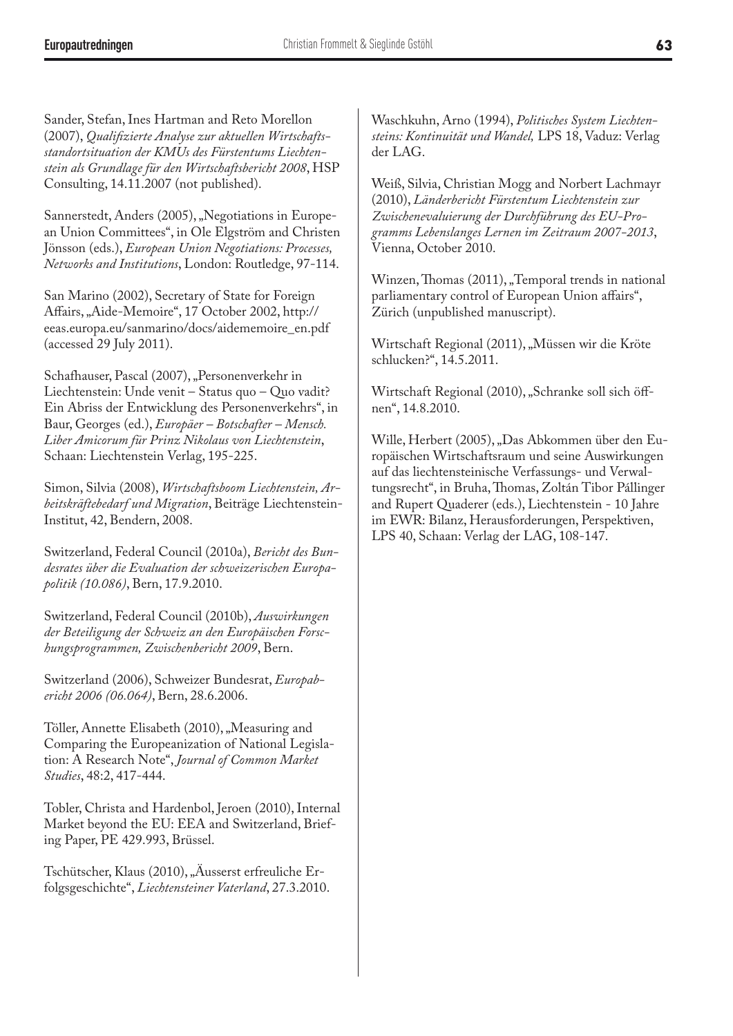Sander, Stefan, Ines Hartman and Reto Morellon (2007), *Qualifizierte Analyse zur aktuellen Wirtschaftsstandortsituation der KMUs des Fürstentums Liechtenstein als Grundlage für den Wirtschaftsbericht 2008*, HSP Consulting, 14.11.2007 (not published).

Sannerstedt, Anders (2005), „Negotiations in European Union Committees", in Ole Elgström and Christen Jönsson (eds.), *European Union Negotiations: Processes, Networks and Institutions*, London: Routledge, 97-114.

San Marino (2002), Secretary of State for Foreign Affairs, „Aide-Memoire", 17 October 2002, http://eeas.europa.eu/sanmarino/docs/aidememoire_en.pdf (accessed 29 July 2011).

Schafhauser, Pascal (2007), „Personenverkehr in Liechtenstein: Unde venit – Status quo – Quo vadit? Ein Abriss der Entwicklung des Personenverkehrs", in Baur, Georges (ed.), *Europäer – Botschafter – Mensch. Liber Amicorum für Prinz Nikolaus von Liechtenstein*, Schaan: Liechtenstein Verlag, 195-225.

Simon, Silvia (2008), *Wirtschaftsboom Liechtenstein, Arbeitskräftebedarf und Migration*, Beiträge Liechtenstein-Institut, 42, Bendern, 2008.

Switzerland, Federal Council (2010a), *Bericht des Bundesrates über die Evaluation der schweizerischen Europapolitik (10.086)*, Bern, 17.9.2010.

Switzerland, Federal Council (2010b), *Auswirkungen der Beteiligung der Schweiz an den Europäischen Forschungsprogrammen, Zwischenbericht 2009*, Bern.

Switzerland (2006), Schweizer Bundesrat, *Europabericht 2006 (06.064)*, Bern, 28.6.2006.

Töller, Annette Elisabeth (2010), „Measuring and Comparing the Europeanization of National Legislation: A Research Note", *Journal of Common Market Studies*, 48:2, 417-444.

Tobler, Christa and Hardenbol, Jeroen (2010), Internal Market beyond the EU: EEA and Switzerland, Briefing Paper, PE 429.993, Brüssel.

Tschütscher, Klaus (2010), „Äusserst erfreuliche Erfolgsgeschichte", *Liechtensteiner Vaterland*, 27.3.2010.

Waschkuhn, Arno (1994), *Politisches System Liechtensteins: Kontinuität und Wandel,* LPS 18, Vaduz: Verlag der LAG.

Weiß, Silvia, Christian Mogg and Norbert Lachmayr (2010), *Länderbericht Fürstentum Liechtenstein zur Zwischenevaluierung der Durchführung des EU-Programms Lebenslanges Lernen im Zeitraum 2007-2013*, Vienna, October 2010.

Winzen, Thomas (2011), „Temporal trends in national parliamentary control of European Union affairs", Zürich (unpublished manuscript).

Wirtschaft Regional (2011), „Müssen wir die Kröte schlucken?", 14.5.2011.

Wirtschaft Regional (2010), „Schranke soll sich öffnen", 14.8.2010.

Wille, Herbert (2005), „Das Abkommen über den Europäischen Wirtschaftsraum und seine Auswirkungen auf das liechtensteinische Verfassungs- und Verwaltungsrecht", in Bruha, Thomas, Zoltán Tibor Pállinger and Rupert Quaderer (eds.), Liechtenstein - 10 Jahre im EWR: Bilanz, Herausforderungen, Perspektiven, LPS 40, Schaan: Verlag der LAG, 108-147.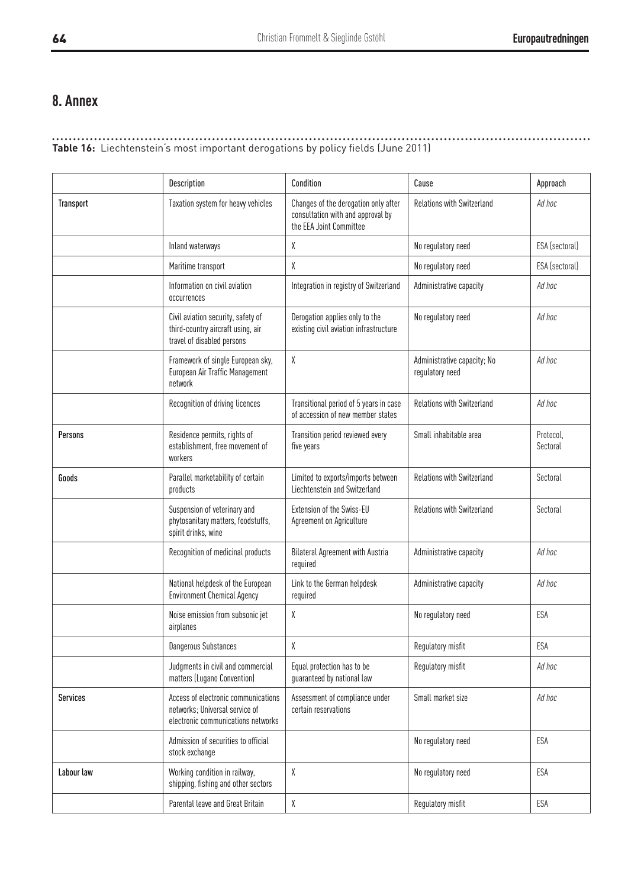## 8. Annex

**Table 16:** Liechtenstein's most important derogations by policy fields (June 2011)

| | Description | Condition | Cause | Approach |
|---|---|---|---|---|
| **Transport** | Taxation system for heavy vehicles | Changes of the derogation only after consultation with and approval by the EEA Joint Committee | Relations with Switzerland | *Ad hoc* |
| | Inland waterways | X | No regulatory need | ESA (sectoral) |
| | Maritime transport | X | No regulatory need | ESA (sectoral) |
| | Information on civil aviation occurrences | Integration in registry of Switzerland | Administrative capacity | *Ad hoc* |
| | Civil aviation security, safety of third-country aircraft using, air travel of disabled persons | Derogation applies only to the existing civil aviation infrastructure | No regulatory need | *Ad hoc* |
| | Framework of single European sky, European Air Traffic Management network | X | Administrative capacity; No regulatory need | *Ad hoc* |
| | Recognition of driving licences | Transitional period of 5 years in case of accession of new member states | Relations with Switzerland | *Ad hoc* |
| **Persons** | Residence permits, rights of establishment, free movement of workers | Transition period reviewed every five years | Small inhabitable area | Protocol, Sectoral |
| **Goods** | Parallel marketability of certain products | Limited to exports/imports between Liechtenstein and Switzerland | Relations with Switzerland | Sectoral |
| | Suspension of veterinary and phytosanitary matters, foodstuffs, spirit drinks, wine | Extension of the Swiss-EU Agreement on Agriculture | Relations with Switzerland | Sectoral |
| | Recognition of medicinal products | Bilateral Agreement with Austria required | Administrative capacity | *Ad hoc* |
| | National helpdesk of the European Environment Chemical Agency | Link to the German helpdesk required | Administrative capacity | *Ad hoc* |
| | Noise emission from subsonic jet airplanes | X | No regulatory need | ESA |
| | Dangerous Substances | X | Regulatory misfit | ESA |
| | Judgments in civil and commercial matters (Lugano Convention) | Equal protection has to be guaranteed by national law | Regulatory misfit | *Ad hoc* |
| **Services** | Access of electronic communications networks; Universal service of electronic communications networks | Assessment of compliance under certain reservations | Small market size | *Ad hoc* |
| | Admission of securities to official stock exchange | | No regulatory need | ESA |
| **Labour law** | Working condition in railway, shipping, fishing and other sectors | X | No regulatory need | ESA |
| | Parental leave and Great Britain | X | Regulatory misfit | ESA |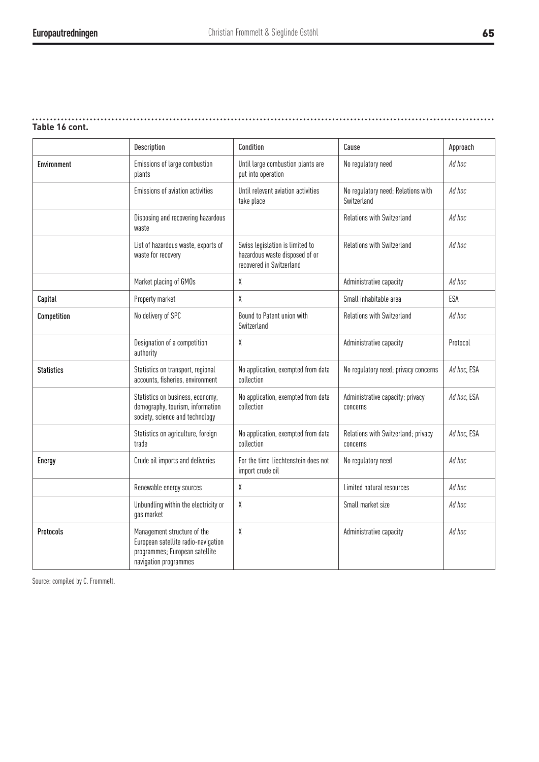**Table 16 cont.**

| | Description | Condition | Cause | Approach |
|---|---|---|---|---|
| **Environment** | Emissions of large combustion plants | Until large combustion plants are put into operation | No regulatory need | *Ad hoc* |
| | Emissions of aviation activities | Until relevant aviation activities take place | No regulatory need; Relations with Switzerland | *Ad hoc* |
| | Disposing and recovering hazardous waste | | Relations with Switzerland | *Ad hoc* |
| | List of hazardous waste, exports of waste for recovery | Swiss legislation is limited to hazardous waste disposed of or recovered in Switzerland | Relations with Switzerland | *Ad hoc* |
| | Market placing of GMOs | X | Administrative capacity | *Ad hoc* |
| **Capital** | Property market | X | Small inhabitable area | ESA |
| **Competition** | No delivery of SPC | Bound to Patent union with Switzerland | Relations with Switzerland | *Ad hoc* |
| | Designation of a competition authority | X | Administrative capacity | Protocol |
| **Statistics** | Statistics on transport, regional accounts, fisheries, environment | No application, exempted from data collection | No regulatory need; privacy concerns | *Ad hoc*, ESA |
| | Statistics on business, economy, demography, tourism, information society, science and technology | No application, exempted from data collection | Administrative capacity; privacy concerns | *Ad hoc*, ESA |
| | Statistics on agriculture, foreign trade | No application, exempted from data collection | Relations with Switzerland; privacy concerns | *Ad hoc*, ESA |
| **Energy** | Crude oil imports and deliveries | For the time Liechtenstein does not import crude oil | No regulatory need | *Ad hoc* |
| | Renewable energy sources | X | Limited natural resources | *Ad hoc* |
| | Unbundling within the electricity or gas market | X | Small market size | *Ad hoc* |
| **Protocols** | Management structure of the European satellite radio-navigation programmes; European satellite navigation programmes | X | Administrative capacity | *Ad hoc* |

Source: compiled by C. Frommelt.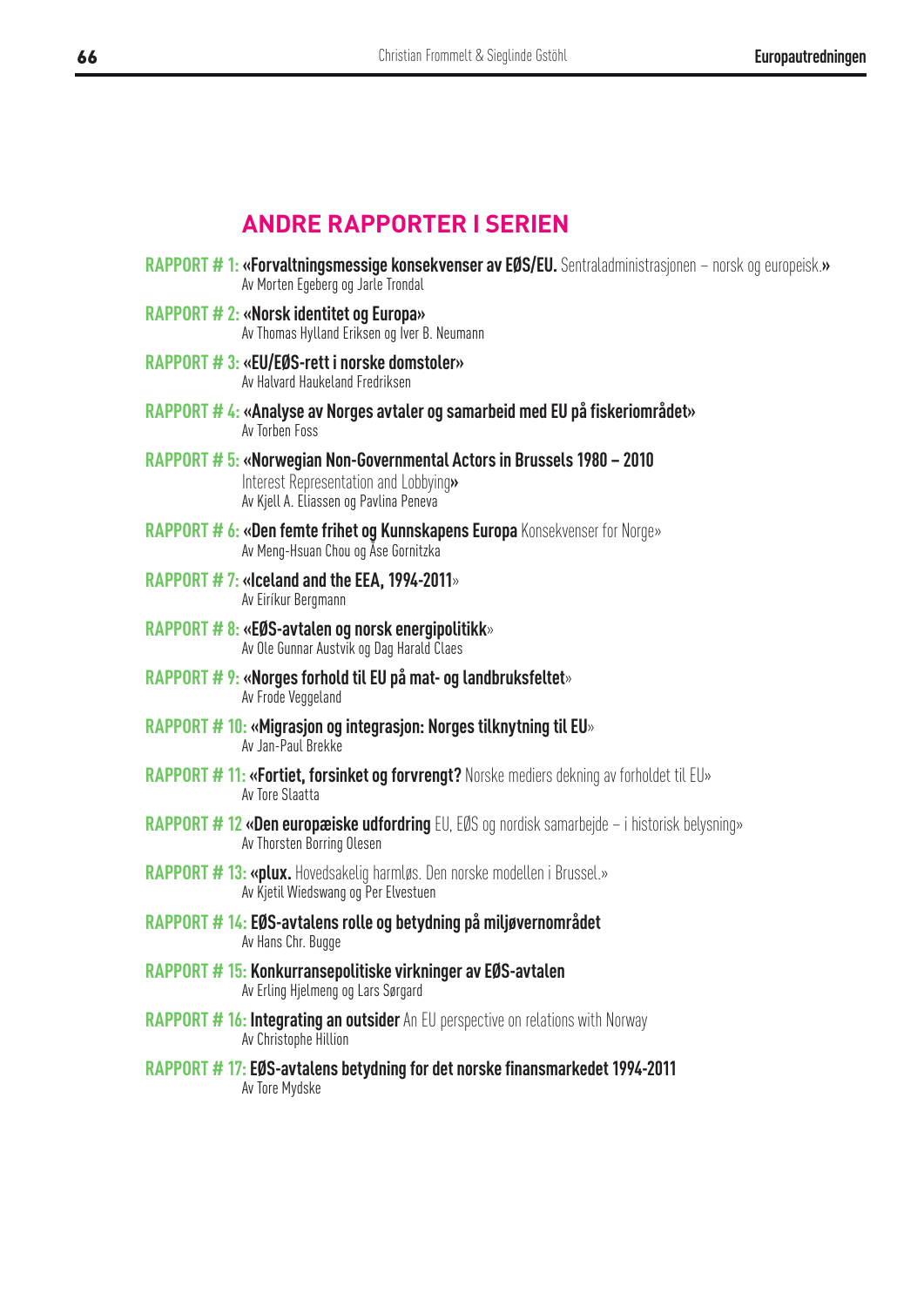## ANDRE RAPPORTER I SERIEN

**RAPPORT # 1: «Forvaltningsmessige konsekvenser av EØS/EU.** Sentraladministrasjonen – norsk og europeisk.**»**
Av Morten Egeberg og Jarle Trondal

**RAPPORT # 2: «Norsk identitet og Europa»**
Av Thomas Hylland Eriksen og Iver B. Neumann

**RAPPORT # 3: «EU/EØS-rett i norske domstoler»**
Av Halvard Haukeland Fredriksen

**RAPPORT # 4: «Analyse av Norges avtaler og samarbeid med EU på fiskeriområdet»**
Av Torben Foss

**RAPPORT # 5: «Norwegian Non-Governmental Actors in Brussels 1980 – 2010**
Interest Representation and Lobbying**»**
Av Kjell A. Eliassen og Pavlina Peneva

**RAPPORT # 6: «Den femte frihet og Kunnskapens Europa** Konsekvenser for Norge»
Av Meng-Hsuan Chou og Åse Gornitzka

**RAPPORT # 7: «Iceland and the EEA, 1994-2011**»
Av Eiríkur Bergmann

**RAPPORT # 8: «EØS-avtalen og norsk energipolitikk**»
Av Ole Gunnar Austvik og Dag Harald Claes

**RAPPORT # 9: «Norges forhold til EU på mat- og landbruksfeltet**»
Av Frode Veggeland

**RAPPORT # 10: «Migrasjon og integrasjon: Norges tilknytning til EU**»
Av Jan-Paul Brekke

**RAPPORT # 11: «Fortiet, forsinket og forvrengt?** Norske mediers dekning av forholdet til EU»
Av Tore Slaatta

**RAPPORT # 12 «Den europæiske udfordring** EU, EØS og nordisk samarbejde – i historisk belysning»
Av Thorsten Borring Olesen

**RAPPORT # 13: «plux.** Hovedsakelig harmløs. Den norske modellen i Brussel.»
Av Kjetil Wiedswang og Per Elvestuen

**RAPPORT # 14: EØS-avtalens rolle og betydning på miljøvernområdet**
Av Hans Chr. Bugge

**RAPPORT # 15: Konkurransepolitiske virkninger av EØS-avtalen**
Av Erling Hjelmeng og Lars Sørgard

**RAPPORT # 16: Integrating an outsider** An EU perspective on relations with Norway
Av Christophe Hillion

**RAPPORT # 17: EØS-avtalens betydning for det norske finansmarkedet 1994-2011**
Av Tore Mydske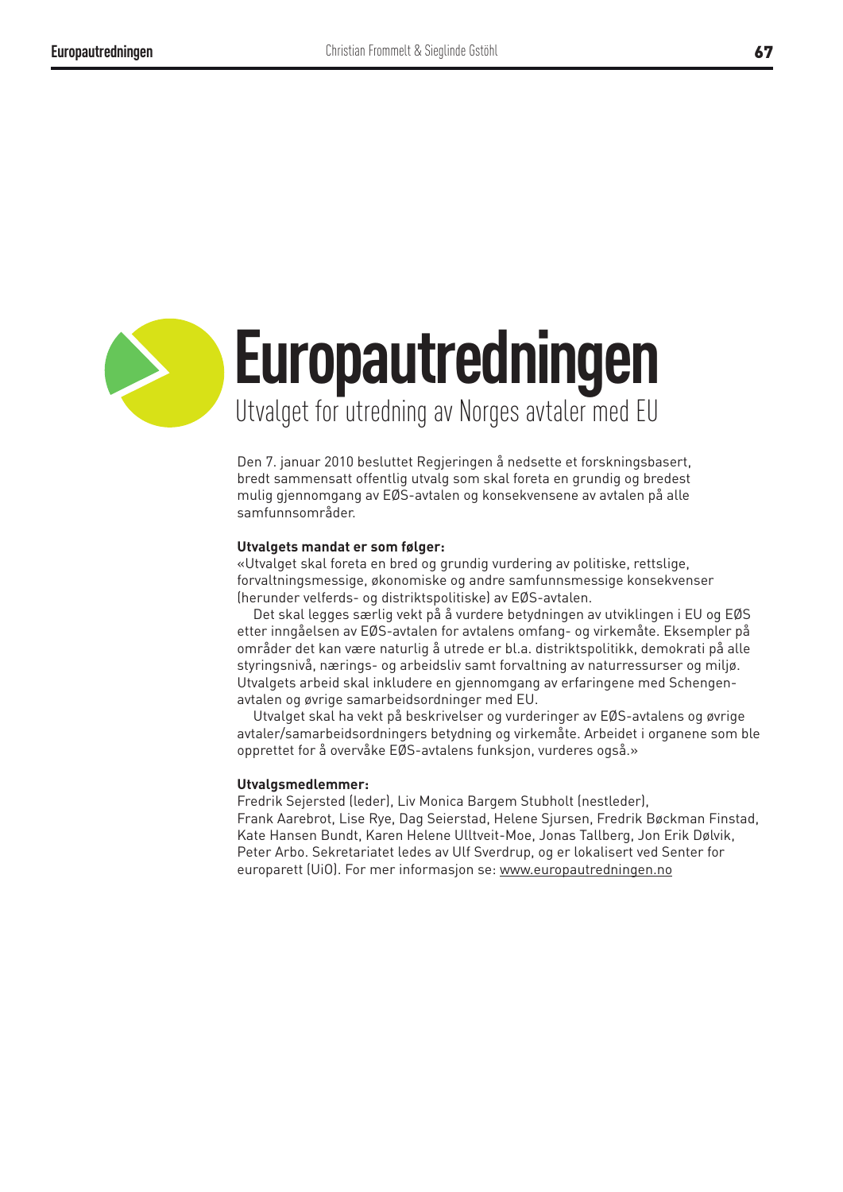# Europautredningen

## Utvalget for utredning av Norges avtaler med EU

Den 7. januar 2010 besluttet Regjeringen å nedsette et forskningsbasert, bredt sammensatt offentlig utvalg som skal foreta en grundig og bredest mulig gjennomgang av EØS-avtalen og konsekvensene av avtalen på alle samfunnsområder.

**Utvalgets mandat er som følger:**

«Utvalget skal foreta en bred og grundig vurdering av politiske, rettslige, forvaltningsmessige, økonomiske og andre samfunnsmessige konsekvenser (herunder velferds- og distriktspolitiske) av EØS-avtalen.

Det skal legges særlig vekt på å vurdere betydningen av utviklingen i EU og EØS etter inngåelsen av EØS-avtalen for avtalens omfang- og virkemåte. Eksempler på områder det kan være naturlig å utrede er bl.a. distriktspolitikk, demokrati på alle styringsnivå, nærings- og arbeidsliv samt forvaltning av naturressurser og miljø. Utvalgets arbeid skal inkludere en gjennomgang av erfaringene med Schengen-avtalen og øvrige samarbeidsordninger med EU.

Utvalget skal ha vekt på beskrivelser og vurderinger av EØS-avtalens og øvrige avtaler/samarbeidsordningers betydning og virkemåte. Arbeidet i organene som ble opprettet for å overvåke EØS-avtalens funksjon, vurderes også.»

**Utvalgsmedlemmer:**

Fredrik Sejersted (leder), Liv Monica Bargem Stubholt (nestleder), Frank Aarebrot, Lise Rye, Dag Seierstad, Helene Sjursen, Fredrik Bøckman Finstad, Kate Hansen Bundt, Karen Helene Ulltveit-Moe, Jonas Tallberg, Jon Erik Dølvik, Peter Arbo. Sekretariatet ledes av Ulf Sverdrup, og er lokalisert ved Senter for europarett (UiO). For mer informasjon se: www.europautredningen.no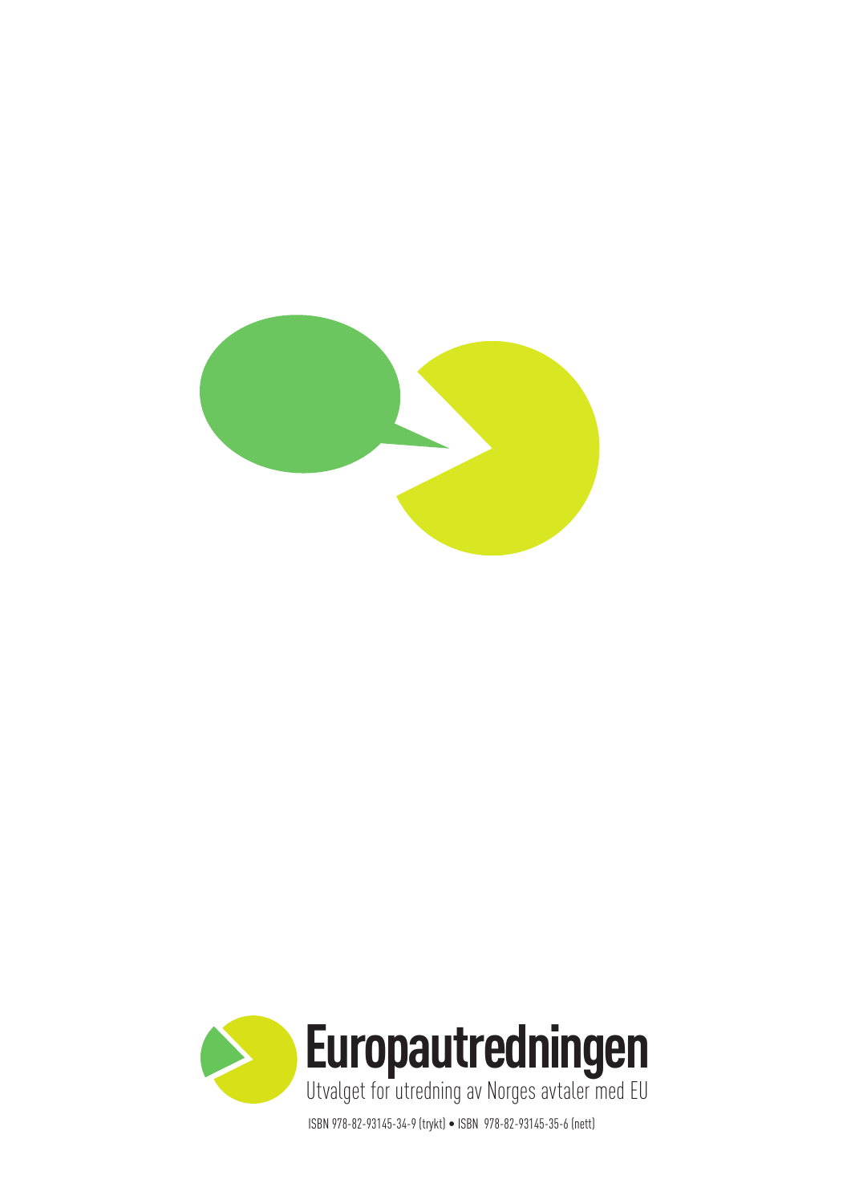Europautredningen

Utvalget for utredning av Norges avtaler med EU

ISBN 978-82-93145-34-9 (trykt) • ISBN 978-82-93145-35-6 (nett)